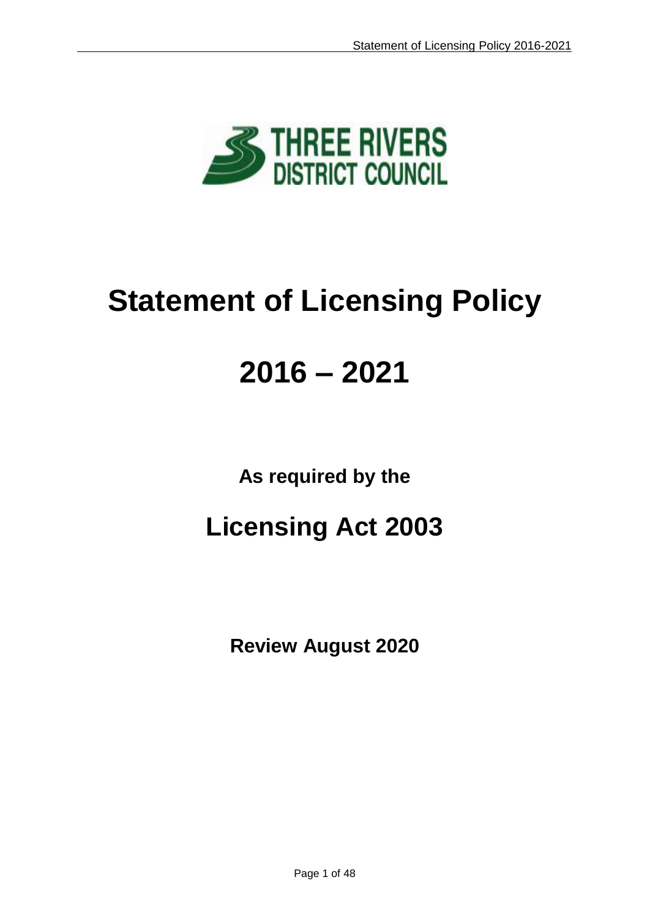THREE RIVERS DISTRICT COUNCIL

# Statement of Licensing Policy

# 2016 – 2021

**As required by the**

## Licensing Act 2003

**Review August 2020**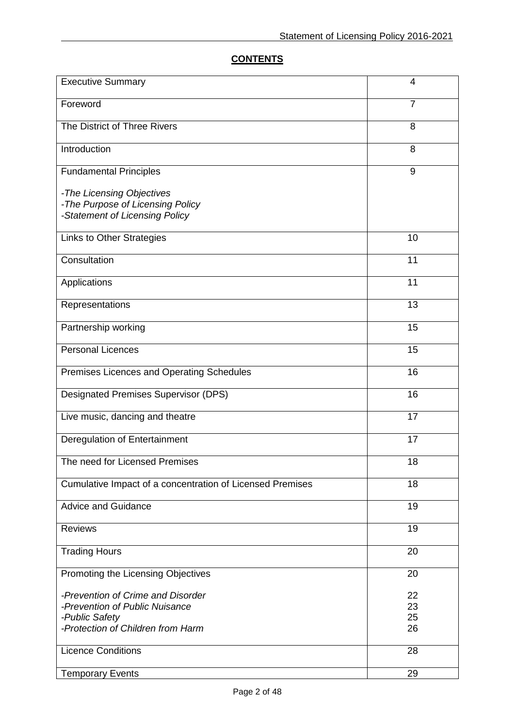**CONTENTS**

| | |
|---|---|
| Executive Summary | 4 |
| Foreword | 7 |
| The District of Three Rivers | 8 |
| Introduction | 8 |
| Fundamental Principles<br><br>*-The Licensing Objectives*<br>*-The Purpose of Licensing Policy*<br>*-Statement of Licensing Policy* | 9 |
| Links to Other Strategies | 10 |
| Consultation | 11 |
| Applications | 11 |
| Representations | 13 |
| Partnership working | 15 |
| Personal Licences | 15 |
| Premises Licences and Operating Schedules | 16 |
| Designated Premises Supervisor (DPS) | 16 |
| Live music, dancing and theatre | 17 |
| Deregulation of Entertainment | 17 |
| The need for Licensed Premises | 18 |
| Cumulative Impact of a concentration of Licensed Premises | 18 |
| Advice and Guidance | 19 |
| Reviews | 19 |
| Trading Hours | 20 |
| Promoting the Licensing Objectives<br><br>*-Prevention of Crime and Disorder*<br>*-Prevention of Public Nuisance*<br>*-Public Safety*<br>*-Protection of Children from Harm* | 20<br><br>22<br>23<br>25<br>26 |
| Licence Conditions | 28 |
| Temporary Events | 29 |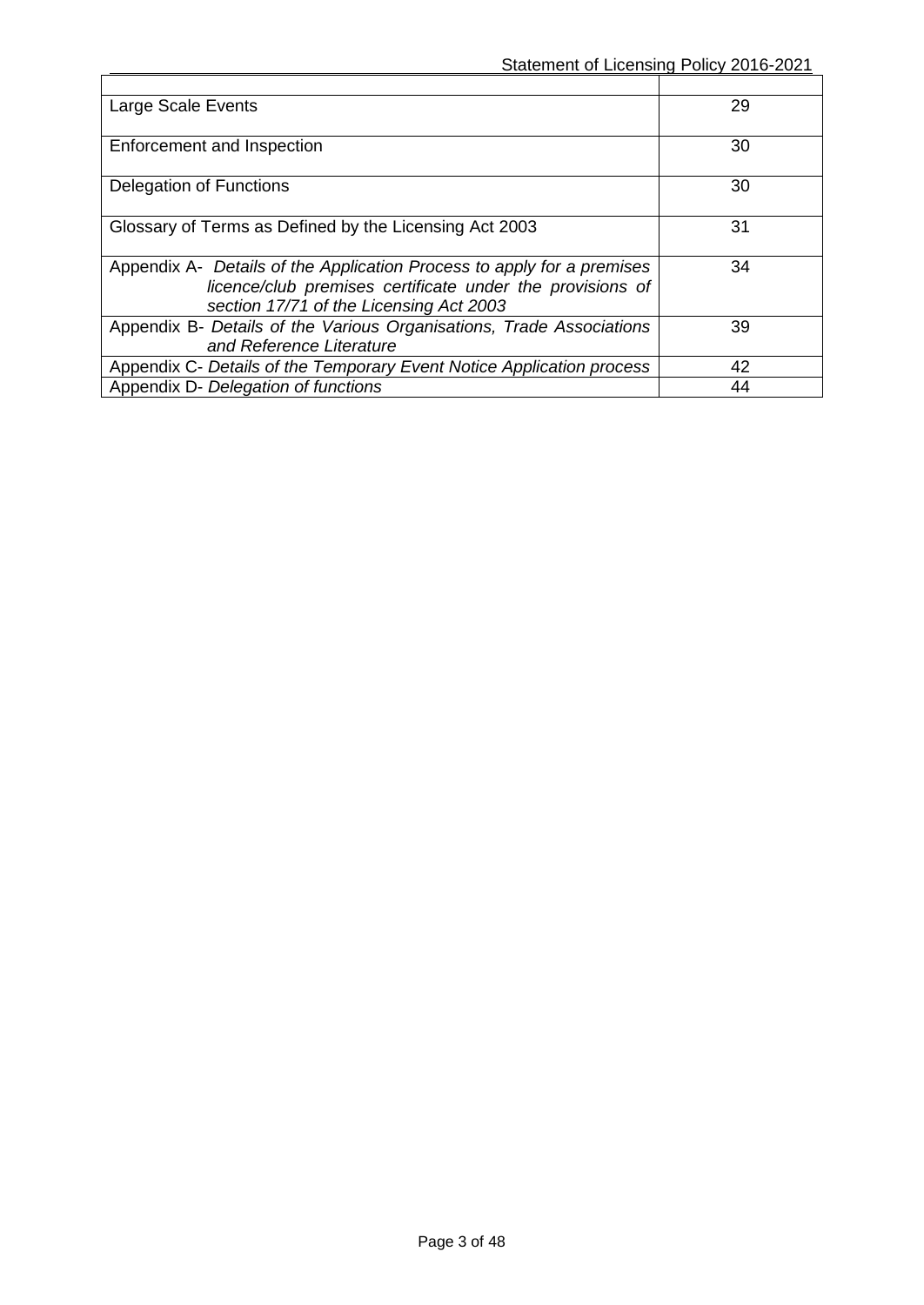| | |
|---|---|
| Large Scale Events | 29 |
| Enforcement and Inspection | 30 |
| Delegation of Functions | 30 |
| Glossary of Terms as Defined by the Licensing Act 2003 | 31 |
| Appendix A- *Details of the Application Process to apply for a premises licence/club premises certificate under the provisions of section 17/71 of the Licensing Act 2003* | 34 |
| Appendix B- *Details of the Various Organisations, Trade Associations and Reference Literature* | 39 |
| Appendix C- *Details of the Temporary Event Notice Application process* | 42 |
| Appendix D- *Delegation of functions* | 44 |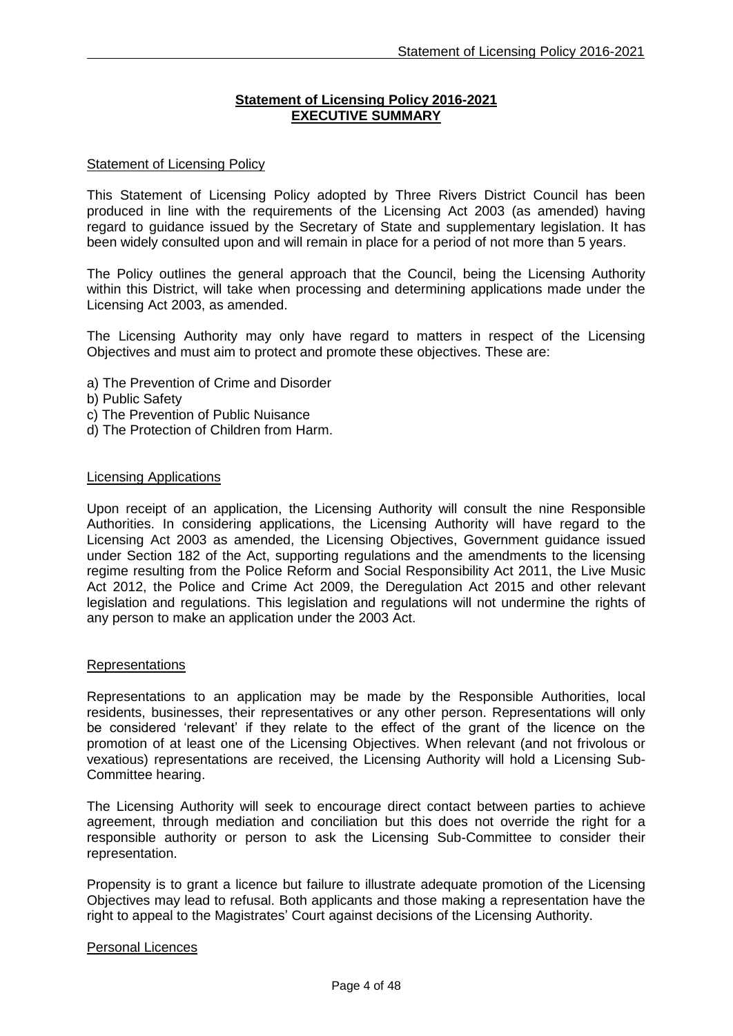# Statement of Licensing Policy 2016-2021
## EXECUTIVE SUMMARY

### Statement of Licensing Policy

This Statement of Licensing Policy adopted by Three Rivers District Council has been produced in line with the requirements of the Licensing Act 2003 (as amended) having regard to guidance issued by the Secretary of State and supplementary legislation. It has been widely consulted upon and will remain in place for a period of not more than 5 years.

The Policy outlines the general approach that the Council, being the Licensing Authority within this District, will take when processing and determining applications made under the Licensing Act 2003, as amended.

The Licensing Authority may only have regard to matters in respect of the Licensing Objectives and must aim to protect and promote these objectives. These are:

a) The Prevention of Crime and Disorder
b) Public Safety
c) The Prevention of Public Nuisance
d) The Protection of Children from Harm.

### Licensing Applications

Upon receipt of an application, the Licensing Authority will consult the nine Responsible Authorities. In considering applications, the Licensing Authority will have regard to the Licensing Act 2003 as amended, the Licensing Objectives, Government guidance issued under Section 182 of the Act, supporting regulations and the amendments to the licensing regime resulting from the Police Reform and Social Responsibility Act 2011, the Live Music Act 2012, the Police and Crime Act 2009, the Deregulation Act 2015 and other relevant legislation and regulations. This legislation and regulations will not undermine the rights of any person to make an application under the 2003 Act.

### Representations

Representations to an application may be made by the Responsible Authorities, local residents, businesses, their representatives or any other person. Representations will only be considered 'relevant' if they relate to the effect of the grant of the licence on the promotion of at least one of the Licensing Objectives. When relevant (and not frivolous or vexatious) representations are received, the Licensing Authority will hold a Licensing Sub-Committee hearing.

The Licensing Authority will seek to encourage direct contact between parties to achieve agreement, through mediation and conciliation but this does not override the right for a responsible authority or person to ask the Licensing Sub-Committee to consider their representation.

Propensity is to grant a licence but failure to illustrate adequate promotion of the Licensing Objectives may lead to refusal. Both applicants and those making a representation have the right to appeal to the Magistrates' Court against decisions of the Licensing Authority.

### Personal Licences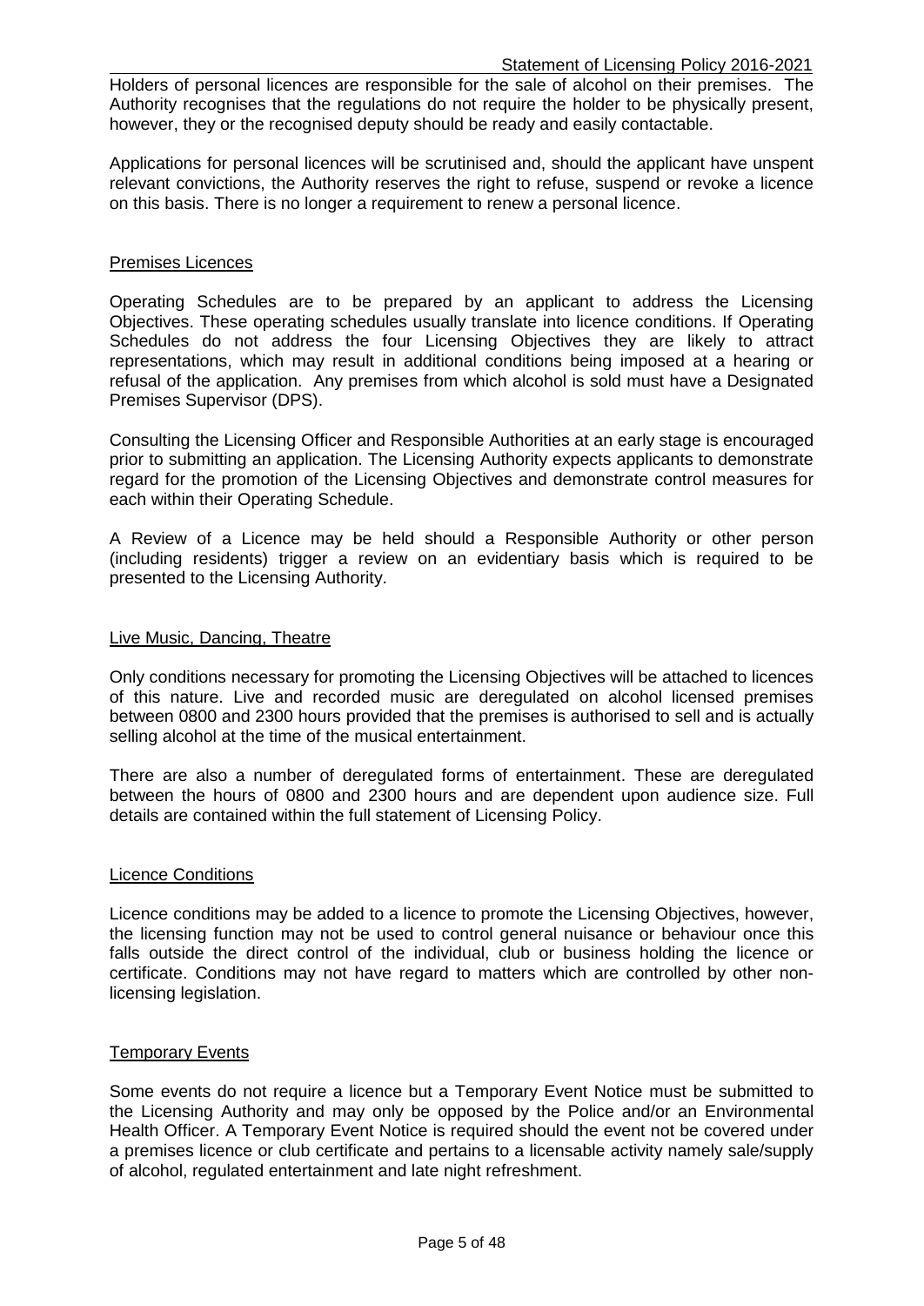Holders of personal licences are responsible for the sale of alcohol on their premises. The Authority recognises that the regulations do not require the holder to be physically present, however, they or the recognised deputy should be ready and easily contactable.

Applications for personal licences will be scrutinised and, should the applicant have unspent relevant convictions, the Authority reserves the right to refuse, suspend or revoke a licence on this basis. There is no longer a requirement to renew a personal licence.

## Premises Licences

Operating Schedules are to be prepared by an applicant to address the Licensing Objectives. These operating schedules usually translate into licence conditions. If Operating Schedules do not address the four Licensing Objectives they are likely to attract representations, which may result in additional conditions being imposed at a hearing or refusal of the application. Any premises from which alcohol is sold must have a Designated Premises Supervisor (DPS).

Consulting the Licensing Officer and Responsible Authorities at an early stage is encouraged prior to submitting an application. The Licensing Authority expects applicants to demonstrate regard for the promotion of the Licensing Objectives and demonstrate control measures for each within their Operating Schedule.

A Review of a Licence may be held should a Responsible Authority or other person (including residents) trigger a review on an evidentiary basis which is required to be presented to the Licensing Authority.

## Live Music, Dancing, Theatre

Only conditions necessary for promoting the Licensing Objectives will be attached to licences of this nature. Live and recorded music are deregulated on alcohol licensed premises between 0800 and 2300 hours provided that the premises is authorised to sell and is actually selling alcohol at the time of the musical entertainment.

There are also a number of deregulated forms of entertainment. These are deregulated between the hours of 0800 and 2300 hours and are dependent upon audience size. Full details are contained within the full statement of Licensing Policy.

## Licence Conditions

Licence conditions may be added to a licence to promote the Licensing Objectives, however, the licensing function may not be used to control general nuisance or behaviour once this falls outside the direct control of the individual, club or business holding the licence or certificate. Conditions may not have regard to matters which are controlled by other non-licensing legislation.

## Temporary Events

Some events do not require a licence but a Temporary Event Notice must be submitted to the Licensing Authority and may only be opposed by the Police and/or an Environmental Health Officer. A Temporary Event Notice is required should the event not be covered under a premises licence or club certificate and pertains to a licensable activity namely sale/supply of alcohol, regulated entertainment and late night refreshment.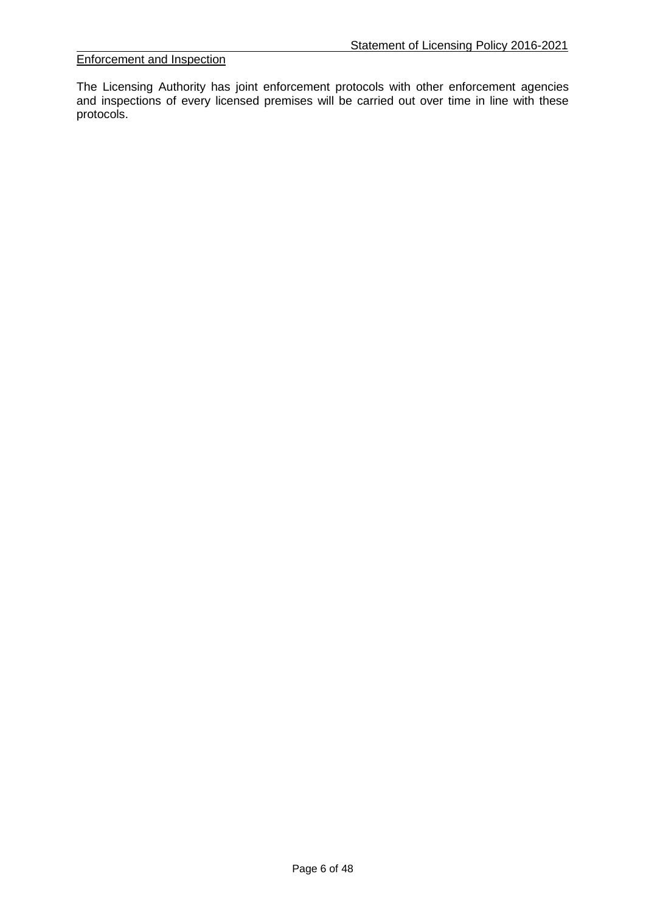## Enforcement and Inspection

The Licensing Authority has joint enforcement protocols with other enforcement agencies and inspections of every licensed premises will be carried out over time in line with these protocols.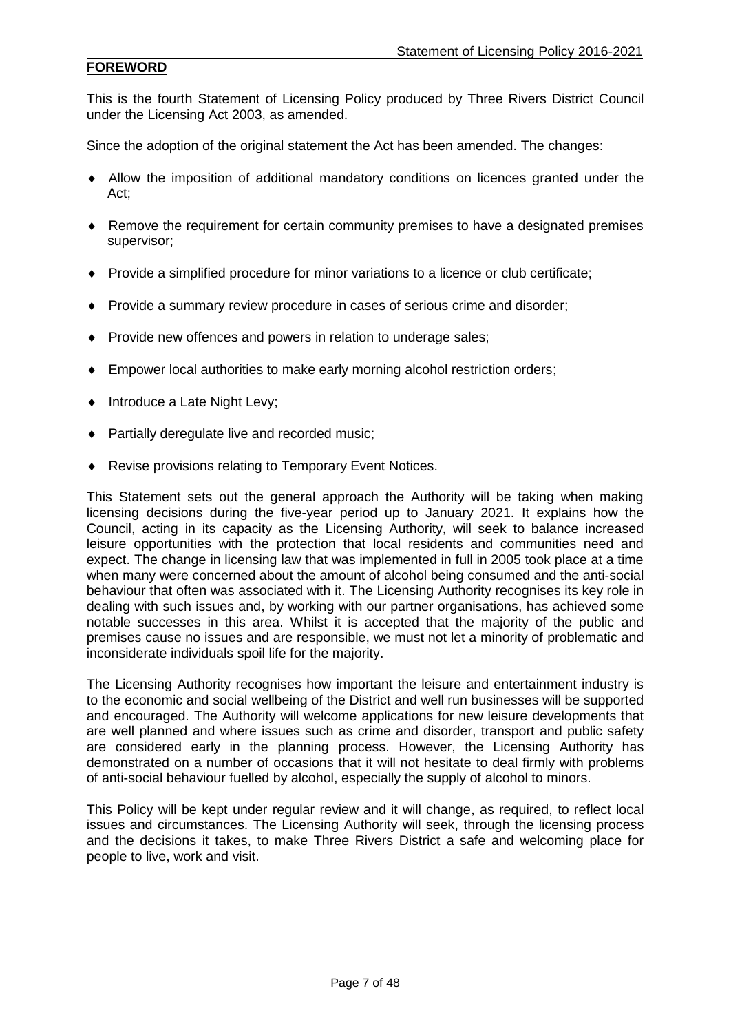## FOREWORD

This is the fourth Statement of Licensing Policy produced by Three Rivers District Council under the Licensing Act 2003, as amended.

Since the adoption of the original statement the Act has been amended. The changes:

- Allow the imposition of additional mandatory conditions on licences granted under the Act;
- Remove the requirement for certain community premises to have a designated premises supervisor;
- Provide a simplified procedure for minor variations to a licence or club certificate;
- Provide a summary review procedure in cases of serious crime and disorder;
- Provide new offences and powers in relation to underage sales;
- Empower local authorities to make early morning alcohol restriction orders;
- Introduce a Late Night Levy;
- Partially deregulate live and recorded music;
- Revise provisions relating to Temporary Event Notices.

This Statement sets out the general approach the Authority will be taking when making licensing decisions during the five-year period up to January 2021. It explains how the Council, acting in its capacity as the Licensing Authority, will seek to balance increased leisure opportunities with the protection that local residents and communities need and expect. The change in licensing law that was implemented in full in 2005 took place at a time when many were concerned about the amount of alcohol being consumed and the anti-social behaviour that often was associated with it. The Licensing Authority recognises its key role in dealing with such issues and, by working with our partner organisations, has achieved some notable successes in this area. Whilst it is accepted that the majority of the public and premises cause no issues and are responsible, we must not let a minority of problematic and inconsiderate individuals spoil life for the majority.

The Licensing Authority recognises how important the leisure and entertainment industry is to the economic and social wellbeing of the District and well run businesses will be supported and encouraged. The Authority will welcome applications for new leisure developments that are well planned and where issues such as crime and disorder, transport and public safety are considered early in the planning process. However, the Licensing Authority has demonstrated on a number of occasions that it will not hesitate to deal firmly with problems of anti-social behaviour fuelled by alcohol, especially the supply of alcohol to minors.

This Policy will be kept under regular review and it will change, as required, to reflect local issues and circumstances. The Licensing Authority will seek, through the licensing process and the decisions it takes, to make Three Rivers District a safe and welcoming place for people to live, work and visit.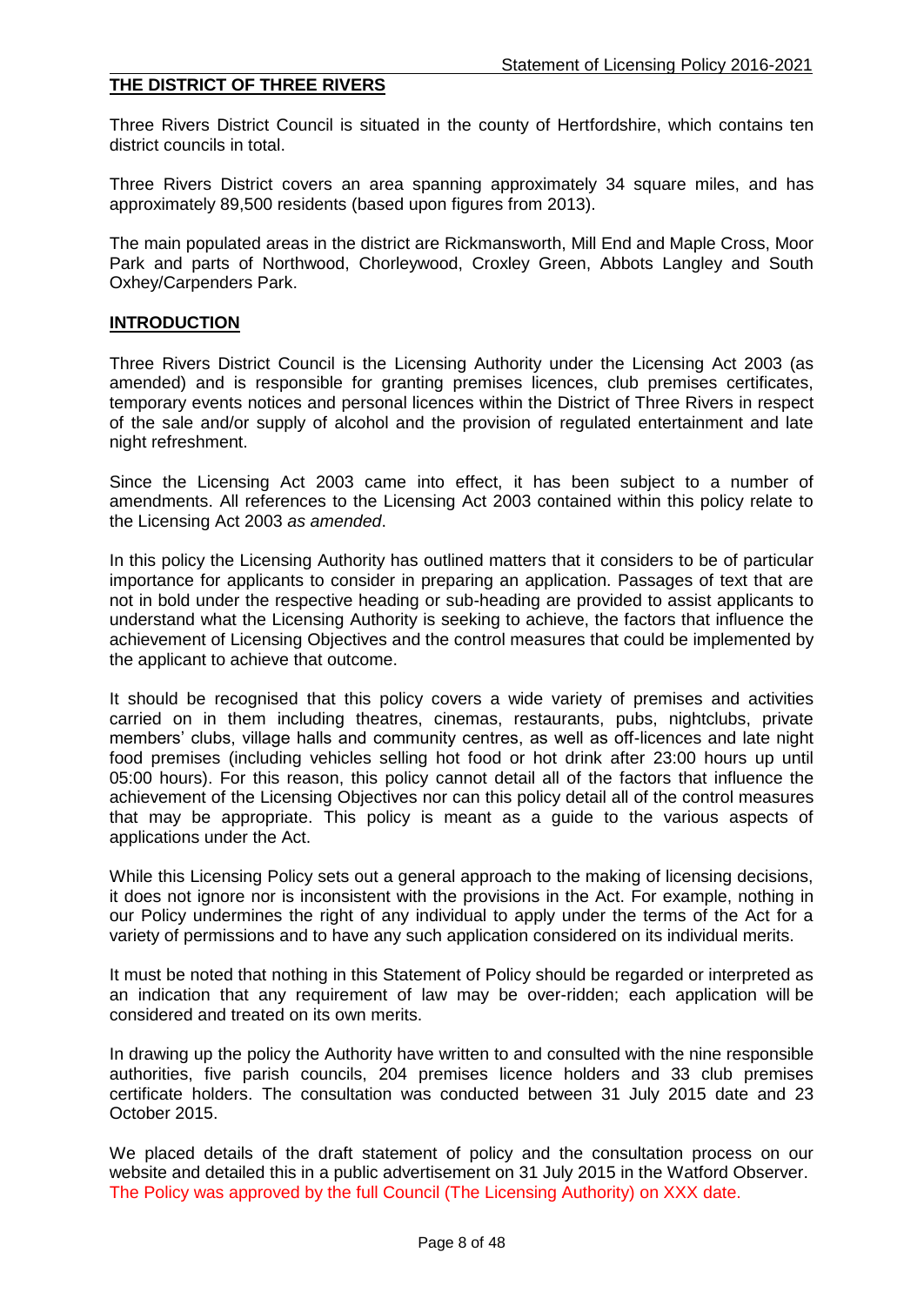## THE DISTRICT OF THREE RIVERS

Three Rivers District Council is situated in the county of Hertfordshire, which contains ten district councils in total.

Three Rivers District covers an area spanning approximately 34 square miles, and has approximately 89,500 residents (based upon figures from 2013).

The main populated areas in the district are Rickmansworth, Mill End and Maple Cross, Moor Park and parts of Northwood, Chorleywood, Croxley Green, Abbots Langley and South Oxhey/Carpenders Park.

## INTRODUCTION

Three Rivers District Council is the Licensing Authority under the Licensing Act 2003 (as amended) and is responsible for granting premises licences, club premises certificates, temporary events notices and personal licences within the District of Three Rivers in respect of the sale and/or supply of alcohol and the provision of regulated entertainment and late night refreshment.

Since the Licensing Act 2003 came into effect, it has been subject to a number of amendments. All references to the Licensing Act 2003 contained within this policy relate to the Licensing Act 2003 *as amended*.

In this policy the Licensing Authority has outlined matters that it considers to be of particular importance for applicants to consider in preparing an application. Passages of text that are not in bold under the respective heading or sub-heading are provided to assist applicants to understand what the Licensing Authority is seeking to achieve, the factors that influence the achievement of Licensing Objectives and the control measures that could be implemented by the applicant to achieve that outcome.

It should be recognised that this policy covers a wide variety of premises and activities carried on in them including theatres, cinemas, restaurants, pubs, nightclubs, private members' clubs, village halls and community centres, as well as off-licences and late night food premises (including vehicles selling hot food or hot drink after 23:00 hours up until 05:00 hours). For this reason, this policy cannot detail all of the factors that influence the achievement of the Licensing Objectives nor can this policy detail all of the control measures that may be appropriate. This policy is meant as a guide to the various aspects of applications under the Act.

While this Licensing Policy sets out a general approach to the making of licensing decisions, it does not ignore nor is inconsistent with the provisions in the Act. For example, nothing in our Policy undermines the right of any individual to apply under the terms of the Act for a variety of permissions and to have any such application considered on its individual merits.

It must be noted that nothing in this Statement of Policy should be regarded or interpreted as an indication that any requirement of law may be over-ridden; each application will be considered and treated on its own merits.

In drawing up the policy the Authority have written to and consulted with the nine responsible authorities, five parish councils, 204 premises licence holders and 33 club premises certificate holders. The consultation was conducted between 31 July 2015 date and 23 October 2015.

We placed details of the draft statement of policy and the consultation process on our website and detailed this in a public advertisement on 31 July 2015 in the Watford Observer. The Policy was approved by the full Council (The Licensing Authority) on XXX date.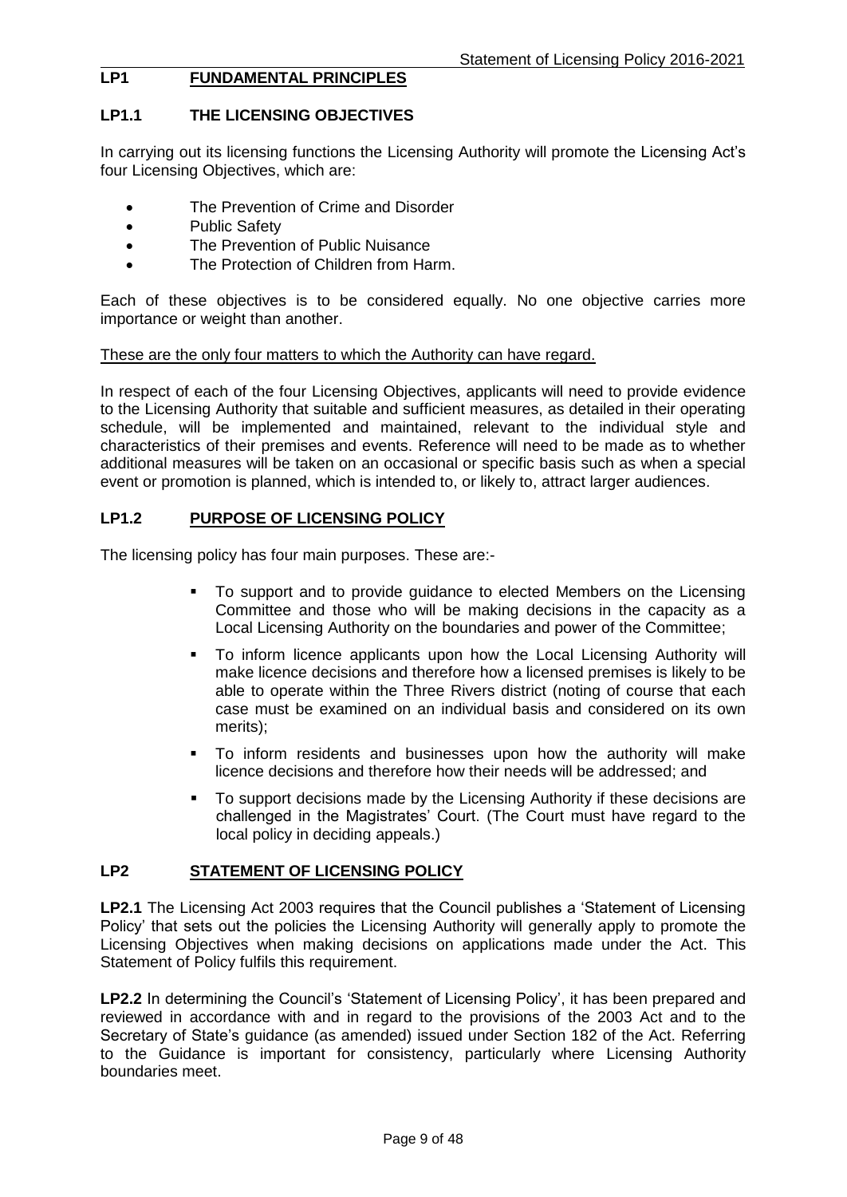## LP1 FUNDAMENTAL PRINCIPLES

### LP1.1 THE LICENSING OBJECTIVES

In carrying out its licensing functions the Licensing Authority will promote the Licensing Act's four Licensing Objectives, which are:

- The Prevention of Crime and Disorder
- Public Safety
- The Prevention of Public Nuisance
- The Protection of Children from Harm.

Each of these objectives is to be considered equally. No one objective carries more importance or weight than another.

<u>These are the only four matters to which the Authority can have regard.</u>

In respect of each of the four Licensing Objectives, applicants will need to provide evidence to the Licensing Authority that suitable and sufficient measures, as detailed in their operating schedule, will be implemented and maintained, relevant to the individual style and characteristics of their premises and events. Reference will need to be made as to whether additional measures will be taken on an occasional or specific basis such as when a special event or promotion is planned, which is intended to, or likely to, attract larger audiences.

### LP1.2 PURPOSE OF LICENSING POLICY

The licensing policy has four main purposes. These are:-

- To support and to provide guidance to elected Members on the Licensing Committee and those who will be making decisions in the capacity as a Local Licensing Authority on the boundaries and power of the Committee;
- To inform licence applicants upon how the Local Licensing Authority will make licence decisions and therefore how a licensed premises is likely to be able to operate within the Three Rivers district (noting of course that each case must be examined on an individual basis and considered on its own merits);
- To inform residents and businesses upon how the authority will make licence decisions and therefore how their needs will be addressed; and
- To support decisions made by the Licensing Authority if these decisions are challenged in the Magistrates' Court. (The Court must have regard to the local policy in deciding appeals.)

## LP2 STATEMENT OF LICENSING POLICY

**LP2.1** The Licensing Act 2003 requires that the Council publishes a 'Statement of Licensing Policy' that sets out the policies the Licensing Authority will generally apply to promote the Licensing Objectives when making decisions on applications made under the Act. This Statement of Policy fulfils this requirement.

**LP2.2** In determining the Council's 'Statement of Licensing Policy', it has been prepared and reviewed in accordance with and in regard to the provisions of the 2003 Act and to the Secretary of State's guidance (as amended) issued under Section 182 of the Act. Referring to the Guidance is important for consistency, particularly where Licensing Authority boundaries meet.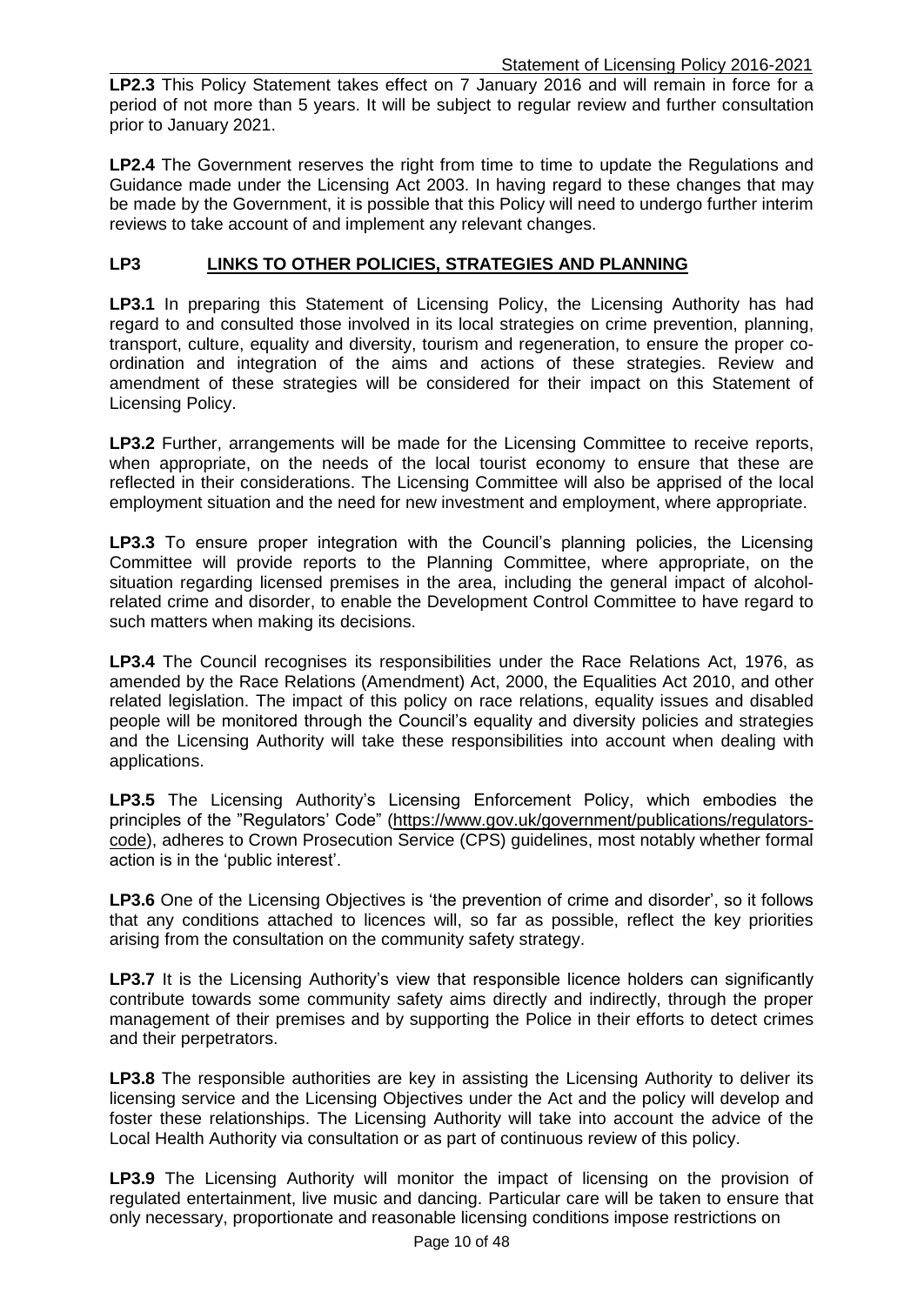**LP2.3** This Policy Statement takes effect on 7 January 2016 and will remain in force for a period of not more than 5 years. It will be subject to regular review and further consultation prior to January 2021.

**LP2.4** The Government reserves the right from time to time to update the Regulations and Guidance made under the Licensing Act 2003. In having regard to these changes that may be made by the Government, it is possible that this Policy will need to undergo further interim reviews to take account of and implement any relevant changes.

## LP3 LINKS TO OTHER POLICIES, STRATEGIES AND PLANNING

**LP3.1** In preparing this Statement of Licensing Policy, the Licensing Authority has had regard to and consulted those involved in its local strategies on crime prevention, planning, transport, culture, equality and diversity, tourism and regeneration, to ensure the proper co-ordination and integration of the aims and actions of these strategies. Review and amendment of these strategies will be considered for their impact on this Statement of Licensing Policy.

**LP3.2** Further, arrangements will be made for the Licensing Committee to receive reports, when appropriate, on the needs of the local tourist economy to ensure that these are reflected in their considerations. The Licensing Committee will also be apprised of the local employment situation and the need for new investment and employment, where appropriate.

**LP3.3** To ensure proper integration with the Council's planning policies, the Licensing Committee will provide reports to the Planning Committee, where appropriate, on the situation regarding licensed premises in the area, including the general impact of alcohol-related crime and disorder, to enable the Development Control Committee to have regard to such matters when making its decisions.

**LP3.4** The Council recognises its responsibilities under the Race Relations Act, 1976, as amended by the Race Relations (Amendment) Act, 2000, the Equalities Act 2010, and other related legislation. The impact of this policy on race relations, equality issues and disabled people will be monitored through the Council's equality and diversity policies and strategies and the Licensing Authority will take these responsibilities into account when dealing with applications.

**LP3.5** The Licensing Authority's Licensing Enforcement Policy, which embodies the principles of the "Regulators' Code" (https://www.gov.uk/government/publications/regulators-code), adheres to Crown Prosecution Service (CPS) guidelines, most notably whether formal action is in the 'public interest'.

**LP3.6** One of the Licensing Objectives is 'the prevention of crime and disorder', so it follows that any conditions attached to licences will, so far as possible, reflect the key priorities arising from the consultation on the community safety strategy.

**LP3.7** It is the Licensing Authority's view that responsible licence holders can significantly contribute towards some community safety aims directly and indirectly, through the proper management of their premises and by supporting the Police in their efforts to detect crimes and their perpetrators.

**LP3.8** The responsible authorities are key in assisting the Licensing Authority to deliver its licensing service and the Licensing Objectives under the Act and the policy will develop and foster these relationships. The Licensing Authority will take into account the advice of the Local Health Authority via consultation or as part of continuous review of this policy.

**LP3.9** The Licensing Authority will monitor the impact of licensing on the provision of regulated entertainment, live music and dancing. Particular care will be taken to ensure that only necessary, proportionate and reasonable licensing conditions impose restrictions on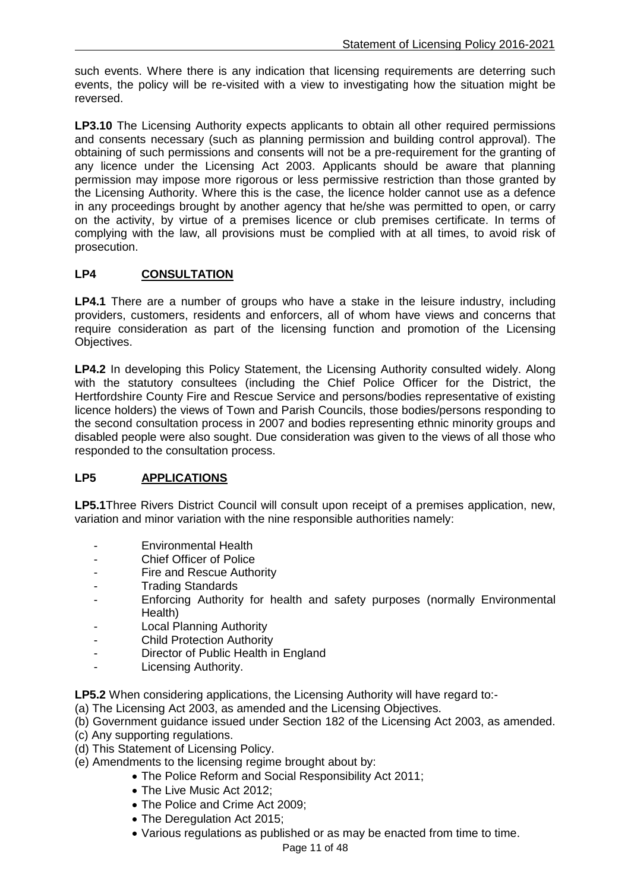such events. Where there is any indication that licensing requirements are deterring such events, the policy will be re-visited with a view to investigating how the situation might be reversed.

**LP3.10** The Licensing Authority expects applicants to obtain all other required permissions and consents necessary (such as planning permission and building control approval). The obtaining of such permissions and consents will not be a pre-requirement for the granting of any licence under the Licensing Act 2003. Applicants should be aware that planning permission may impose more rigorous or less permissive restriction than those granted by the Licensing Authority. Where this is the case, the licence holder cannot use as a defence in any proceedings brought by another agency that he/she was permitted to open, or carry on the activity, by virtue of a premises licence or club premises certificate. In terms of complying with the law, all provisions must be complied with at all times, to avoid risk of prosecution.

## LP4 CONSULTATION

**LP4.1** There are a number of groups who have a stake in the leisure industry, including providers, customers, residents and enforcers, all of whom have views and concerns that require consideration as part of the licensing function and promotion of the Licensing Objectives.

**LP4.2** In developing this Policy Statement, the Licensing Authority consulted widely. Along with the statutory consultees (including the Chief Police Officer for the District, the Hertfordshire County Fire and Rescue Service and persons/bodies representative of existing licence holders) the views of Town and Parish Councils, those bodies/persons responding to the second consultation process in 2007 and bodies representing ethnic minority groups and disabled people were also sought. Due consideration was given to the views of all those who responded to the consultation process.

## LP5 APPLICATIONS

**LP5.1**Three Rivers District Council will consult upon receipt of a premises application, new, variation and minor variation with the nine responsible authorities namely:

- Environmental Health
- Chief Officer of Police
- Fire and Rescue Authority
- Trading Standards
- Enforcing Authority for health and safety purposes (normally Environmental Health)
- Local Planning Authority
- Child Protection Authority
- Director of Public Health in England
- Licensing Authority.

**LP5.2** When considering applications, the Licensing Authority will have regard to:-

(a) The Licensing Act 2003, as amended and the Licensing Objectives.
(b) Government guidance issued under Section 182 of the Licensing Act 2003, as amended.
(c) Any supporting regulations.
(d) This Statement of Licensing Policy.
(e) Amendments to the licensing regime brought about by:

- The Police Reform and Social Responsibility Act 2011;
- The Live Music Act 2012;
- The Police and Crime Act 2009;
- The Deregulation Act 2015;
- Various regulations as published or as may be enacted from time to time.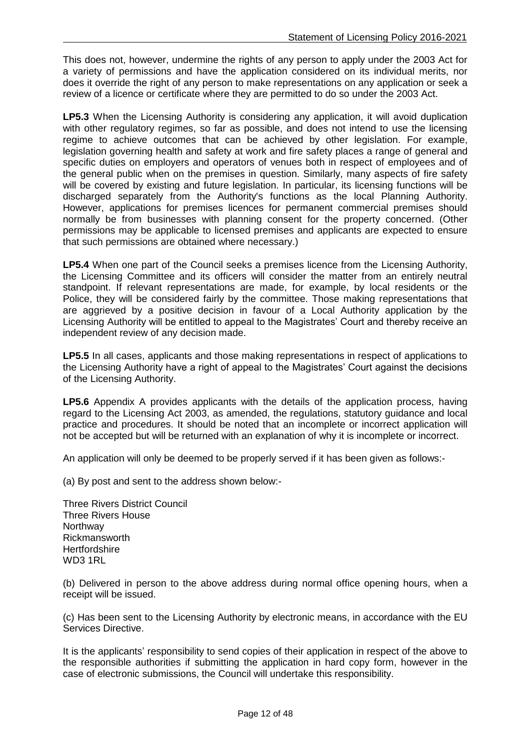This does not, however, undermine the rights of any person to apply under the 2003 Act for a variety of permissions and have the application considered on its individual merits, nor does it override the right of any person to make representations on any application or seek a review of a licence or certificate where they are permitted to do so under the 2003 Act.

**LP5.3** When the Licensing Authority is considering any application, it will avoid duplication with other regulatory regimes, so far as possible, and does not intend to use the licensing regime to achieve outcomes that can be achieved by other legislation. For example, legislation governing health and safety at work and fire safety places a range of general and specific duties on employers and operators of venues both in respect of employees and of the general public when on the premises in question. Similarly, many aspects of fire safety will be covered by existing and future legislation. In particular, its licensing functions will be discharged separately from the Authority's functions as the local Planning Authority. However, applications for premises licences for permanent commercial premises should normally be from businesses with planning consent for the property concerned. (Other permissions may be applicable to licensed premises and applicants are expected to ensure that such permissions are obtained where necessary.)

**LP5.4** When one part of the Council seeks a premises licence from the Licensing Authority, the Licensing Committee and its officers will consider the matter from an entirely neutral standpoint. If relevant representations are made, for example, by local residents or the Police, they will be considered fairly by the committee. Those making representations that are aggrieved by a positive decision in favour of a Local Authority application by the Licensing Authority will be entitled to appeal to the Magistrates' Court and thereby receive an independent review of any decision made.

**LP5.5** In all cases, applicants and those making representations in respect of applications to the Licensing Authority have a right of appeal to the Magistrates' Court against the decisions of the Licensing Authority.

**LP5.6** Appendix A provides applicants with the details of the application process, having regard to the Licensing Act 2003, as amended, the regulations, statutory guidance and local practice and procedures. It should be noted that an incomplete or incorrect application will not be accepted but will be returned with an explanation of why it is incomplete or incorrect.

An application will only be deemed to be properly served if it has been given as follows:-

(a) By post and sent to the address shown below:-

Three Rivers District Council
Three Rivers House
Northway
Rickmansworth
Hertfordshire
WD3 1RL

(b) Delivered in person to the above address during normal office opening hours, when a receipt will be issued.

(c) Has been sent to the Licensing Authority by electronic means, in accordance with the EU Services Directive.

It is the applicants' responsibility to send copies of their application in respect of the above to the responsible authorities if submitting the application in hard copy form, however in the case of electronic submissions, the Council will undertake this responsibility.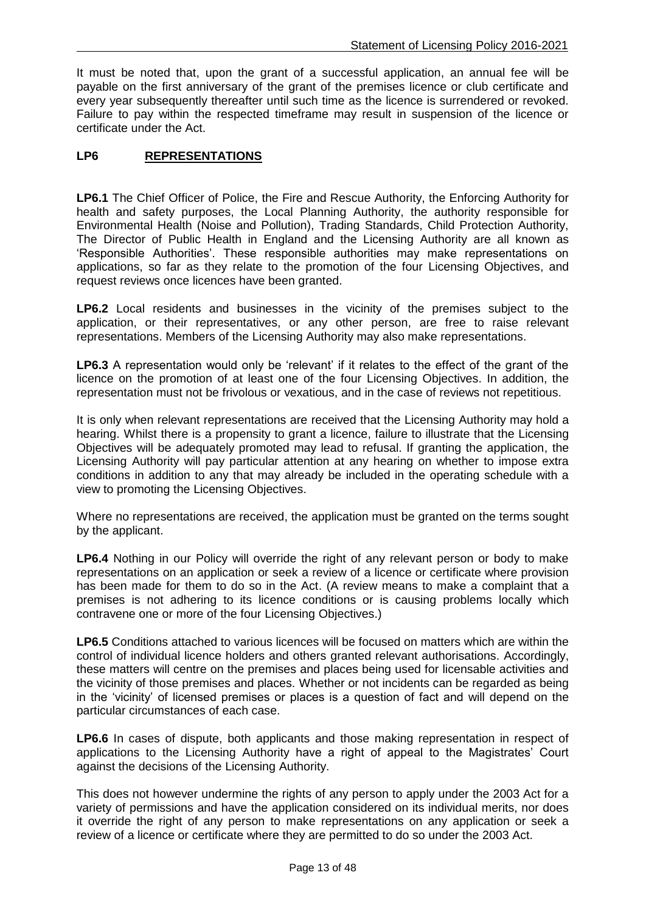It must be noted that, upon the grant of a successful application, an annual fee will be payable on the first anniversary of the grant of the premises licence or club certificate and every year subsequently thereafter until such time as the licence is surrendered or revoked. Failure to pay within the respected timeframe may result in suspension of the licence or certificate under the Act.

## LP6 REPRESENTATIONS

**LP6.1** The Chief Officer of Police, the Fire and Rescue Authority, the Enforcing Authority for health and safety purposes, the Local Planning Authority, the authority responsible for Environmental Health (Noise and Pollution), Trading Standards, Child Protection Authority, The Director of Public Health in England and the Licensing Authority are all known as 'Responsible Authorities'. These responsible authorities may make representations on applications, so far as they relate to the promotion of the four Licensing Objectives, and request reviews once licences have been granted.

**LP6.2** Local residents and businesses in the vicinity of the premises subject to the application, or their representatives, or any other person, are free to raise relevant representations. Members of the Licensing Authority may also make representations.

**LP6.3** A representation would only be 'relevant' if it relates to the effect of the grant of the licence on the promotion of at least one of the four Licensing Objectives. In addition, the representation must not be frivolous or vexatious, and in the case of reviews not repetitious.

It is only when relevant representations are received that the Licensing Authority may hold a hearing. Whilst there is a propensity to grant a licence, failure to illustrate that the Licensing Objectives will be adequately promoted may lead to refusal. If granting the application, the Licensing Authority will pay particular attention at any hearing on whether to impose extra conditions in addition to any that may already be included in the operating schedule with a view to promoting the Licensing Objectives.

Where no representations are received, the application must be granted on the terms sought by the applicant.

**LP6.4** Nothing in our Policy will override the right of any relevant person or body to make representations on an application or seek a review of a licence or certificate where provision has been made for them to do so in the Act. (A review means to make a complaint that a premises is not adhering to its licence conditions or is causing problems locally which contravene one or more of the four Licensing Objectives.)

**LP6.5** Conditions attached to various licences will be focused on matters which are within the control of individual licence holders and others granted relevant authorisations. Accordingly, these matters will centre on the premises and places being used for licensable activities and the vicinity of those premises and places. Whether or not incidents can be regarded as being in the 'vicinity' of licensed premises or places is a question of fact and will depend on the particular circumstances of each case.

**LP6.6** In cases of dispute, both applicants and those making representation in respect of applications to the Licensing Authority have a right of appeal to the Magistrates' Court against the decisions of the Licensing Authority.

This does not however undermine the rights of any person to apply under the 2003 Act for a variety of permissions and have the application considered on its individual merits, nor does it override the right of any person to make representations on any application or seek a review of a licence or certificate where they are permitted to do so under the 2003 Act.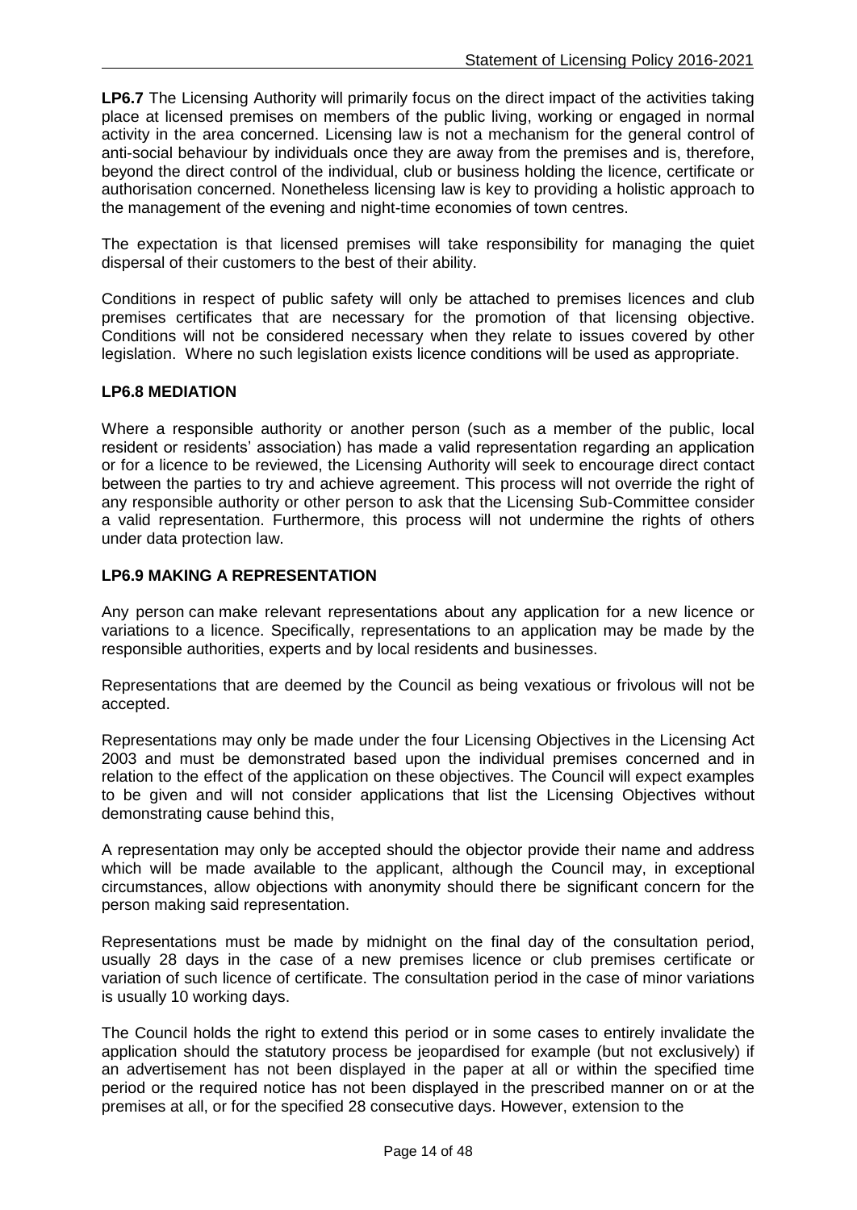**LP6.7** The Licensing Authority will primarily focus on the direct impact of the activities taking place at licensed premises on members of the public living, working or engaged in normal activity in the area concerned. Licensing law is not a mechanism for the general control of anti-social behaviour by individuals once they are away from the premises and is, therefore, beyond the direct control of the individual, club or business holding the licence, certificate or authorisation concerned. Nonetheless licensing law is key to providing a holistic approach to the management of the evening and night-time economies of town centres.

The expectation is that licensed premises will take responsibility for managing the quiet dispersal of their customers to the best of their ability.

Conditions in respect of public safety will only be attached to premises licences and club premises certificates that are necessary for the promotion of that licensing objective. Conditions will not be considered necessary when they relate to issues covered by other legislation. Where no such legislation exists licence conditions will be used as appropriate.

### LP6.8 MEDIATION

Where a responsible authority or another person (such as a member of the public, local resident or residents' association) has made a valid representation regarding an application or for a licence to be reviewed, the Licensing Authority will seek to encourage direct contact between the parties to try and achieve agreement. This process will not override the right of any responsible authority or other person to ask that the Licensing Sub-Committee consider a valid representation. Furthermore, this process will not undermine the rights of others under data protection law.

### LP6.9 MAKING A REPRESENTATION

Any person can make relevant representations about any application for a new licence or variations to a licence. Specifically, representations to an application may be made by the responsible authorities, experts and by local residents and businesses.

Representations that are deemed by the Council as being vexatious or frivolous will not be accepted.

Representations may only be made under the four Licensing Objectives in the Licensing Act 2003 and must be demonstrated based upon the individual premises concerned and in relation to the effect of the application on these objectives. The Council will expect examples to be given and will not consider applications that list the Licensing Objectives without demonstrating cause behind this,

A representation may only be accepted should the objector provide their name and address which will be made available to the applicant, although the Council may, in exceptional circumstances, allow objections with anonymity should there be significant concern for the person making said representation.

Representations must be made by midnight on the final day of the consultation period, usually 28 days in the case of a new premises licence or club premises certificate or variation of such licence of certificate. The consultation period in the case of minor variations is usually 10 working days.

The Council holds the right to extend this period or in some cases to entirely invalidate the application should the statutory process be jeopardised for example (but not exclusively) if an advertisement has not been displayed in the paper at all or within the specified time period or the required notice has not been displayed in the prescribed manner on or at the premises at all, or for the specified 28 consecutive days. However, extension to the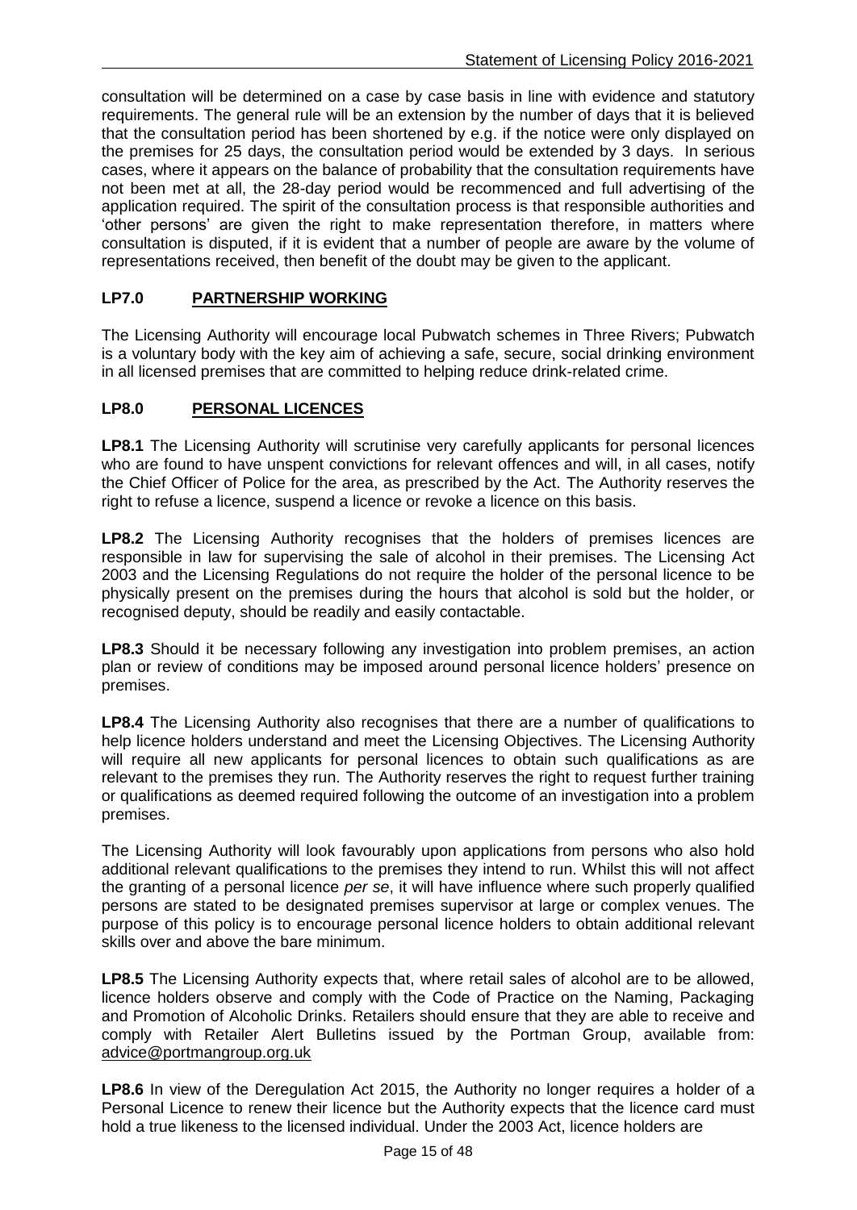consultation will be determined on a case by case basis in line with evidence and statutory requirements. The general rule will be an extension by the number of days that it is believed that the consultation period has been shortened by e.g. if the notice were only displayed on the premises for 25 days, the consultation period would be extended by 3 days. In serious cases, where it appears on the balance of probability that the consultation requirements have not been met at all, the 28-day period would be recommenced and full advertising of the application required. The spirit of the consultation process is that responsible authorities and 'other persons' are given the right to make representation therefore, in matters where consultation is disputed, if it is evident that a number of people are aware by the volume of representations received, then benefit of the doubt may be given to the applicant.

## LP7.0 PARTNERSHIP WORKING

The Licensing Authority will encourage local Pubwatch schemes in Three Rivers; Pubwatch is a voluntary body with the key aim of achieving a safe, secure, social drinking environment in all licensed premises that are committed to helping reduce drink-related crime.

## LP8.0 PERSONAL LICENCES

**LP8.1** The Licensing Authority will scrutinise very carefully applicants for personal licences who are found to have unspent convictions for relevant offences and will, in all cases, notify the Chief Officer of Police for the area, as prescribed by the Act. The Authority reserves the right to refuse a licence, suspend a licence or revoke a licence on this basis.

**LP8.2** The Licensing Authority recognises that the holders of premises licences are responsible in law for supervising the sale of alcohol in their premises. The Licensing Act 2003 and the Licensing Regulations do not require the holder of the personal licence to be physically present on the premises during the hours that alcohol is sold but the holder, or recognised deputy, should be readily and easily contactable.

**LP8.3** Should it be necessary following any investigation into problem premises, an action plan or review of conditions may be imposed around personal licence holders' presence on premises.

**LP8.4** The Licensing Authority also recognises that there are a number of qualifications to help licence holders understand and meet the Licensing Objectives. The Licensing Authority will require all new applicants for personal licences to obtain such qualifications as are relevant to the premises they run. The Authority reserves the right to request further training or qualifications as deemed required following the outcome of an investigation into a problem premises.

The Licensing Authority will look favourably upon applications from persons who also hold additional relevant qualifications to the premises they intend to run. Whilst this will not affect the granting of a personal licence *per se*, it will have influence where such properly qualified persons are stated to be designated premises supervisor at large or complex venues. The purpose of this policy is to encourage personal licence holders to obtain additional relevant skills over and above the bare minimum.

**LP8.5** The Licensing Authority expects that, where retail sales of alcohol are to be allowed, licence holders observe and comply with the Code of Practice on the Naming, Packaging and Promotion of Alcoholic Drinks. Retailers should ensure that they are able to receive and comply with Retailer Alert Bulletins issued by the Portman Group, available from: advice@portmangroup.org.uk

**LP8.6** In view of the Deregulation Act 2015, the Authority no longer requires a holder of a Personal Licence to renew their licence but the Authority expects that the licence card must hold a true likeness to the licensed individual. Under the 2003 Act, licence holders are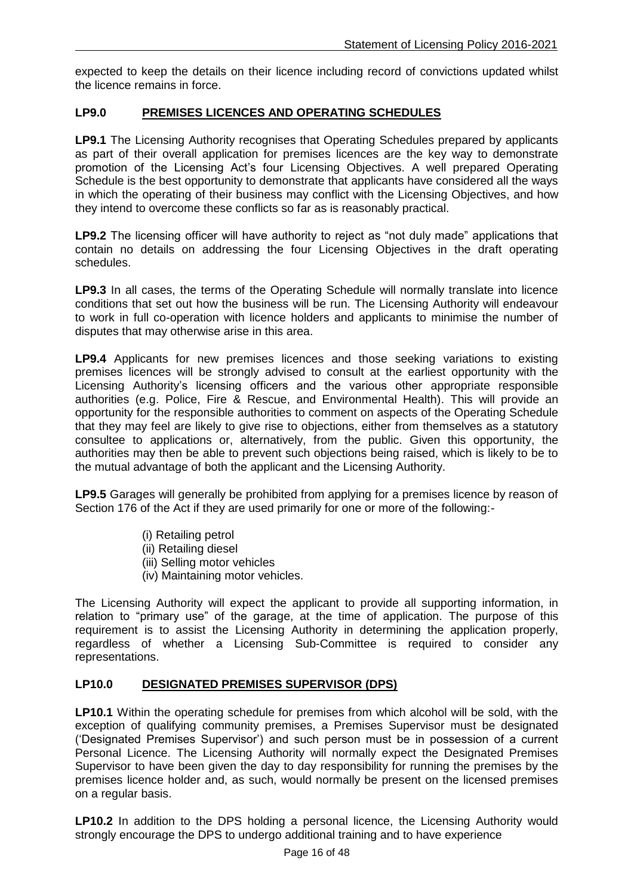expected to keep the details on their licence including record of convictions updated whilst the licence remains in force.

## LP9.0 PREMISES LICENCES AND OPERATING SCHEDULES

**LP9.1** The Licensing Authority recognises that Operating Schedules prepared by applicants as part of their overall application for premises licences are the key way to demonstrate promotion of the Licensing Act's four Licensing Objectives. A well prepared Operating Schedule is the best opportunity to demonstrate that applicants have considered all the ways in which the operating of their business may conflict with the Licensing Objectives, and how they intend to overcome these conflicts so far as is reasonably practical.

**LP9.2** The licensing officer will have authority to reject as "not duly made" applications that contain no details on addressing the four Licensing Objectives in the draft operating schedules.

**LP9.3** In all cases, the terms of the Operating Schedule will normally translate into licence conditions that set out how the business will be run. The Licensing Authority will endeavour to work in full co-operation with licence holders and applicants to minimise the number of disputes that may otherwise arise in this area.

**LP9.4** Applicants for new premises licences and those seeking variations to existing premises licences will be strongly advised to consult at the earliest opportunity with the Licensing Authority's licensing officers and the various other appropriate responsible authorities (e.g. Police, Fire & Rescue, and Environmental Health). This will provide an opportunity for the responsible authorities to comment on aspects of the Operating Schedule that they may feel are likely to give rise to objections, either from themselves as a statutory consultee to applications or, alternatively, from the public. Given this opportunity, the authorities may then be able to prevent such objections being raised, which is likely to be to the mutual advantage of both the applicant and the Licensing Authority.

**LP9.5** Garages will generally be prohibited from applying for a premises licence by reason of Section 176 of the Act if they are used primarily for one or more of the following:-

(i) Retailing petrol
(ii) Retailing diesel
(iii) Selling motor vehicles
(iv) Maintaining motor vehicles.

The Licensing Authority will expect the applicant to provide all supporting information, in relation to "primary use" of the garage, at the time of application. The purpose of this requirement is to assist the Licensing Authority in determining the application properly, regardless of whether a Licensing Sub-Committee is required to consider any representations.

## LP10.0 DESIGNATED PREMISES SUPERVISOR (DPS)

**LP10.1** Within the operating schedule for premises from which alcohol will be sold, with the exception of qualifying community premises, a Premises Supervisor must be designated ('Designated Premises Supervisor') and such person must be in possession of a current Personal Licence. The Licensing Authority will normally expect the Designated Premises Supervisor to have been given the day to day responsibility for running the premises by the premises licence holder and, as such, would normally be present on the licensed premises on a regular basis.

**LP10.2** In addition to the DPS holding a personal licence, the Licensing Authority would strongly encourage the DPS to undergo additional training and to have experience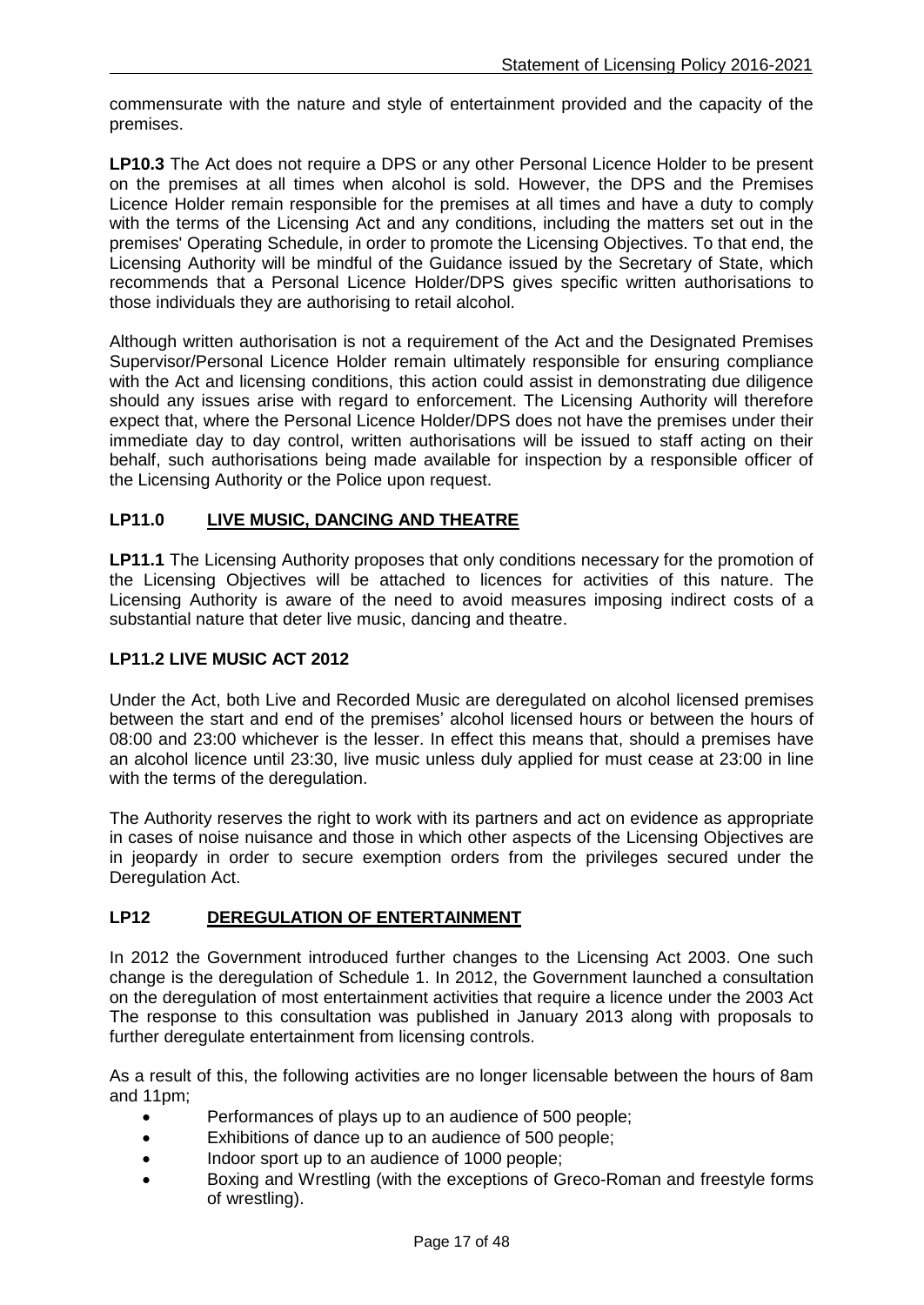commensurate with the nature and style of entertainment provided and the capacity of the premises.

**LP10.3** The Act does not require a DPS or any other Personal Licence Holder to be present on the premises at all times when alcohol is sold. However, the DPS and the Premises Licence Holder remain responsible for the premises at all times and have a duty to comply with the terms of the Licensing Act and any conditions, including the matters set out in the premises' Operating Schedule, in order to promote the Licensing Objectives. To that end, the Licensing Authority will be mindful of the Guidance issued by the Secretary of State, which recommends that a Personal Licence Holder/DPS gives specific written authorisations to those individuals they are authorising to retail alcohol.

Although written authorisation is not a requirement of the Act and the Designated Premises Supervisor/Personal Licence Holder remain ultimately responsible for ensuring compliance with the Act and licensing conditions, this action could assist in demonstrating due diligence should any issues arise with regard to enforcement. The Licensing Authority will therefore expect that, where the Personal Licence Holder/DPS does not have the premises under their immediate day to day control, written authorisations will be issued to staff acting on their behalf, such authorisations being made available for inspection by a responsible officer of the Licensing Authority or the Police upon request.

## LP11.0 LIVE MUSIC, DANCING AND THEATRE

**LP11.1** The Licensing Authority proposes that only conditions necessary for the promotion of the Licensing Objectives will be attached to licences for activities of this nature. The Licensing Authority is aware of the need to avoid measures imposing indirect costs of a substantial nature that deter live music, dancing and theatre.

### LP11.2 LIVE MUSIC ACT 2012

Under the Act, both Live and Recorded Music are deregulated on alcohol licensed premises between the start and end of the premises' alcohol licensed hours or between the hours of 08:00 and 23:00 whichever is the lesser. In effect this means that, should a premises have an alcohol licence until 23:30, live music unless duly applied for must cease at 23:00 in line with the terms of the deregulation.

The Authority reserves the right to work with its partners and act on evidence as appropriate in cases of noise nuisance and those in which other aspects of the Licensing Objectives are in jeopardy in order to secure exemption orders from the privileges secured under the Deregulation Act.

## LP12 DEREGULATION OF ENTERTAINMENT

In 2012 the Government introduced further changes to the Licensing Act 2003. One such change is the deregulation of Schedule 1. In 2012, the Government launched a consultation on the deregulation of most entertainment activities that require a licence under the 2003 Act The response to this consultation was published in January 2013 along with proposals to further deregulate entertainment from licensing controls.

As a result of this, the following activities are no longer licensable between the hours of 8am and 11pm;

- Performances of plays up to an audience of 500 people;
- Exhibitions of dance up to an audience of 500 people;
- Indoor sport up to an audience of 1000 people;
- Boxing and Wrestling (with the exceptions of Greco-Roman and freestyle forms of wrestling).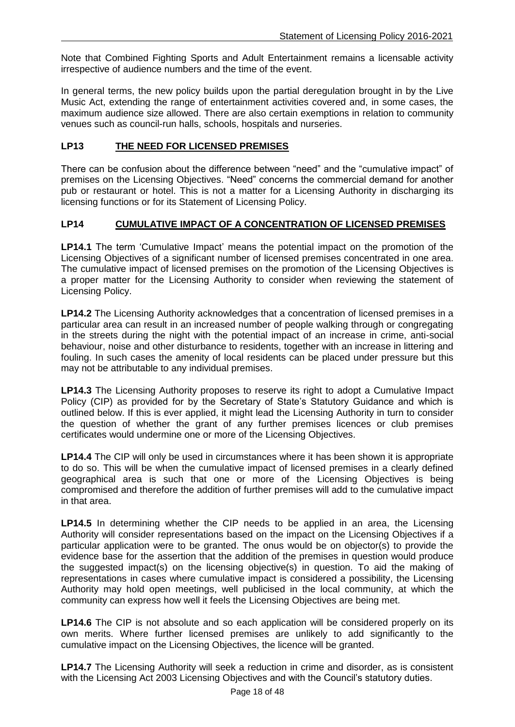Note that Combined Fighting Sports and Adult Entertainment remains a licensable activity irrespective of audience numbers and the time of the event.

In general terms, the new policy builds upon the partial deregulation brought in by the Live Music Act, extending the range of entertainment activities covered and, in some cases, the maximum audience size allowed. There are also certain exemptions in relation to community venues such as council-run halls, schools, hospitals and nurseries.

## LP13 THE NEED FOR LICENSED PREMISES

There can be confusion about the difference between "need" and the "cumulative impact" of premises on the Licensing Objectives. "Need" concerns the commercial demand for another pub or restaurant or hotel. This is not a matter for a Licensing Authority in discharging its licensing functions or for its Statement of Licensing Policy.

## LP14 CUMULATIVE IMPACT OF A CONCENTRATION OF LICENSED PREMISES

**LP14.1** The term 'Cumulative Impact' means the potential impact on the promotion of the Licensing Objectives of a significant number of licensed premises concentrated in one area. The cumulative impact of licensed premises on the promotion of the Licensing Objectives is a proper matter for the Licensing Authority to consider when reviewing the statement of Licensing Policy.

**LP14.2** The Licensing Authority acknowledges that a concentration of licensed premises in a particular area can result in an increased number of people walking through or congregating in the streets during the night with the potential impact of an increase in crime, anti-social behaviour, noise and other disturbance to residents, together with an increase in littering and fouling. In such cases the amenity of local residents can be placed under pressure but this may not be attributable to any individual premises.

**LP14.3** The Licensing Authority proposes to reserve its right to adopt a Cumulative Impact Policy (CIP) as provided for by the Secretary of State's Statutory Guidance and which is outlined below. If this is ever applied, it might lead the Licensing Authority in turn to consider the question of whether the grant of any further premises licences or club premises certificates would undermine one or more of the Licensing Objectives.

**LP14.4** The CIP will only be used in circumstances where it has been shown it is appropriate to do so. This will be when the cumulative impact of licensed premises in a clearly defined geographical area is such that one or more of the Licensing Objectives is being compromised and therefore the addition of further premises will add to the cumulative impact in that area.

**LP14.5** In determining whether the CIP needs to be applied in an area, the Licensing Authority will consider representations based on the impact on the Licensing Objectives if a particular application were to be granted. The onus would be on objector(s) to provide the evidence base for the assertion that the addition of the premises in question would produce the suggested impact(s) on the licensing objective(s) in question. To aid the making of representations in cases where cumulative impact is considered a possibility, the Licensing Authority may hold open meetings, well publicised in the local community, at which the community can express how well it feels the Licensing Objectives are being met.

**LP14.6** The CIP is not absolute and so each application will be considered properly on its own merits. Where further licensed premises are unlikely to add significantly to the cumulative impact on the Licensing Objectives, the licence will be granted.

**LP14.7** The Licensing Authority will seek a reduction in crime and disorder, as is consistent with the Licensing Act 2003 Licensing Objectives and with the Council's statutory duties.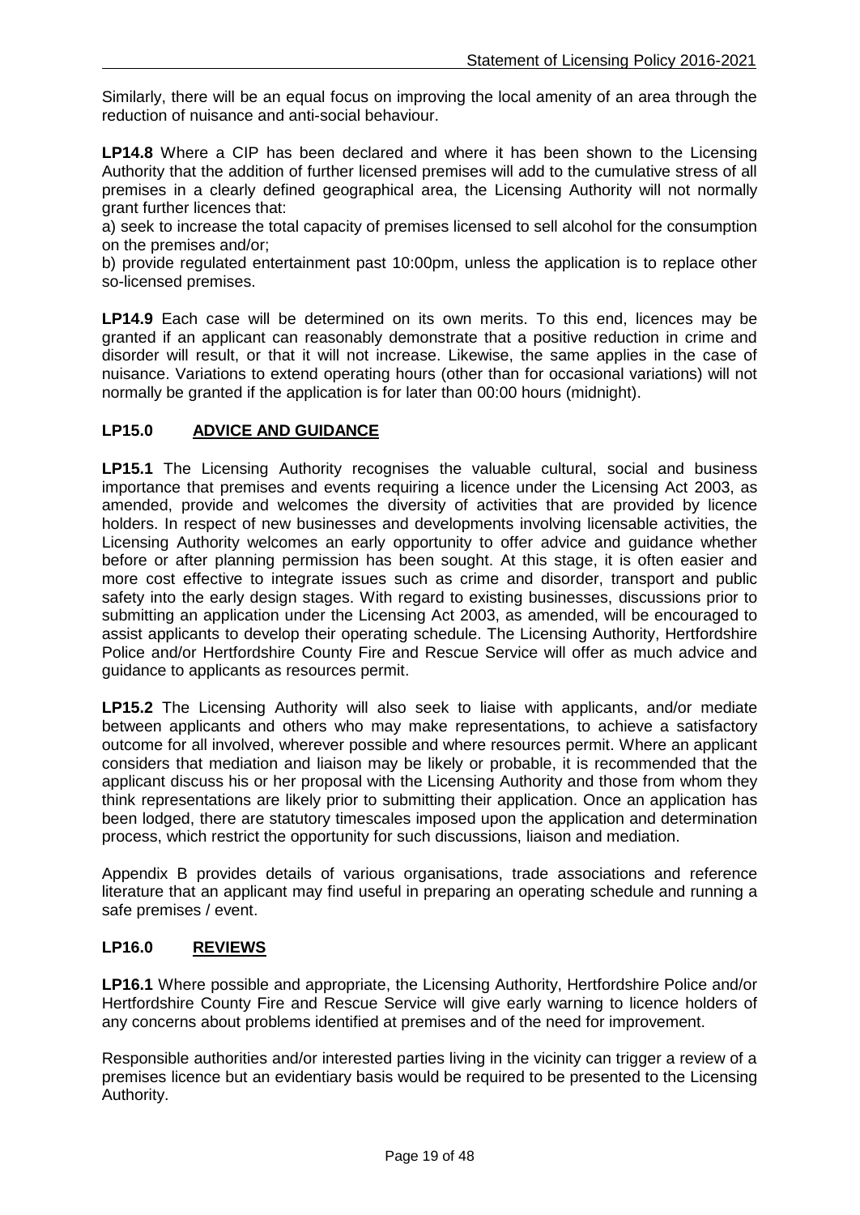Similarly, there will be an equal focus on improving the local amenity of an area through the reduction of nuisance and anti-social behaviour.

**LP14.8** Where a CIP has been declared and where it has been shown to the Licensing Authority that the addition of further licensed premises will add to the cumulative stress of all premises in a clearly defined geographical area, the Licensing Authority will not normally grant further licences that:

a) seek to increase the total capacity of premises licensed to sell alcohol for the consumption on the premises and/or;

b) provide regulated entertainment past 10:00pm, unless the application is to replace other so-licensed premises.

**LP14.9** Each case will be determined on its own merits. To this end, licences may be granted if an applicant can reasonably demonstrate that a positive reduction in crime and disorder will result, or that it will not increase. Likewise, the same applies in the case of nuisance. Variations to extend operating hours (other than for occasional variations) will not normally be granted if the application is for later than 00:00 hours (midnight).

## LP15.0 ADVICE AND GUIDANCE

**LP15.1** The Licensing Authority recognises the valuable cultural, social and business importance that premises and events requiring a licence under the Licensing Act 2003, as amended, provide and welcomes the diversity of activities that are provided by licence holders. In respect of new businesses and developments involving licensable activities, the Licensing Authority welcomes an early opportunity to offer advice and guidance whether before or after planning permission has been sought. At this stage, it is often easier and more cost effective to integrate issues such as crime and disorder, transport and public safety into the early design stages. With regard to existing businesses, discussions prior to submitting an application under the Licensing Act 2003, as amended, will be encouraged to assist applicants to develop their operating schedule. The Licensing Authority, Hertfordshire Police and/or Hertfordshire County Fire and Rescue Service will offer as much advice and guidance to applicants as resources permit.

**LP15.2** The Licensing Authority will also seek to liaise with applicants, and/or mediate between applicants and others who may make representations, to achieve a satisfactory outcome for all involved, wherever possible and where resources permit. Where an applicant considers that mediation and liaison may be likely or probable, it is recommended that the applicant discuss his or her proposal with the Licensing Authority and those from whom they think representations are likely prior to submitting their application. Once an application has been lodged, there are statutory timescales imposed upon the application and determination process, which restrict the opportunity for such discussions, liaison and mediation.

Appendix B provides details of various organisations, trade associations and reference literature that an applicant may find useful in preparing an operating schedule and running a safe premises / event.

## LP16.0 REVIEWS

**LP16.1** Where possible and appropriate, the Licensing Authority, Hertfordshire Police and/or Hertfordshire County Fire and Rescue Service will give early warning to licence holders of any concerns about problems identified at premises and of the need for improvement.

Responsible authorities and/or interested parties living in the vicinity can trigger a review of a premises licence but an evidentiary basis would be required to be presented to the Licensing Authority.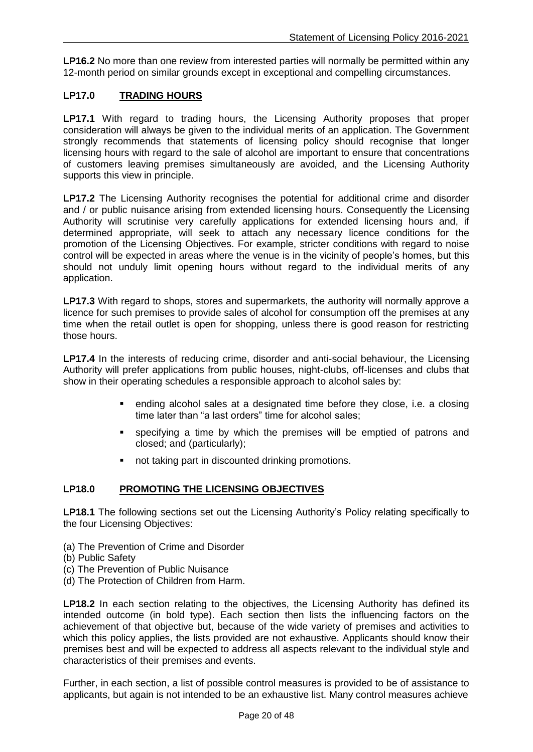**LP16.2** No more than one review from interested parties will normally be permitted within any 12-month period on similar grounds except in exceptional and compelling circumstances.

## LP17.0 TRADING HOURS

**LP17.1** With regard to trading hours, the Licensing Authority proposes that proper consideration will always be given to the individual merits of an application. The Government strongly recommends that statements of licensing policy should recognise that longer licensing hours with regard to the sale of alcohol are important to ensure that concentrations of customers leaving premises simultaneously are avoided, and the Licensing Authority supports this view in principle.

**LP17.2** The Licensing Authority recognises the potential for additional crime and disorder and / or public nuisance arising from extended licensing hours. Consequently the Licensing Authority will scrutinise very carefully applications for extended licensing hours and, if determined appropriate, will seek to attach any necessary licence conditions for the promotion of the Licensing Objectives. For example, stricter conditions with regard to noise control will be expected in areas where the venue is in the vicinity of people's homes, but this should not unduly limit opening hours without regard to the individual merits of any application.

**LP17.3** With regard to shops, stores and supermarkets, the authority will normally approve a licence for such premises to provide sales of alcohol for consumption off the premises at any time when the retail outlet is open for shopping, unless there is good reason for restricting those hours.

**LP17.4** In the interests of reducing crime, disorder and anti-social behaviour, the Licensing Authority will prefer applications from public houses, night-clubs, off-licenses and clubs that show in their operating schedules a responsible approach to alcohol sales by:

- ending alcohol sales at a designated time before they close, i.e. a closing time later than "a last orders" time for alcohol sales;
- specifying a time by which the premises will be emptied of patrons and closed; and (particularly);
- not taking part in discounted drinking promotions.

## LP18.0 PROMOTING THE LICENSING OBJECTIVES

**LP18.1** The following sections set out the Licensing Authority's Policy relating specifically to the four Licensing Objectives:

(a) The Prevention of Crime and Disorder
(b) Public Safety
(c) The Prevention of Public Nuisance
(d) The Protection of Children from Harm.

**LP18.2** In each section relating to the objectives, the Licensing Authority has defined its intended outcome (in bold type). Each section then lists the influencing factors on the achievement of that objective but, because of the wide variety of premises and activities to which this policy applies, the lists provided are not exhaustive. Applicants should know their premises best and will be expected to address all aspects relevant to the individual style and characteristics of their premises and events.

Further, in each section, a list of possible control measures is provided to be of assistance to applicants, but again is not intended to be an exhaustive list. Many control measures achieve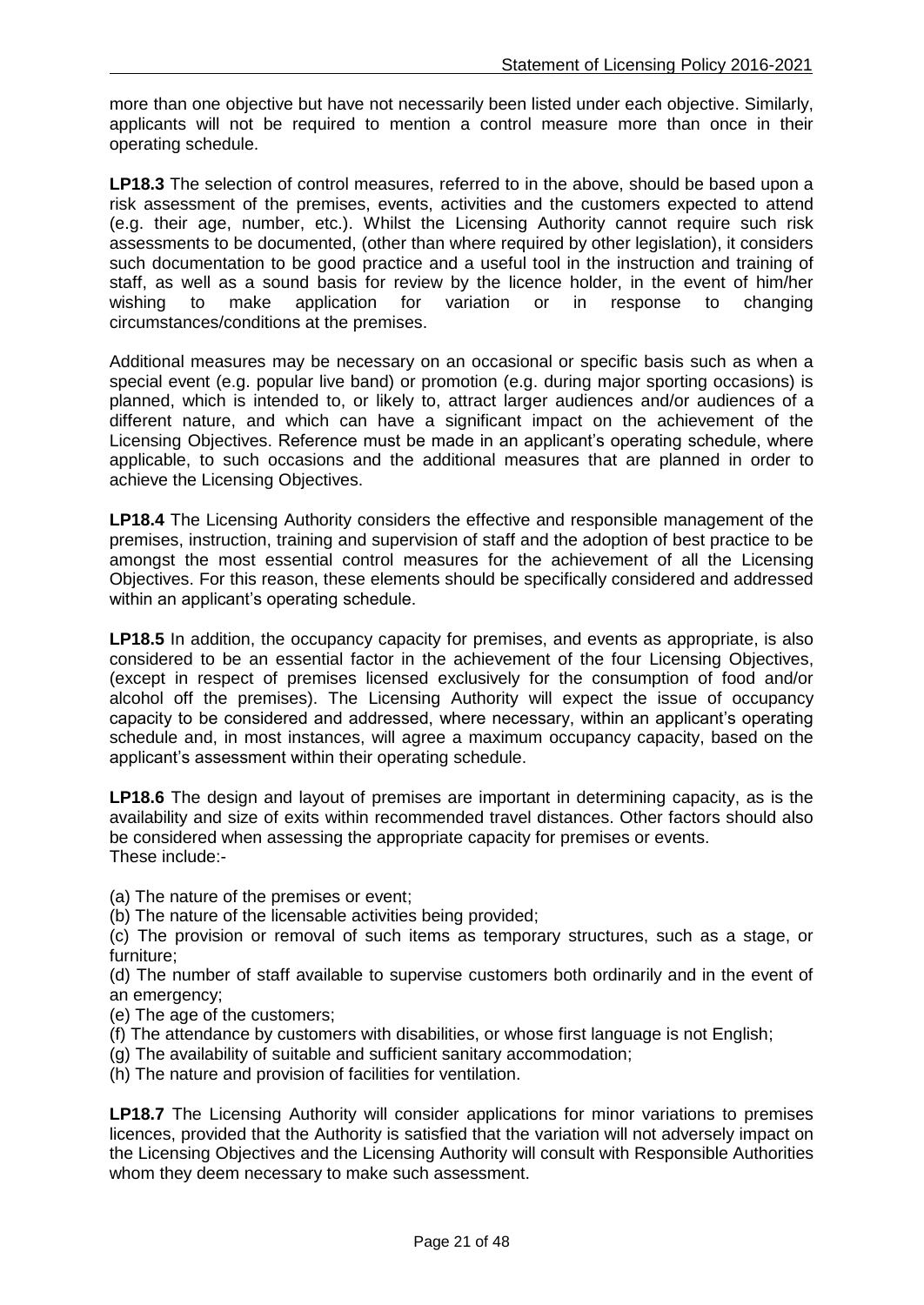more than one objective but have not necessarily been listed under each objective. Similarly, applicants will not be required to mention a control measure more than once in their operating schedule.

**LP18.3** The selection of control measures, referred to in the above, should be based upon a risk assessment of the premises, events, activities and the customers expected to attend (e.g. their age, number, etc.). Whilst the Licensing Authority cannot require such risk assessments to be documented, (other than where required by other legislation), it considers such documentation to be good practice and a useful tool in the instruction and training of staff, as well as a sound basis for review by the licence holder, in the event of him/her wishing to make application for variation or in response to changing circumstances/conditions at the premises.

Additional measures may be necessary on an occasional or specific basis such as when a special event (e.g. popular live band) or promotion (e.g. during major sporting occasions) is planned, which is intended to, or likely to, attract larger audiences and/or audiences of a different nature, and which can have a significant impact on the achievement of the Licensing Objectives. Reference must be made in an applicant's operating schedule, where applicable, to such occasions and the additional measures that are planned in order to achieve the Licensing Objectives.

**LP18.4** The Licensing Authority considers the effective and responsible management of the premises, instruction, training and supervision of staff and the adoption of best practice to be amongst the most essential control measures for the achievement of all the Licensing Objectives. For this reason, these elements should be specifically considered and addressed within an applicant's operating schedule.

**LP18.5** In addition, the occupancy capacity for premises, and events as appropriate, is also considered to be an essential factor in the achievement of the four Licensing Objectives, (except in respect of premises licensed exclusively for the consumption of food and/or alcohol off the premises). The Licensing Authority will expect the issue of occupancy capacity to be considered and addressed, where necessary, within an applicant's operating schedule and, in most instances, will agree a maximum occupancy capacity, based on the applicant's assessment within their operating schedule.

**LP18.6** The design and layout of premises are important in determining capacity, as is the availability and size of exits within recommended travel distances. Other factors should also be considered when assessing the appropriate capacity for premises or events. These include:-

(a) The nature of the premises or event;
(b) The nature of the licensable activities being provided;
(c) The provision or removal of such items as temporary structures, such as a stage, or furniture;
(d) The number of staff available to supervise customers both ordinarily and in the event of an emergency;
(e) The age of the customers;
(f) The attendance by customers with disabilities, or whose first language is not English;
(g) The availability of suitable and sufficient sanitary accommodation;
(h) The nature and provision of facilities for ventilation.

**LP18.7** The Licensing Authority will consider applications for minor variations to premises licences, provided that the Authority is satisfied that the variation will not adversely impact on the Licensing Objectives and the Licensing Authority will consult with Responsible Authorities whom they deem necessary to make such assessment.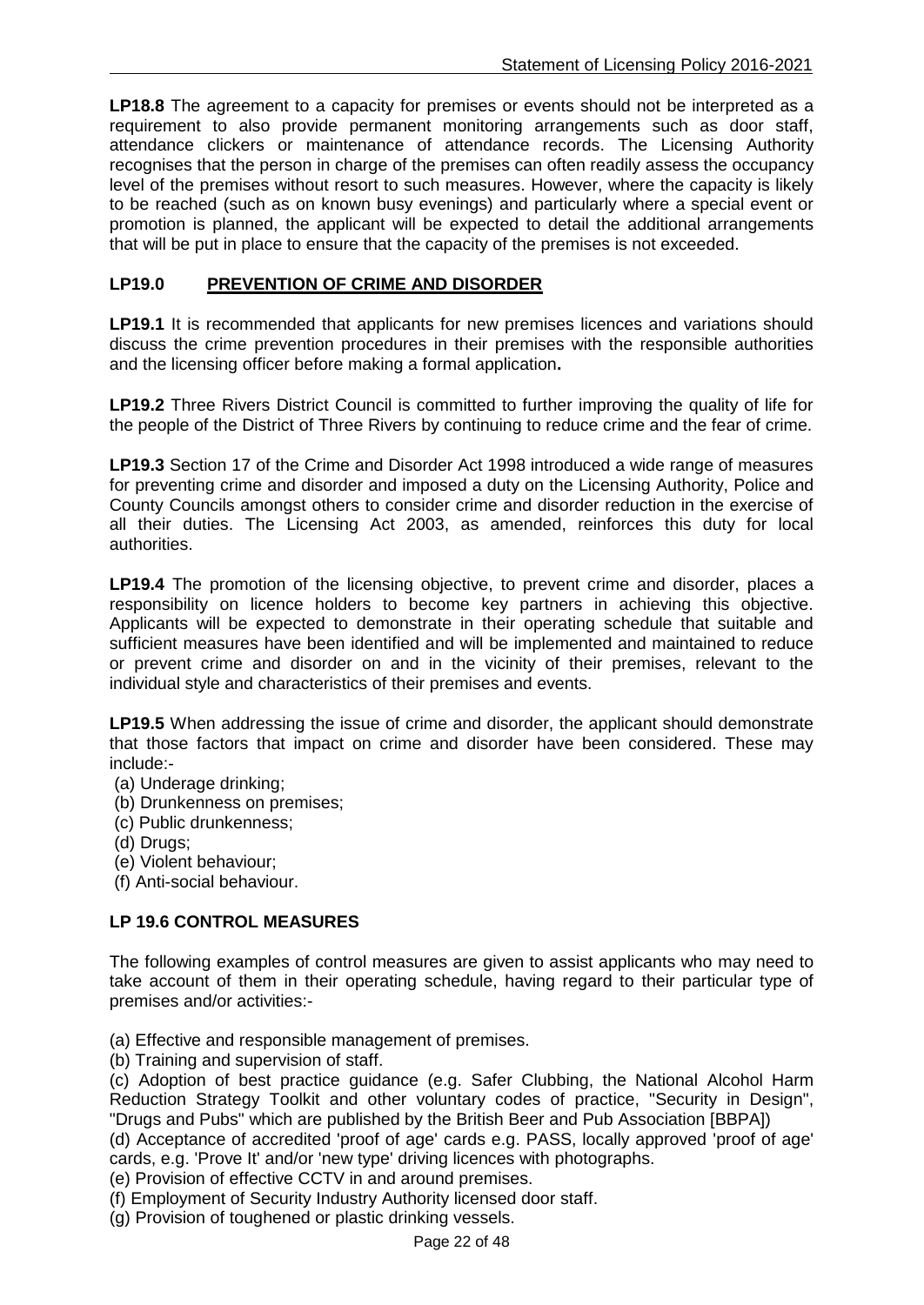**LP18.8** The agreement to a capacity for premises or events should not be interpreted as a requirement to also provide permanent monitoring arrangements such as door staff, attendance clickers or maintenance of attendance records. The Licensing Authority recognises that the person in charge of the premises can often readily assess the occupancy level of the premises without resort to such measures. However, where the capacity is likely to be reached (such as on known busy evenings) and particularly where a special event or promotion is planned, the applicant will be expected to detail the additional arrangements that will be put in place to ensure that the capacity of the premises is not exceeded.

## LP19.0 PREVENTION OF CRIME AND DISORDER

**LP19.1** It is recommended that applicants for new premises licences and variations should discuss the crime prevention procedures in their premises with the responsible authorities and the licensing officer before making a formal application**.**

**LP19.2** Three Rivers District Council is committed to further improving the quality of life for the people of the District of Three Rivers by continuing to reduce crime and the fear of crime.

**LP19.3** Section 17 of the Crime and Disorder Act 1998 introduced a wide range of measures for preventing crime and disorder and imposed a duty on the Licensing Authority, Police and County Councils amongst others to consider crime and disorder reduction in the exercise of all their duties. The Licensing Act 2003, as amended, reinforces this duty for local authorities.

**LP19.4** The promotion of the licensing objective, to prevent crime and disorder, places a responsibility on licence holders to become key partners in achieving this objective. Applicants will be expected to demonstrate in their operating schedule that suitable and sufficient measures have been identified and will be implemented and maintained to reduce or prevent crime and disorder on and in the vicinity of their premises, relevant to the individual style and characteristics of their premises and events.

**LP19.5** When addressing the issue of crime and disorder, the applicant should demonstrate that those factors that impact on crime and disorder have been considered. These may include:-

(a) Underage drinking;
(b) Drunkenness on premises;
(c) Public drunkenness;
(d) Drugs;
(e) Violent behaviour;
(f) Anti-social behaviour.

### LP 19.6 CONTROL MEASURES

The following examples of control measures are given to assist applicants who may need to take account of them in their operating schedule, having regard to their particular type of premises and/or activities:-

(a) Effective and responsible management of premises.
(b) Training and supervision of staff.
(c) Adoption of best practice guidance (e.g. Safer Clubbing, the National Alcohol Harm Reduction Strategy Toolkit and other voluntary codes of practice, "Security in Design", "Drugs and Pubs" which are published by the British Beer and Pub Association [BBPA])
(d) Acceptance of accredited 'proof of age' cards e.g. PASS, locally approved 'proof of age' cards, e.g. 'Prove It' and/or 'new type' driving licences with photographs.
(e) Provision of effective CCTV in and around premises.
(f) Employment of Security Industry Authority licensed door staff.
(g) Provision of toughened or plastic drinking vessels.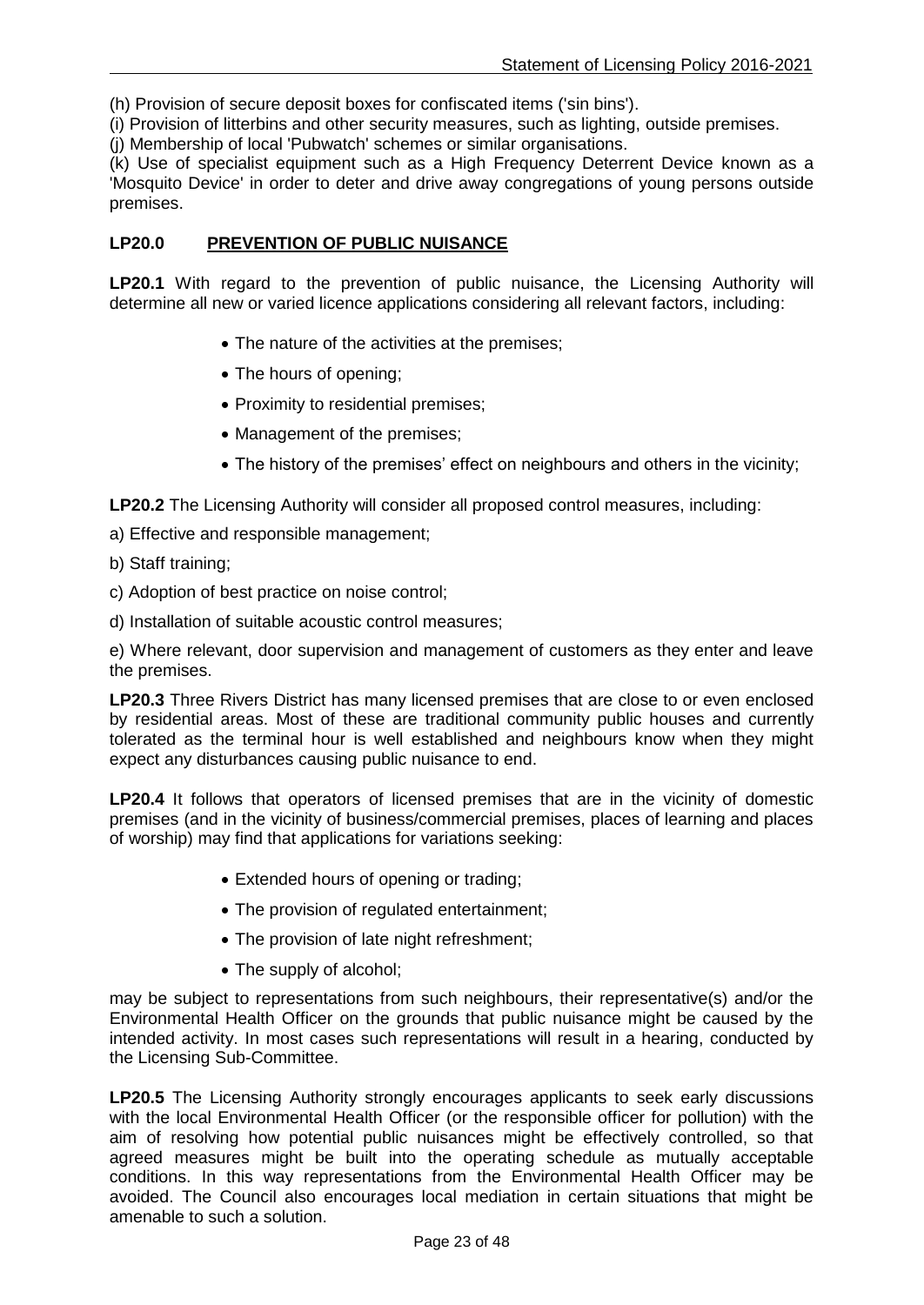(h) Provision of secure deposit boxes for confiscated items ('sin bins').

(i) Provision of litterbins and other security measures, such as lighting, outside premises.

(j) Membership of local 'Pubwatch' schemes or similar organisations.

(k) Use of specialist equipment such as a High Frequency Deterrent Device known as a 'Mosquito Device' in order to deter and drive away congregations of young persons outside premises.

## LP20.0 PREVENTION OF PUBLIC NUISANCE

**LP20.1** With regard to the prevention of public nuisance, the Licensing Authority will determine all new or varied licence applications considering all relevant factors, including:

- The nature of the activities at the premises;
- The hours of opening;
- Proximity to residential premises;
- Management of the premises;
- The history of the premises' effect on neighbours and others in the vicinity;

**LP20.2** The Licensing Authority will consider all proposed control measures, including:

a) Effective and responsible management;

b) Staff training;

c) Adoption of best practice on noise control;

d) Installation of suitable acoustic control measures;

e) Where relevant, door supervision and management of customers as they enter and leave the premises.

**LP20.3** Three Rivers District has many licensed premises that are close to or even enclosed by residential areas. Most of these are traditional community public houses and currently tolerated as the terminal hour is well established and neighbours know when they might expect any disturbances causing public nuisance to end.

**LP20.4** It follows that operators of licensed premises that are in the vicinity of domestic premises (and in the vicinity of business/commercial premises, places of learning and places of worship) may find that applications for variations seeking:

- Extended hours of opening or trading;
- The provision of regulated entertainment;
- The provision of late night refreshment;
- The supply of alcohol;

may be subject to representations from such neighbours, their representative(s) and/or the Environmental Health Officer on the grounds that public nuisance might be caused by the intended activity. In most cases such representations will result in a hearing, conducted by the Licensing Sub-Committee.

**LP20.5** The Licensing Authority strongly encourages applicants to seek early discussions with the local Environmental Health Officer (or the responsible officer for pollution) with the aim of resolving how potential public nuisances might be effectively controlled, so that agreed measures might be built into the operating schedule as mutually acceptable conditions. In this way representations from the Environmental Health Officer may be avoided. The Council also encourages local mediation in certain situations that might be amenable to such a solution.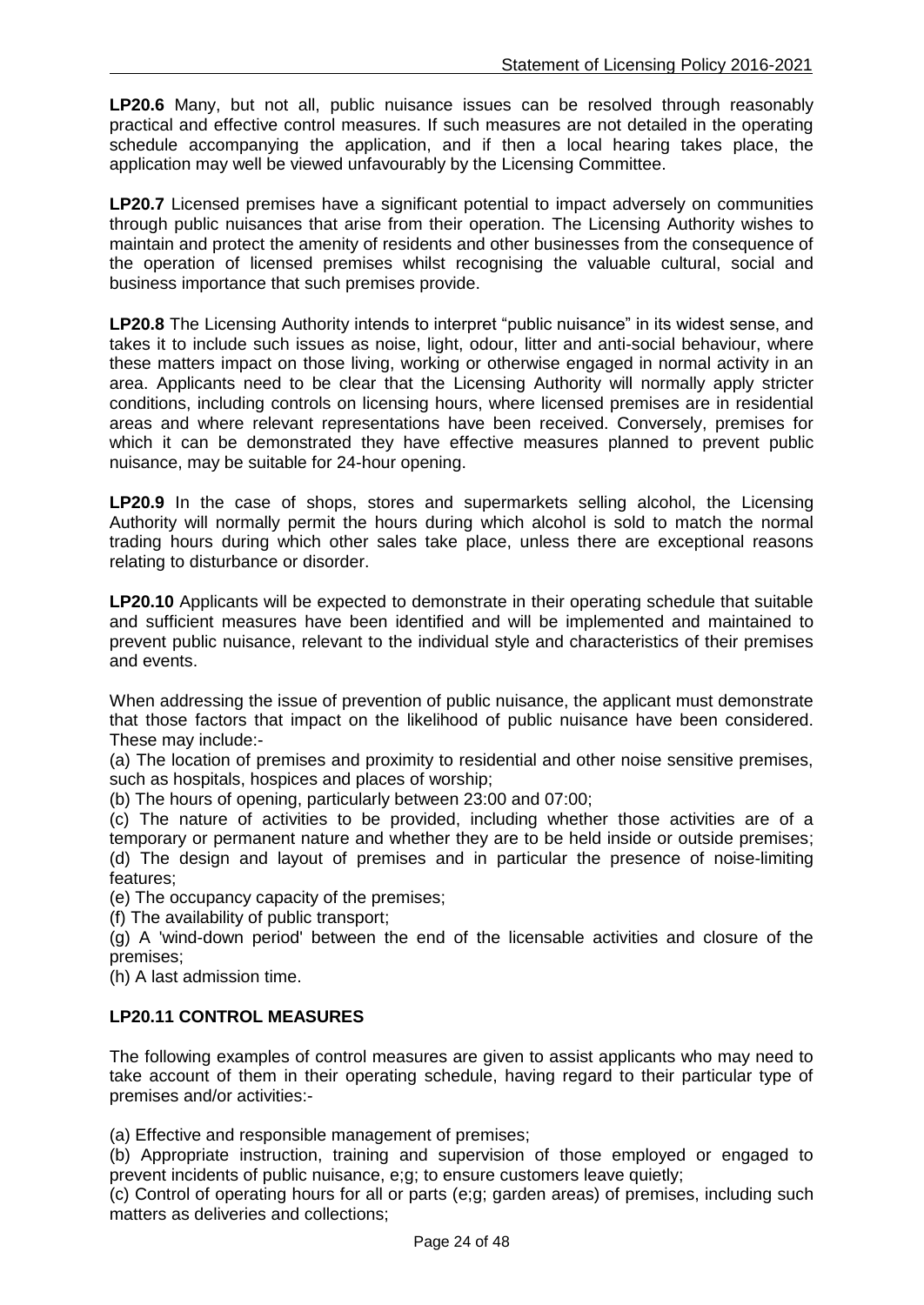**LP20.6** Many, but not all, public nuisance issues can be resolved through reasonably practical and effective control measures. If such measures are not detailed in the operating schedule accompanying the application, and if then a local hearing takes place, the application may well be viewed unfavourably by the Licensing Committee.

**LP20.7** Licensed premises have a significant potential to impact adversely on communities through public nuisances that arise from their operation. The Licensing Authority wishes to maintain and protect the amenity of residents and other businesses from the consequence of the operation of licensed premises whilst recognising the valuable cultural, social and business importance that such premises provide.

**LP20.8** The Licensing Authority intends to interpret "public nuisance" in its widest sense, and takes it to include such issues as noise, light, odour, litter and anti-social behaviour, where these matters impact on those living, working or otherwise engaged in normal activity in an area. Applicants need to be clear that the Licensing Authority will normally apply stricter conditions, including controls on licensing hours, where licensed premises are in residential areas and where relevant representations have been received. Conversely, premises for which it can be demonstrated they have effective measures planned to prevent public nuisance, may be suitable for 24-hour opening.

**LP20.9** In the case of shops, stores and supermarkets selling alcohol, the Licensing Authority will normally permit the hours during which alcohol is sold to match the normal trading hours during which other sales take place, unless there are exceptional reasons relating to disturbance or disorder.

**LP20.10** Applicants will be expected to demonstrate in their operating schedule that suitable and sufficient measures have been identified and will be implemented and maintained to prevent public nuisance, relevant to the individual style and characteristics of their premises and events.

When addressing the issue of prevention of public nuisance, the applicant must demonstrate that those factors that impact on the likelihood of public nuisance have been considered. These may include:-

(a) The location of premises and proximity to residential and other noise sensitive premises, such as hospitals, hospices and places of worship;
(b) The hours of opening, particularly between 23:00 and 07:00;
(c) The nature of activities to be provided, including whether those activities are of a temporary or permanent nature and whether they are to be held inside or outside premises;
(d) The design and layout of premises and in particular the presence of noise-limiting features;
(e) The occupancy capacity of the premises;
(f) The availability of public transport;
(g) A 'wind-down period' between the end of the licensable activities and closure of the premises;
(h) A last admission time.

**LP20.11 CONTROL MEASURES**

The following examples of control measures are given to assist applicants who may need to take account of them in their operating schedule, having regard to their particular type of premises and/or activities:-

(a) Effective and responsible management of premises;
(b) Appropriate instruction, training and supervision of those employed or engaged to prevent incidents of public nuisance, e;g; to ensure customers leave quietly;
(c) Control of operating hours for all or parts (e;g; garden areas) of premises, including such matters as deliveries and collections;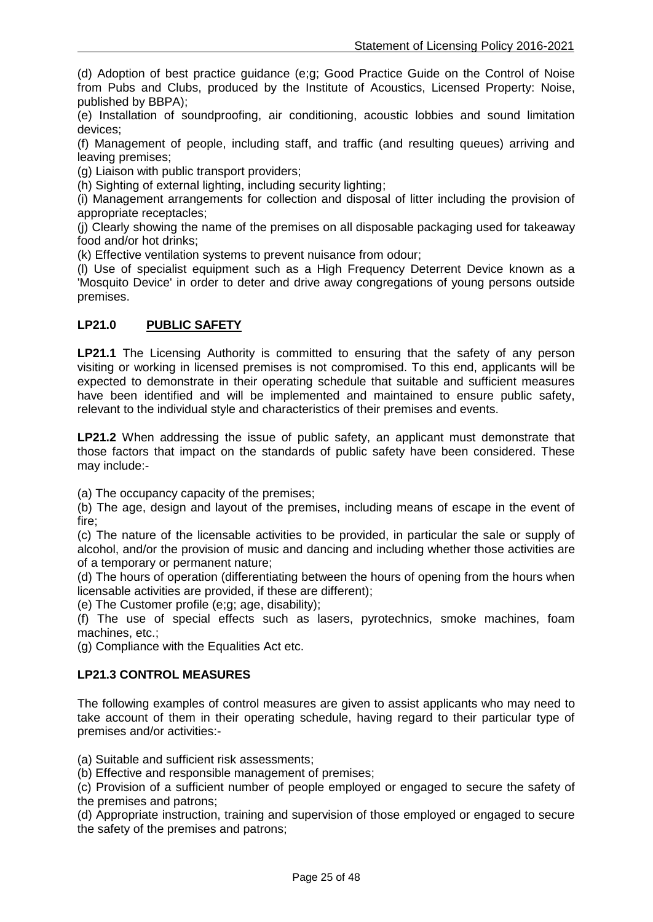(d) Adoption of best practice guidance (e;g; Good Practice Guide on the Control of Noise from Pubs and Clubs, produced by the Institute of Acoustics, Licensed Property: Noise, published by BBPA);

(e) Installation of soundproofing, air conditioning, acoustic lobbies and sound limitation devices;

(f) Management of people, including staff, and traffic (and resulting queues) arriving and leaving premises;

(g) Liaison with public transport providers;

(h) Sighting of external lighting, including security lighting;

(i) Management arrangements for collection and disposal of litter including the provision of appropriate receptacles;

(j) Clearly showing the name of the premises on all disposable packaging used for takeaway food and/or hot drinks;

(k) Effective ventilation systems to prevent nuisance from odour;

(l) Use of specialist equipment such as a High Frequency Deterrent Device known as a 'Mosquito Device' in order to deter and drive away congregations of young persons outside premises.

## LP21.0 PUBLIC SAFETY

**LP21.1** The Licensing Authority is committed to ensuring that the safety of any person visiting or working in licensed premises is not compromised. To this end, applicants will be expected to demonstrate in their operating schedule that suitable and sufficient measures have been identified and will be implemented and maintained to ensure public safety, relevant to the individual style and characteristics of their premises and events.

**LP21.2** When addressing the issue of public safety, an applicant must demonstrate that those factors that impact on the standards of public safety have been considered. These may include:-

(a) The occupancy capacity of the premises;

(b) The age, design and layout of the premises, including means of escape in the event of fire;

(c) The nature of the licensable activities to be provided, in particular the sale or supply of alcohol, and/or the provision of music and dancing and including whether those activities are of a temporary or permanent nature;

(d) The hours of operation (differentiating between the hours of opening from the hours when licensable activities are provided, if these are different);

(e) The Customer profile (e;g; age, disability);

(f) The use of special effects such as lasers, pyrotechnics, smoke machines, foam machines, etc.;

(g) Compliance with the Equalities Act etc.

### LP21.3 CONTROL MEASURES

The following examples of control measures are given to assist applicants who may need to take account of them in their operating schedule, having regard to their particular type of premises and/or activities:-

(a) Suitable and sufficient risk assessments;

(b) Effective and responsible management of premises;

(c) Provision of a sufficient number of people employed or engaged to secure the safety of the premises and patrons;

(d) Appropriate instruction, training and supervision of those employed or engaged to secure the safety of the premises and patrons;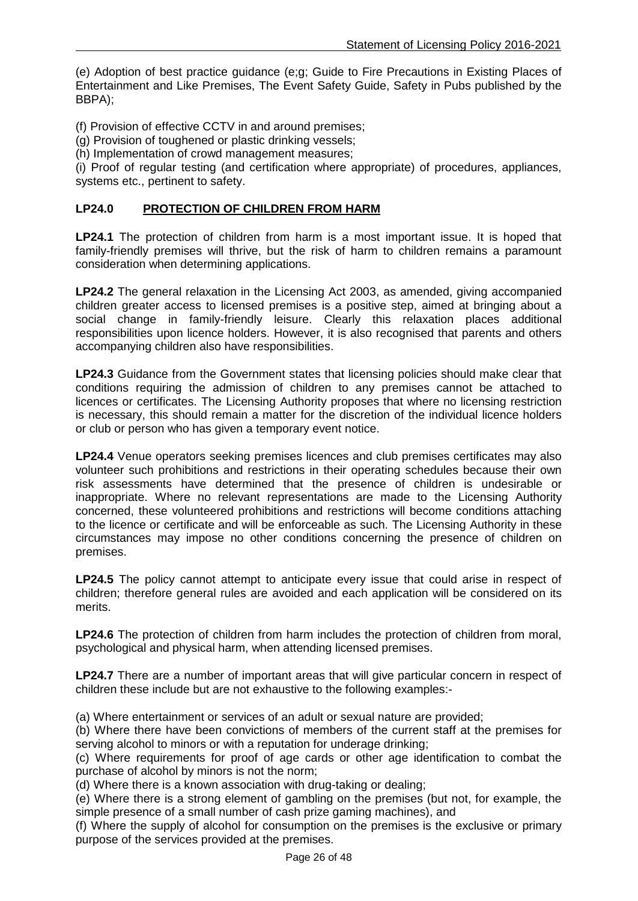(e) Adoption of best practice guidance (e;g; Guide to Fire Precautions in Existing Places of Entertainment and Like Premises, The Event Safety Guide, Safety in Pubs published by the BBPA);

(f) Provision of effective CCTV in and around premises;
(g) Provision of toughened or plastic drinking vessels;
(h) Implementation of crowd management measures;
(i) Proof of regular testing (and certification where appropriate) of procedures, appliances, systems etc., pertinent to safety.

## LP24.0 PROTECTION OF CHILDREN FROM HARM

**LP24.1** The protection of children from harm is a most important issue. It is hoped that family-friendly premises will thrive, but the risk of harm to children remains a paramount consideration when determining applications.

**LP24.2** The general relaxation in the Licensing Act 2003, as amended, giving accompanied children greater access to licensed premises is a positive step, aimed at bringing about a social change in family-friendly leisure. Clearly this relaxation places additional responsibilities upon licence holders. However, it is also recognised that parents and others accompanying children also have responsibilities.

**LP24.3** Guidance from the Government states that licensing policies should make clear that conditions requiring the admission of children to any premises cannot be attached to licences or certificates. The Licensing Authority proposes that where no licensing restriction is necessary, this should remain a matter for the discretion of the individual licence holders or club or person who has given a temporary event notice.

**LP24.4** Venue operators seeking premises licences and club premises certificates may also volunteer such prohibitions and restrictions in their operating schedules because their own risk assessments have determined that the presence of children is undesirable or inappropriate. Where no relevant representations are made to the Licensing Authority concerned, these volunteered prohibitions and restrictions will become conditions attaching to the licence or certificate and will be enforceable as such. The Licensing Authority in these circumstances may impose no other conditions concerning the presence of children on premises.

**LP24.5** The policy cannot attempt to anticipate every issue that could arise in respect of children; therefore general rules are avoided and each application will be considered on its merits.

**LP24.6** The protection of children from harm includes the protection of children from moral, psychological and physical harm, when attending licensed premises.

**LP24.7** There are a number of important areas that will give particular concern in respect of children these include but are not exhaustive to the following examples:-

(a) Where entertainment or services of an adult or sexual nature are provided;
(b) Where there have been convictions of members of the current staff at the premises for serving alcohol to minors or with a reputation for underage drinking;
(c) Where requirements for proof of age cards or other age identification to combat the purchase of alcohol by minors is not the norm;
(d) Where there is a known association with drug-taking or dealing;
(e) Where there is a strong element of gambling on the premises (but not, for example, the simple presence of a small number of cash prize gaming machines), and
(f) Where the supply of alcohol for consumption on the premises is the exclusive or primary purpose of the services provided at the premises.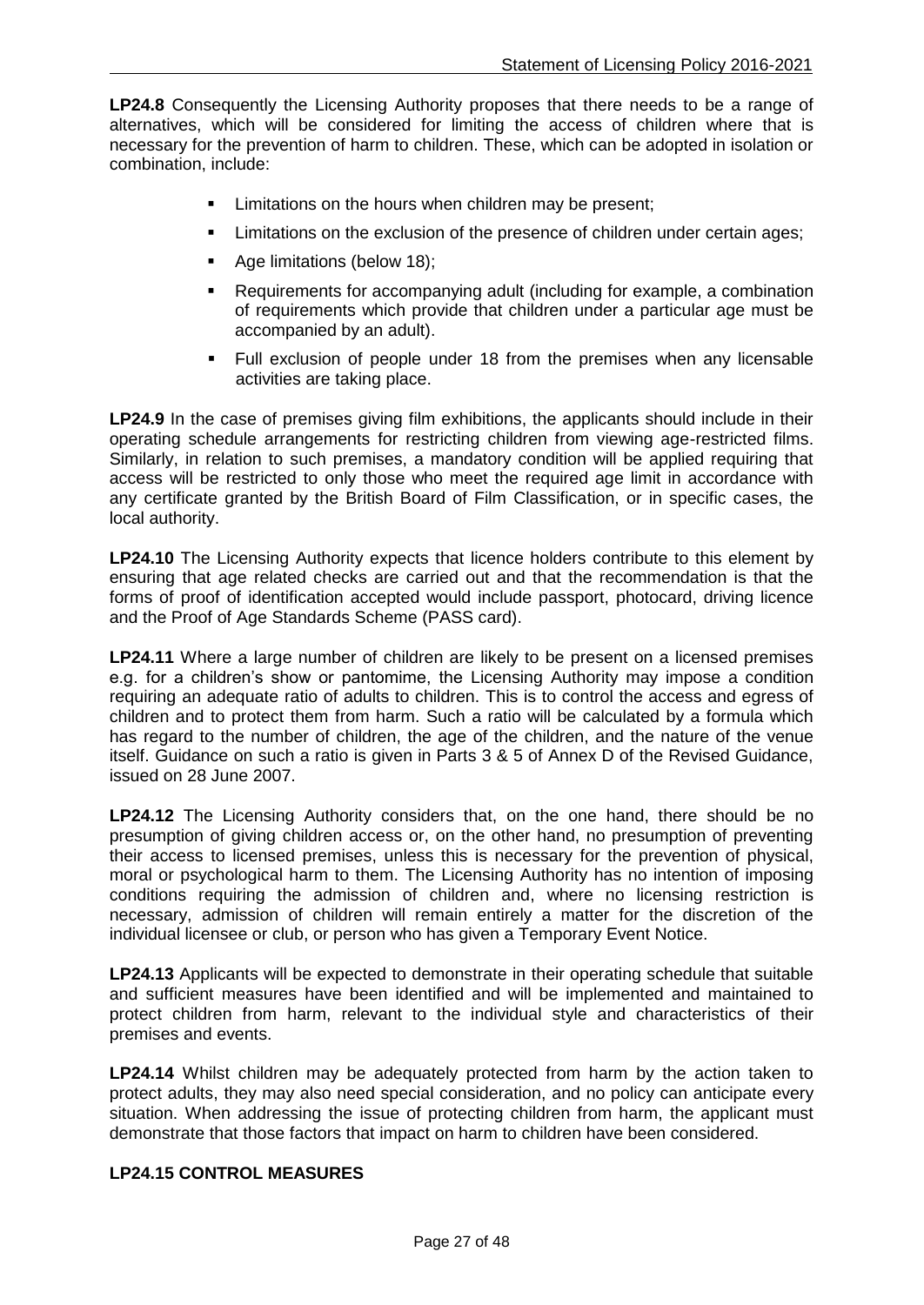**LP24.8** Consequently the Licensing Authority proposes that there needs to be a range of alternatives, which will be considered for limiting the access of children where that is necessary for the prevention of harm to children. These, which can be adopted in isolation or combination, include:

- Limitations on the hours when children may be present;
- Limitations on the exclusion of the presence of children under certain ages;
- Age limitations (below 18);
- Requirements for accompanying adult (including for example, a combination of requirements which provide that children under a particular age must be accompanied by an adult).
- Full exclusion of people under 18 from the premises when any licensable activities are taking place.

**LP24.9** In the case of premises giving film exhibitions, the applicants should include in their operating schedule arrangements for restricting children from viewing age-restricted films. Similarly, in relation to such premises, a mandatory condition will be applied requiring that access will be restricted to only those who meet the required age limit in accordance with any certificate granted by the British Board of Film Classification, or in specific cases, the local authority.

**LP24.10** The Licensing Authority expects that licence holders contribute to this element by ensuring that age related checks are carried out and that the recommendation is that the forms of proof of identification accepted would include passport, photocard, driving licence and the Proof of Age Standards Scheme (PASS card).

**LP24.11** Where a large number of children are likely to be present on a licensed premises e.g. for a children's show or pantomime, the Licensing Authority may impose a condition requiring an adequate ratio of adults to children. This is to control the access and egress of children and to protect them from harm. Such a ratio will be calculated by a formula which has regard to the number of children, the age of the children, and the nature of the venue itself. Guidance on such a ratio is given in Parts 3 & 5 of Annex D of the Revised Guidance, issued on 28 June 2007.

**LP24.12** The Licensing Authority considers that, on the one hand, there should be no presumption of giving children access or, on the other hand, no presumption of preventing their access to licensed premises, unless this is necessary for the prevention of physical, moral or psychological harm to them. The Licensing Authority has no intention of imposing conditions requiring the admission of children and, where no licensing restriction is necessary, admission of children will remain entirely a matter for the discretion of the individual licensee or club, or person who has given a Temporary Event Notice.

**LP24.13** Applicants will be expected to demonstrate in their operating schedule that suitable and sufficient measures have been identified and will be implemented and maintained to protect children from harm, relevant to the individual style and characteristics of their premises and events.

**LP24.14** Whilst children may be adequately protected from harm by the action taken to protect adults, they may also need special consideration, and no policy can anticipate every situation. When addressing the issue of protecting children from harm, the applicant must demonstrate that those factors that impact on harm to children have been considered.

**LP24.15 CONTROL MEASURES**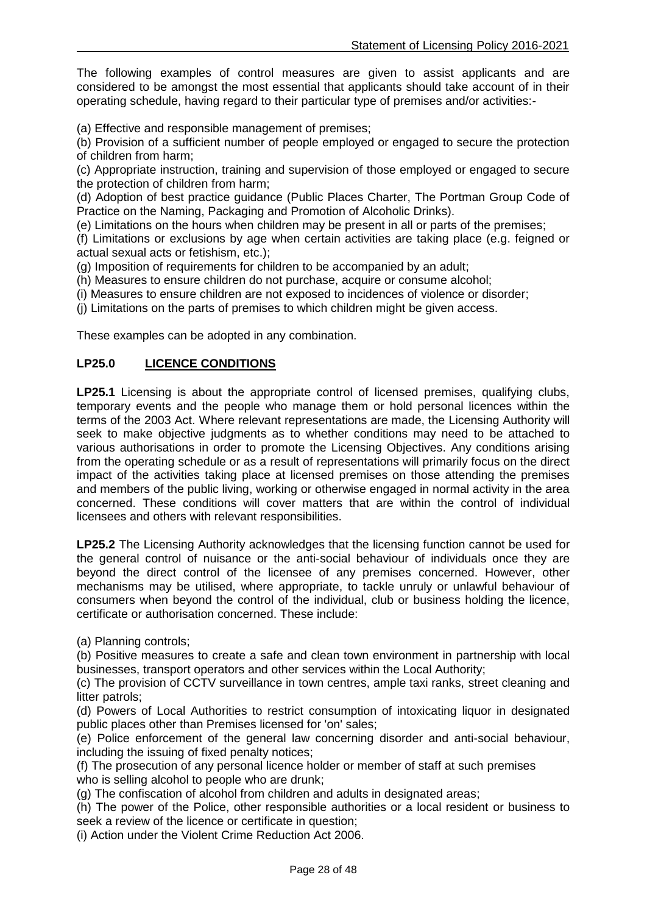The following examples of control measures are given to assist applicants and are considered to be amongst the most essential that applicants should take account of in their operating schedule, having regard to their particular type of premises and/or activities:-

(a) Effective and responsible management of premises;
(b) Provision of a sufficient number of people employed or engaged to secure the protection of children from harm;
(c) Appropriate instruction, training and supervision of those employed or engaged to secure the protection of children from harm;
(d) Adoption of best practice guidance (Public Places Charter, The Portman Group Code of Practice on the Naming, Packaging and Promotion of Alcoholic Drinks).
(e) Limitations on the hours when children may be present in all or parts of the premises;
(f) Limitations or exclusions by age when certain activities are taking place (e.g. feigned or actual sexual acts or fetishism, etc.);
(g) Imposition of requirements for children to be accompanied by an adult;
(h) Measures to ensure children do not purchase, acquire or consume alcohol;
(i) Measures to ensure children are not exposed to incidences of violence or disorder;
(j) Limitations on the parts of premises to which children might be given access.

These examples can be adopted in any combination.

## LP25.0 LICENCE CONDITIONS

**LP25.1** Licensing is about the appropriate control of licensed premises, qualifying clubs, temporary events and the people who manage them or hold personal licences within the terms of the 2003 Act. Where relevant representations are made, the Licensing Authority will seek to make objective judgments as to whether conditions may need to be attached to various authorisations in order to promote the Licensing Objectives. Any conditions arising from the operating schedule or as a result of representations will primarily focus on the direct impact of the activities taking place at licensed premises on those attending the premises and members of the public living, working or otherwise engaged in normal activity in the area concerned. These conditions will cover matters that are within the control of individual licensees and others with relevant responsibilities.

**LP25.2** The Licensing Authority acknowledges that the licensing function cannot be used for the general control of nuisance or the anti-social behaviour of individuals once they are beyond the direct control of the licensee of any premises concerned. However, other mechanisms may be utilised, where appropriate, to tackle unruly or unlawful behaviour of consumers when beyond the control of the individual, club or business holding the licence, certificate or authorisation concerned. These include:

(a) Planning controls;
(b) Positive measures to create a safe and clean town environment in partnership with local businesses, transport operators and other services within the Local Authority;
(c) The provision of CCTV surveillance in town centres, ample taxi ranks, street cleaning and litter patrols;
(d) Powers of Local Authorities to restrict consumption of intoxicating liquor in designated public places other than Premises licensed for 'on' sales;
(e) Police enforcement of the general law concerning disorder and anti-social behaviour, including the issuing of fixed penalty notices;
(f) The prosecution of any personal licence holder or member of staff at such premises who is selling alcohol to people who are drunk;
(g) The confiscation of alcohol from children and adults in designated areas;
(h) The power of the Police, other responsible authorities or a local resident or business to seek a review of the licence or certificate in question;
(i) Action under the Violent Crime Reduction Act 2006.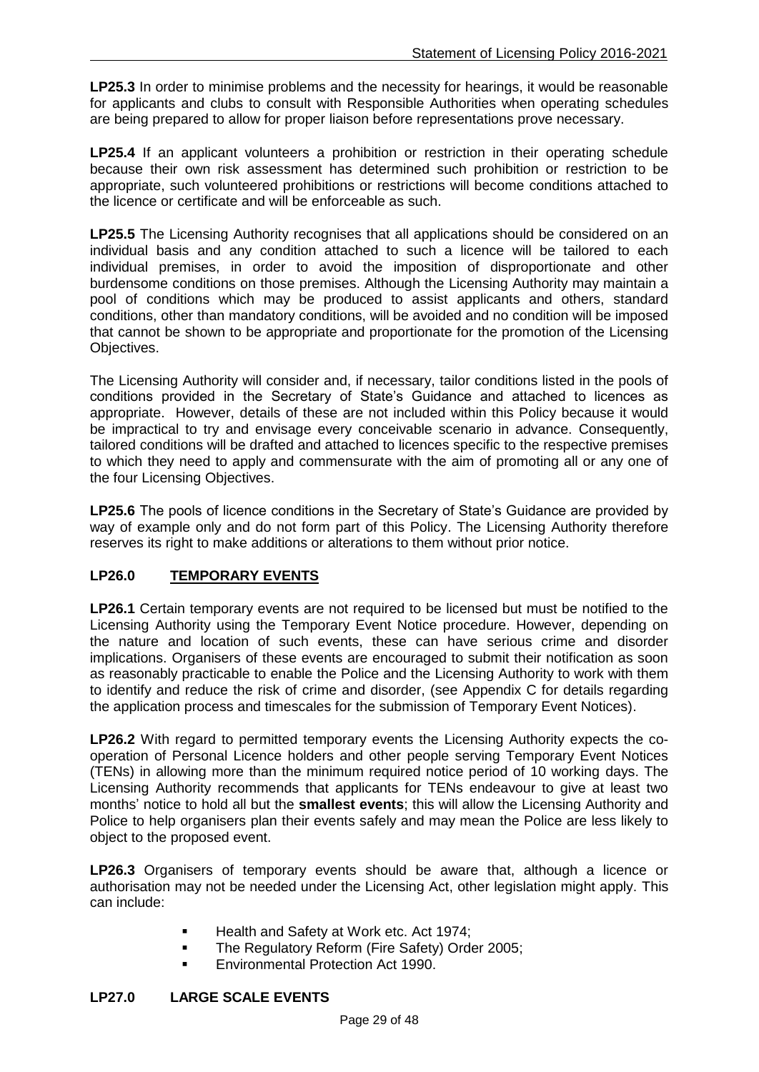**LP25.3** In order to minimise problems and the necessity for hearings, it would be reasonable for applicants and clubs to consult with Responsible Authorities when operating schedules are being prepared to allow for proper liaison before representations prove necessary.

**LP25.4** If an applicant volunteers a prohibition or restriction in their operating schedule because their own risk assessment has determined such prohibition or restriction to be appropriate, such volunteered prohibitions or restrictions will become conditions attached to the licence or certificate and will be enforceable as such.

**LP25.5** The Licensing Authority recognises that all applications should be considered on an individual basis and any condition attached to such a licence will be tailored to each individual premises, in order to avoid the imposition of disproportionate and other burdensome conditions on those premises. Although the Licensing Authority may maintain a pool of conditions which may be produced to assist applicants and others, standard conditions, other than mandatory conditions, will be avoided and no condition will be imposed that cannot be shown to be appropriate and proportionate for the promotion of the Licensing Objectives.

The Licensing Authority will consider and, if necessary, tailor conditions listed in the pools of conditions provided in the Secretary of State's Guidance and attached to licences as appropriate. However, details of these are not included within this Policy because it would be impractical to try and envisage every conceivable scenario in advance. Consequently, tailored conditions will be drafted and attached to licences specific to the respective premises to which they need to apply and commensurate with the aim of promoting all or any one of the four Licensing Objectives.

**LP25.6** The pools of licence conditions in the Secretary of State's Guidance are provided by way of example only and do not form part of this Policy. The Licensing Authority therefore reserves its right to make additions or alterations to them without prior notice.

## LP26.0 TEMPORARY EVENTS

**LP26.1** Certain temporary events are not required to be licensed but must be notified to the Licensing Authority using the Temporary Event Notice procedure. However, depending on the nature and location of such events, these can have serious crime and disorder implications. Organisers of these events are encouraged to submit their notification as soon as reasonably practicable to enable the Police and the Licensing Authority to work with them to identify and reduce the risk of crime and disorder, (see Appendix C for details regarding the application process and timescales for the submission of Temporary Event Notices).

**LP26.2** With regard to permitted temporary events the Licensing Authority expects the co-operation of Personal Licence holders and other people serving Temporary Event Notices (TENs) in allowing more than the minimum required notice period of 10 working days. The Licensing Authority recommends that applicants for TENs endeavour to give at least two months' notice to hold all but the **smallest events**; this will allow the Licensing Authority and Police to help organisers plan their events safely and may mean the Police are less likely to object to the proposed event.

**LP26.3** Organisers of temporary events should be aware that, although a licence or authorisation may not be needed under the Licensing Act, other legislation might apply. This can include:

- Health and Safety at Work etc. Act 1974;
- The Regulatory Reform (Fire Safety) Order 2005;
- Environmental Protection Act 1990.

## LP27.0 LARGE SCALE EVENTS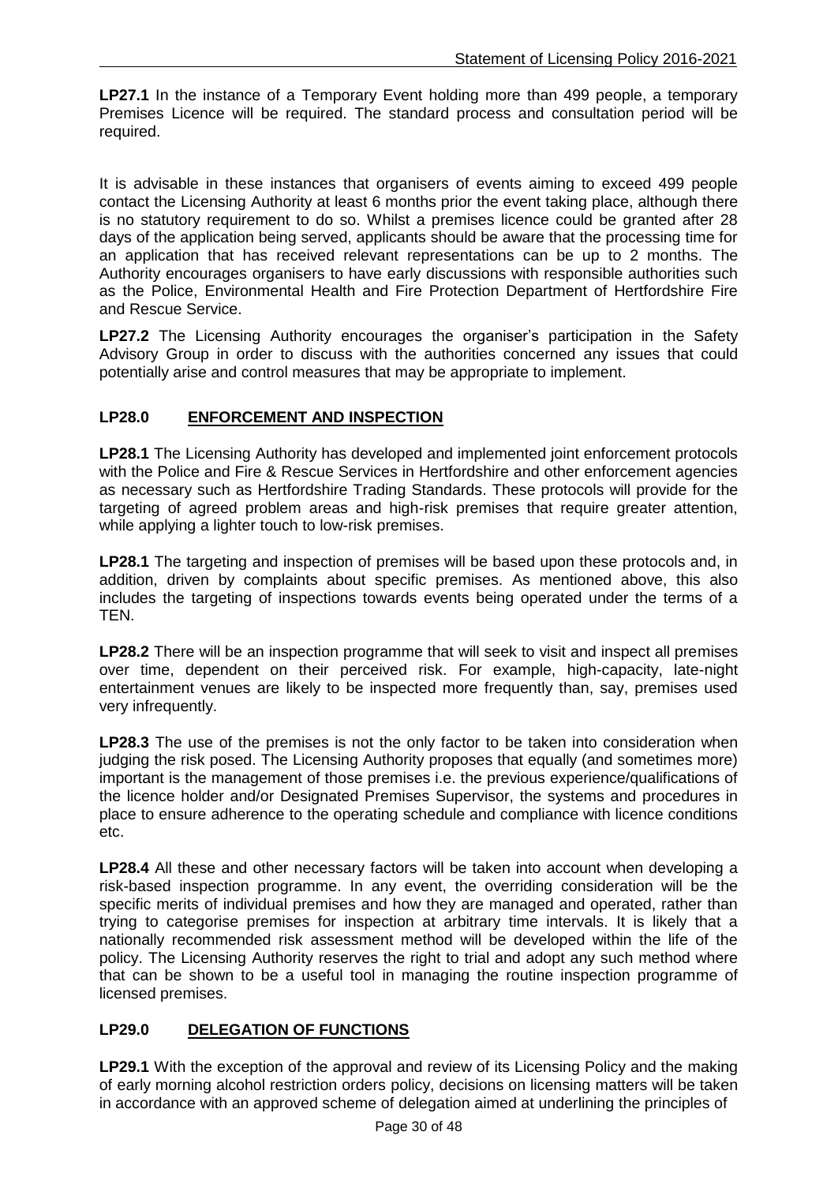**LP27.1** In the instance of a Temporary Event holding more than 499 people, a temporary Premises Licence will be required. The standard process and consultation period will be required.

It is advisable in these instances that organisers of events aiming to exceed 499 people contact the Licensing Authority at least 6 months prior the event taking place, although there is no statutory requirement to do so. Whilst a premises licence could be granted after 28 days of the application being served, applicants should be aware that the processing time for an application that has received relevant representations can be up to 2 months. The Authority encourages organisers to have early discussions with responsible authorities such as the Police, Environmental Health and Fire Protection Department of Hertfordshire Fire and Rescue Service.

**LP27.2** The Licensing Authority encourages the organiser's participation in the Safety Advisory Group in order to discuss with the authorities concerned any issues that could potentially arise and control measures that may be appropriate to implement.

## LP28.0 ENFORCEMENT AND INSPECTION

**LP28.1** The Licensing Authority has developed and implemented joint enforcement protocols with the Police and Fire & Rescue Services in Hertfordshire and other enforcement agencies as necessary such as Hertfordshire Trading Standards. These protocols will provide for the targeting of agreed problem areas and high-risk premises that require greater attention, while applying a lighter touch to low-risk premises.

**LP28.1** The targeting and inspection of premises will be based upon these protocols and, in addition, driven by complaints about specific premises. As mentioned above, this also includes the targeting of inspections towards events being operated under the terms of a TEN.

**LP28.2** There will be an inspection programme that will seek to visit and inspect all premises over time, dependent on their perceived risk. For example, high-capacity, late-night entertainment venues are likely to be inspected more frequently than, say, premises used very infrequently.

**LP28.3** The use of the premises is not the only factor to be taken into consideration when judging the risk posed. The Licensing Authority proposes that equally (and sometimes more) important is the management of those premises i.e. the previous experience/qualifications of the licence holder and/or Designated Premises Supervisor, the systems and procedures in place to ensure adherence to the operating schedule and compliance with licence conditions etc.

**LP28.4** All these and other necessary factors will be taken into account when developing a risk-based inspection programme. In any event, the overriding consideration will be the specific merits of individual premises and how they are managed and operated, rather than trying to categorise premises for inspection at arbitrary time intervals. It is likely that a nationally recommended risk assessment method will be developed within the life of the policy. The Licensing Authority reserves the right to trial and adopt any such method where that can be shown to be a useful tool in managing the routine inspection programme of licensed premises.

## LP29.0 DELEGATION OF FUNCTIONS

**LP29.1** With the exception of the approval and review of its Licensing Policy and the making of early morning alcohol restriction orders policy, decisions on licensing matters will be taken in accordance with an approved scheme of delegation aimed at underlining the principles of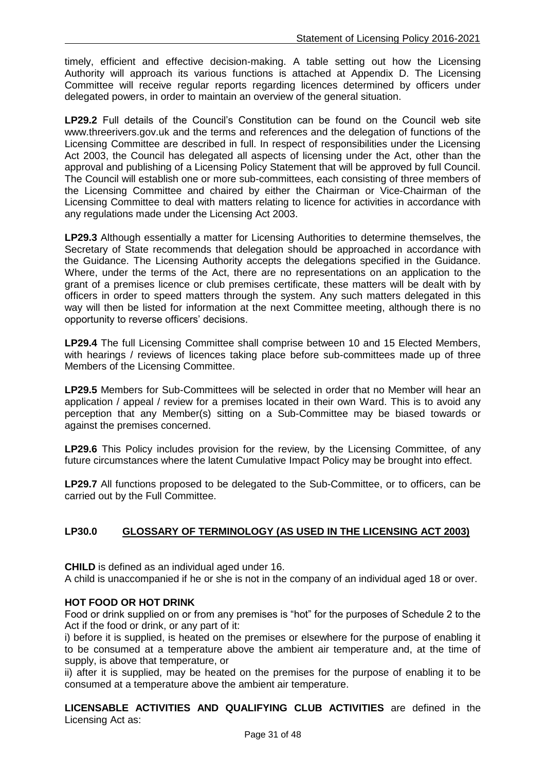timely, efficient and effective decision-making. A table setting out how the Licensing Authority will approach its various functions is attached at Appendix D. The Licensing Committee will receive regular reports regarding licences determined by officers under delegated powers, in order to maintain an overview of the general situation.

**LP29.2** Full details of the Council's Constitution can be found on the Council web site www.threerivers.gov.uk and the terms and references and the delegation of functions of the Licensing Committee are described in full. In respect of responsibilities under the Licensing Act 2003, the Council has delegated all aspects of licensing under the Act, other than the approval and publishing of a Licensing Policy Statement that will be approved by full Council. The Council will establish one or more sub-committees, each consisting of three members of the Licensing Committee and chaired by either the Chairman or Vice-Chairman of the Licensing Committee to deal with matters relating to licence for activities in accordance with any regulations made under the Licensing Act 2003.

**LP29.3** Although essentially a matter for Licensing Authorities to determine themselves, the Secretary of State recommends that delegation should be approached in accordance with the Guidance. The Licensing Authority accepts the delegations specified in the Guidance. Where, under the terms of the Act, there are no representations on an application to the grant of a premises licence or club premises certificate, these matters will be dealt with by officers in order to speed matters through the system. Any such matters delegated in this way will then be listed for information at the next Committee meeting, although there is no opportunity to reverse officers' decisions.

**LP29.4** The full Licensing Committee shall comprise between 10 and 15 Elected Members, with hearings / reviews of licences taking place before sub-committees made up of three Members of the Licensing Committee.

**LP29.5** Members for Sub-Committees will be selected in order that no Member will hear an application / appeal / review for a premises located in their own Ward. This is to avoid any perception that any Member(s) sitting on a Sub-Committee may be biased towards or against the premises concerned.

**LP29.6** This Policy includes provision for the review, by the Licensing Committee, of any future circumstances where the latent Cumulative Impact Policy may be brought into effect.

**LP29.7** All functions proposed to be delegated to the Sub-Committee, or to officers, can be carried out by the Full Committee.

## LP30.0 GLOSSARY OF TERMINOLOGY (AS USED IN THE LICENSING ACT 2003)

**CHILD** is defined as an individual aged under 16.
A child is unaccompanied if he or she is not in the company of an individual aged 18 or over.

**HOT FOOD OR HOT DRINK**
Food or drink supplied on or from any premises is "hot" for the purposes of Schedule 2 to the Act if the food or drink, or any part of it:

i) before it is supplied, is heated on the premises or elsewhere for the purpose of enabling it to be consumed at a temperature above the ambient air temperature and, at the time of supply, is above that temperature, or

ii) after it is supplied, may be heated on the premises for the purpose of enabling it to be consumed at a temperature above the ambient air temperature.

**LICENSABLE ACTIVITIES AND QUALIFYING CLUB ACTIVITIES** are defined in the Licensing Act as: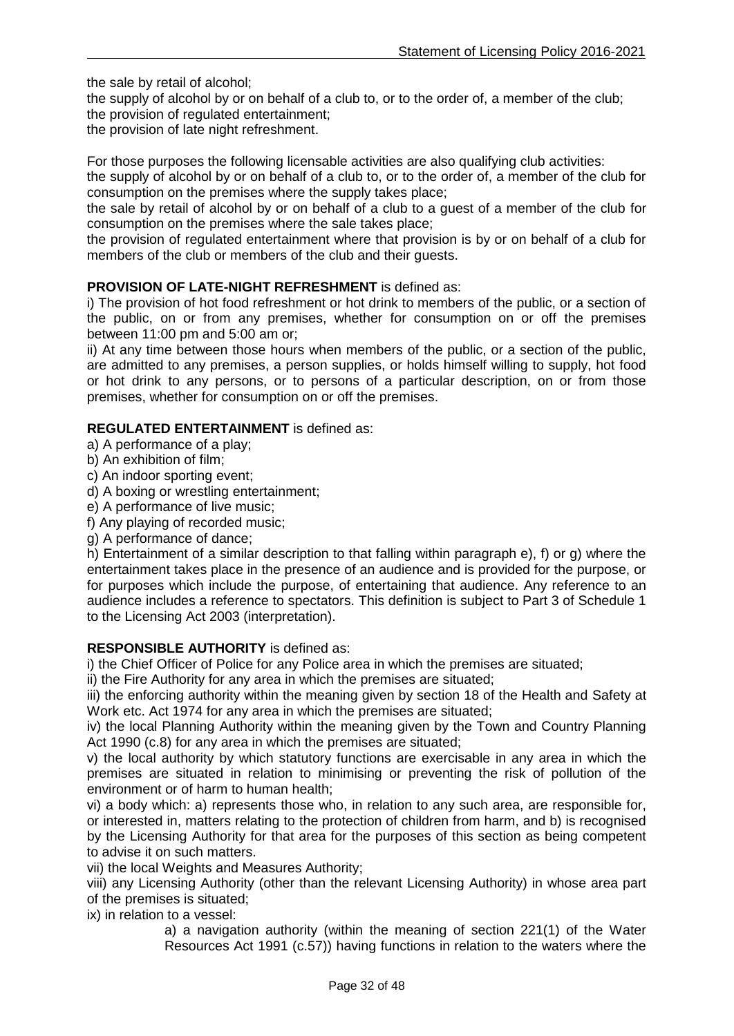the sale by retail of alcohol;
the supply of alcohol by or on behalf of a club to, or to the order of, a member of the club;
the provision of regulated entertainment;
the provision of late night refreshment.

For those purposes the following licensable activities are also qualifying club activities:
the supply of alcohol by or on behalf of a club to, or to the order of, a member of the club for consumption on the premises where the supply takes place;
the sale by retail of alcohol by or on behalf of a club to a guest of a member of the club for consumption on the premises where the sale takes place;
the provision of regulated entertainment where that provision is by or on behalf of a club for members of the club or members of the club and their guests.

**PROVISION OF LATE-NIGHT REFRESHMENT** is defined as:

i) The provision of hot food refreshment or hot drink to members of the public, or a section of the public, on or from any premises, whether for consumption on or off the premises between 11:00 pm and 5:00 am or;

ii) At any time between those hours when members of the public, or a section of the public, are admitted to any premises, a person supplies, or holds himself willing to supply, hot food or hot drink to any persons, or to persons of a particular description, on or from those premises, whether for consumption on or off the premises.

**REGULATED ENTERTAINMENT** is defined as:

a) A performance of a play;
b) An exhibition of film;
c) An indoor sporting event;
d) A boxing or wrestling entertainment;
e) A performance of live music;
f) Any playing of recorded music;
g) A performance of dance;
h) Entertainment of a similar description to that falling within paragraph e), f) or g) where the entertainment takes place in the presence of an audience and is provided for the purpose, or for purposes which include the purpose, of entertaining that audience. Any reference to an audience includes a reference to spectators. This definition is subject to Part 3 of Schedule 1 to the Licensing Act 2003 (interpretation).

**RESPONSIBLE AUTHORITY** is defined as:

i) the Chief Officer of Police for any Police area in which the premises are situated;
ii) the Fire Authority for any area in which the premises are situated;
iii) the enforcing authority within the meaning given by section 18 of the Health and Safety at Work etc. Act 1974 for any area in which the premises are situated;
iv) the local Planning Authority within the meaning given by the Town and Country Planning Act 1990 (c.8) for any area in which the premises are situated;
v) the local authority by which statutory functions are exercisable in any area in which the premises are situated in relation to minimising or preventing the risk of pollution of the environment or of harm to human health;
vi) a body which: a) represents those who, in relation to any such area, are responsible for, or interested in, matters relating to the protection of children from harm, and b) is recognised by the Licensing Authority for that area for the purposes of this section as being competent to advise it on such matters.
vii) the local Weights and Measures Authority;
viii) any Licensing Authority (other than the relevant Licensing Authority) in whose area part of the premises is situated;
ix) in relation to a vessel:

> a) a navigation authority (within the meaning of section 221(1) of the Water Resources Act 1991 (c.57)) having functions in relation to the waters where the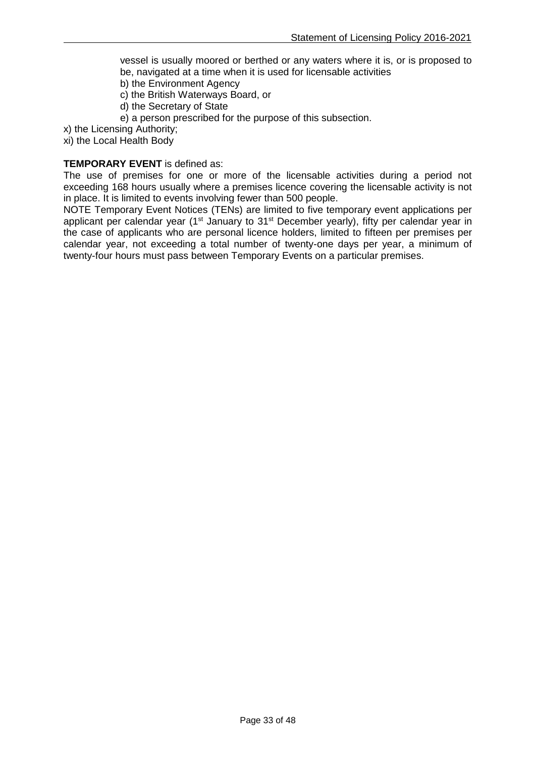vessel is usually moored or berthed or any waters where it is, or is proposed to be, navigated at a time when it is used for licensable activities

b) the Environment Agency

c) the British Waterways Board, or

d) the Secretary of State

e) a person prescribed for the purpose of this subsection.

x) the Licensing Authority;

xi) the Local Health Body

**TEMPORARY EVENT** is defined as:

The use of premises for one or more of the licensable activities during a period not exceeding 168 hours usually where a premises licence covering the licensable activity is not in place. It is limited to events involving fewer than 500 people.

NOTE Temporary Event Notices (TENs) are limited to five temporary event applications per applicant per calendar year (1st January to 31st December yearly), fifty per calendar year in the case of applicants who are personal licence holders, limited to fifteen per premises per calendar year, not exceeding a total number of twenty-one days per year, a minimum of twenty-four hours must pass between Temporary Events on a particular premises.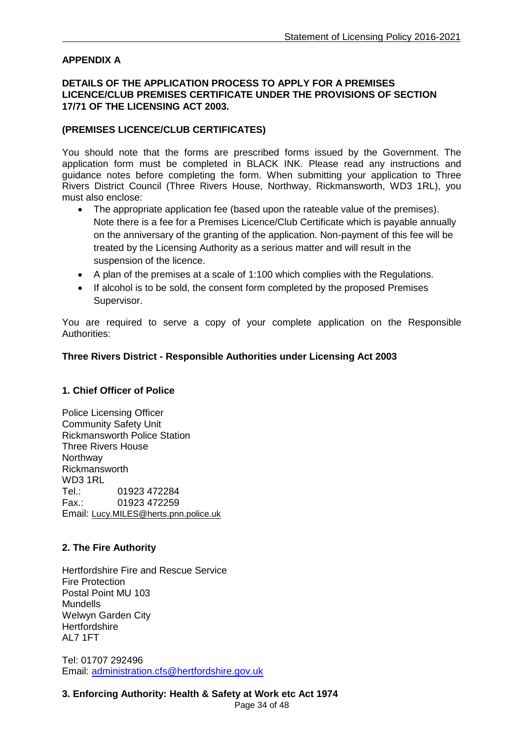## APPENDIX A

### DETAILS OF THE APPLICATION PROCESS TO APPLY FOR A PREMISES LICENCE/CLUB PREMISES CERTIFICATE UNDER THE PROVISIONS OF SECTION 17/71 OF THE LICENSING ACT 2003.

### (PREMISES LICENCE/CLUB CERTIFICATES)

You should note that the forms are prescribed forms issued by the Government. The application form must be completed in BLACK INK. Please read any instructions and guidance notes before completing the form. When submitting your application to Three Rivers District Council (Three Rivers House, Northway, Rickmansworth, WD3 1RL), you must also enclose:

- The appropriate application fee (based upon the rateable value of the premises). Note there is a fee for a Premises Licence/Club Certificate which is payable annually on the anniversary of the granting of the application. Non-payment of this fee will be treated by the Licensing Authority as a serious matter and will result in the suspension of the licence.
- A plan of the premises at a scale of 1:100 which complies with the Regulations.
- If alcohol is to be sold, the consent form completed by the proposed Premises Supervisor.

You are required to serve a copy of your complete application on the Responsible Authorities:

### Three Rivers District - Responsible Authorities under Licensing Act 2003

#### 1. Chief Officer of Police

Police Licensing Officer
Community Safety Unit
Rickmansworth Police Station
Three Rivers House
Northway
Rickmansworth
WD3 1RL
Tel.: 01923 472284
Fax.: 01923 472259
Email: Lucy.MILES@herts.pnn.police.uk

#### 2. The Fire Authority

Hertfordshire Fire and Rescue Service
Fire Protection
Postal Point MU 103
Mundells
Welwyn Garden City
Hertfordshire
AL7 1FT

Tel: 01707 292496
Email: administration.cfs@hertfordshire.gov.uk

#### 3. Enforcing Authority: Health & Safety at Work etc Act 1974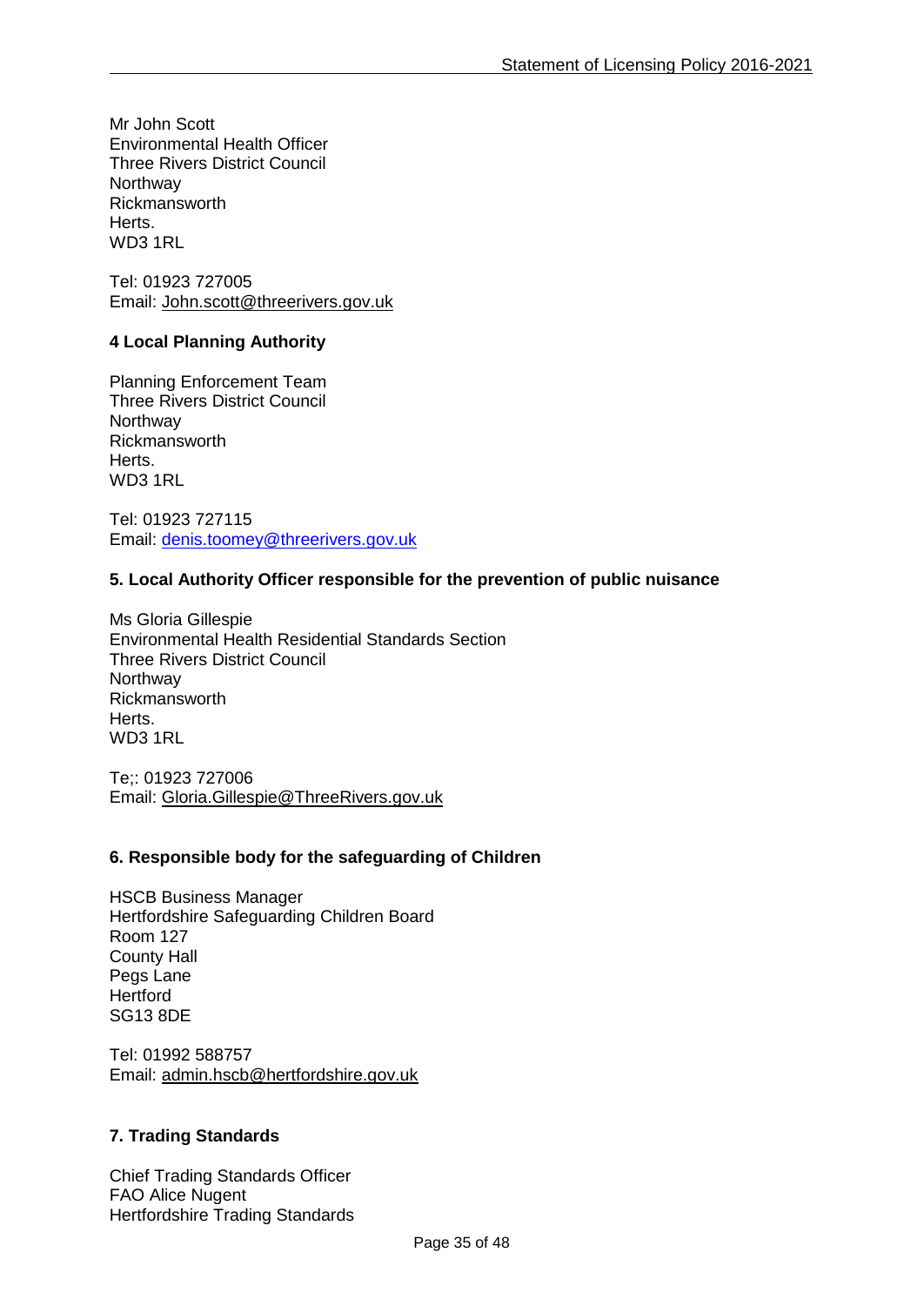Mr John Scott
Environmental Health Officer
Three Rivers District Council
Northway
Rickmansworth
Herts.
WD3 1RL

Tel: 01923 727005
Email: John.scott@threerivers.gov.uk

**4 Local Planning Authority**

Planning Enforcement Team
Three Rivers District Council
Northway
Rickmansworth
Herts.
WD3 1RL

Tel: 01923 727115
Email: denis.toomey@threerivers.gov.uk

**5. Local Authority Officer responsible for the prevention of public nuisance**

Ms Gloria Gillespie
Environmental Health Residential Standards Section
Three Rivers District Council
Northway
Rickmansworth
Herts.
WD3 1RL

Te;: 01923 727006
Email: Gloria.Gillespie@ThreeRivers.gov.uk

**6. Responsible body for the safeguarding of Children**

HSCB Business Manager
Hertfordshire Safeguarding Children Board
Room 127
County Hall
Pegs Lane
Hertford
SG13 8DE

Tel: 01992 588757
Email: admin.hscb@hertfordshire.gov.uk

**7. Trading Standards**

Chief Trading Standards Officer
FAO Alice Nugent
Hertfordshire Trading Standards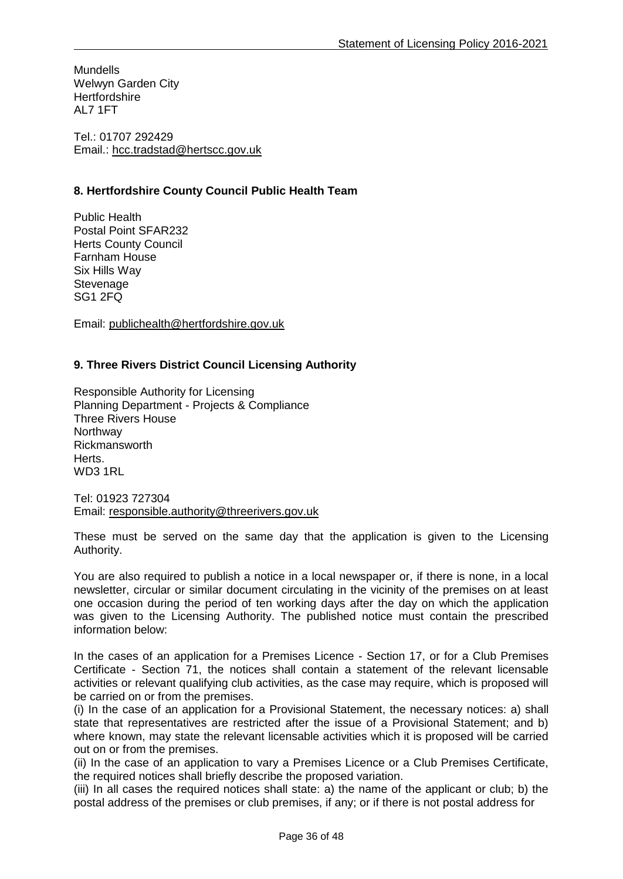Mundells
Welwyn Garden City
Hertfordshire
AL7 1FT

Tel.: 01707 292429
Email.: hcc.tradstad@hertscc.gov.uk

**8. Hertfordshire County Council Public Health Team**

Public Health
Postal Point SFAR232
Herts County Council
Farnham House
Six Hills Way
Stevenage
SG1 2FQ

Email: publichealth@hertfordshire.gov.uk

**9. Three Rivers District Council Licensing Authority**

Responsible Authority for Licensing
Planning Department - Projects & Compliance
Three Rivers House
Northway
Rickmansworth
Herts.
WD3 1RL

Tel: 01923 727304
Email: responsible.authority@threerivers.gov.uk

These must be served on the same day that the application is given to the Licensing Authority.

You are also required to publish a notice in a local newspaper or, if there is none, in a local newsletter, circular or similar document circulating in the vicinity of the premises on at least one occasion during the period of ten working days after the day on which the application was given to the Licensing Authority. The published notice must contain the prescribed information below:

In the cases of an application for a Premises Licence - Section 17, or for a Club Premises Certificate - Section 71, the notices shall contain a statement of the relevant licensable activities or relevant qualifying club activities, as the case may require, which is proposed will be carried on or from the premises.

(i) In the case of an application for a Provisional Statement, the necessary notices: a) shall state that representatives are restricted after the issue of a Provisional Statement; and b) where known, may state the relevant licensable activities which it is proposed will be carried out on or from the premises.

(ii) In the case of an application to vary a Premises Licence or a Club Premises Certificate, the required notices shall briefly describe the proposed variation.

(iii) In all cases the required notices shall state: a) the name of the applicant or club; b) the postal address of the premises or club premises, if any; or if there is not postal address for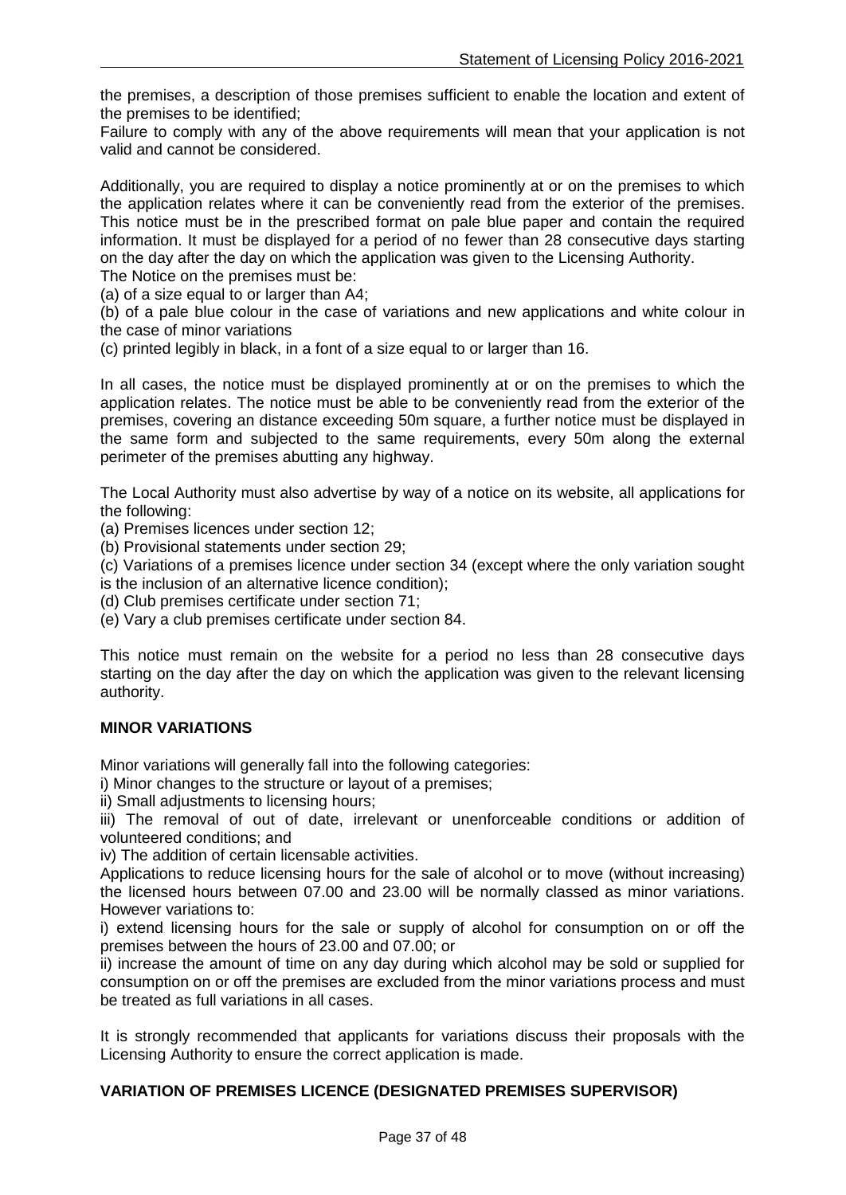the premises, a description of those premises sufficient to enable the location and extent of the premises to be identified;
Failure to comply with any of the above requirements will mean that your application is not valid and cannot be considered.

Additionally, you are required to display a notice prominently at or on the premises to which the application relates where it can be conveniently read from the exterior of the premises. This notice must be in the prescribed format on pale blue paper and contain the required information. It must be displayed for a period of no fewer than 28 consecutive days starting on the day after the day on which the application was given to the Licensing Authority.
The Notice on the premises must be:
(a) of a size equal to or larger than A4;
(b) of a pale blue colour in the case of variations and new applications and white colour in the case of minor variations
(c) printed legibly in black, in a font of a size equal to or larger than 16.

In all cases, the notice must be displayed prominently at or on the premises to which the application relates. The notice must be able to be conveniently read from the exterior of the premises, covering an distance exceeding 50m square, a further notice must be displayed in the same form and subjected to the same requirements, every 50m along the external perimeter of the premises abutting any highway.

The Local Authority must also advertise by way of a notice on its website, all applications for the following:
(a) Premises licences under section 12;
(b) Provisional statements under section 29;
(c) Variations of a premises licence under section 34 (except where the only variation sought is the inclusion of an alternative licence condition);
(d) Club premises certificate under section 71;
(e) Vary a club premises certificate under section 84.

This notice must remain on the website for a period no less than 28 consecutive days starting on the day after the day on which the application was given to the relevant licensing authority.

**MINOR VARIATIONS**

Minor variations will generally fall into the following categories:
i) Minor changes to the structure or layout of a premises;
ii) Small adjustments to licensing hours;
iii) The removal of out of date, irrelevant or unenforceable conditions or addition of volunteered conditions; and
iv) The addition of certain licensable activities.
Applications to reduce licensing hours for the sale of alcohol or to move (without increasing) the licensed hours between 07.00 and 23.00 will be normally classed as minor variations. However variations to:
i) extend licensing hours for the sale or supply of alcohol for consumption on or off the premises between the hours of 23.00 and 07.00; or
ii) increase the amount of time on any day during which alcohol may be sold or supplied for consumption on or off the premises are excluded from the minor variations process and must be treated as full variations in all cases.

It is strongly recommended that applicants for variations discuss their proposals with the Licensing Authority to ensure the correct application is made.

**VARIATION OF PREMISES LICENCE (DESIGNATED PREMISES SUPERVISOR)**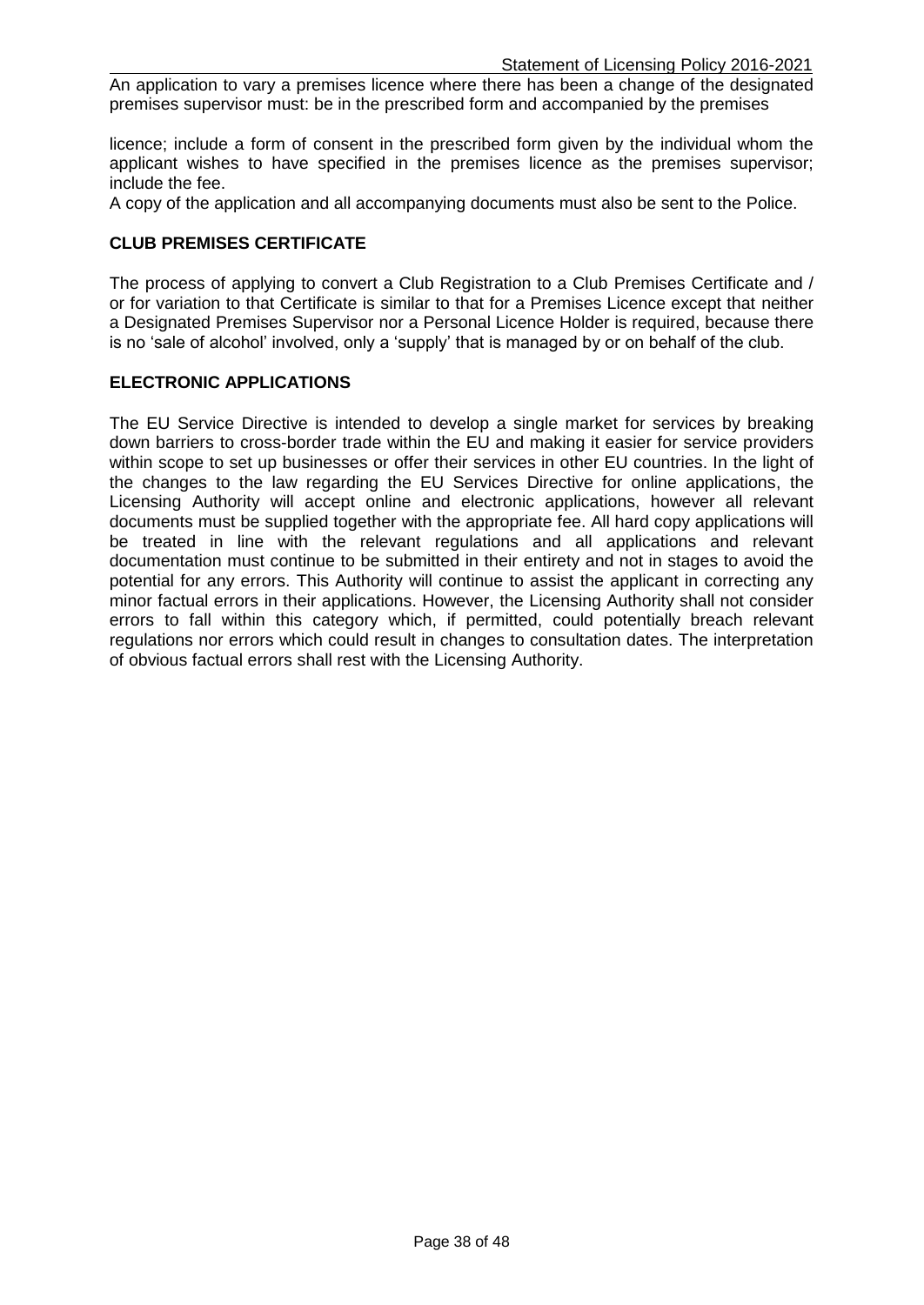An application to vary a premises licence where there has been a change of the designated premises supervisor must: be in the prescribed form and accompanied by the premises

licence; include a form of consent in the prescribed form given by the individual whom the applicant wishes to have specified in the premises licence as the premises supervisor; include the fee.

A copy of the application and all accompanying documents must also be sent to the Police.

**CLUB PREMISES CERTIFICATE**

The process of applying to convert a Club Registration to a Club Premises Certificate and / or for variation to that Certificate is similar to that for a Premises Licence except that neither a Designated Premises Supervisor nor a Personal Licence Holder is required, because there is no 'sale of alcohol' involved, only a 'supply' that is managed by or on behalf of the club.

**ELECTRONIC APPLICATIONS**

The EU Service Directive is intended to develop a single market for services by breaking down barriers to cross-border trade within the EU and making it easier for service providers within scope to set up businesses or offer their services in other EU countries. In the light of the changes to the law regarding the EU Services Directive for online applications, the Licensing Authority will accept online and electronic applications, however all relevant documents must be supplied together with the appropriate fee. All hard copy applications will be treated in line with the relevant regulations and all applications and relevant documentation must continue to be submitted in their entirety and not in stages to avoid the potential for any errors. This Authority will continue to assist the applicant in correcting any minor factual errors in their applications. However, the Licensing Authority shall not consider errors to fall within this category which, if permitted, could potentially breach relevant regulations nor errors which could result in changes to consultation dates. The interpretation of obvious factual errors shall rest with the Licensing Authority.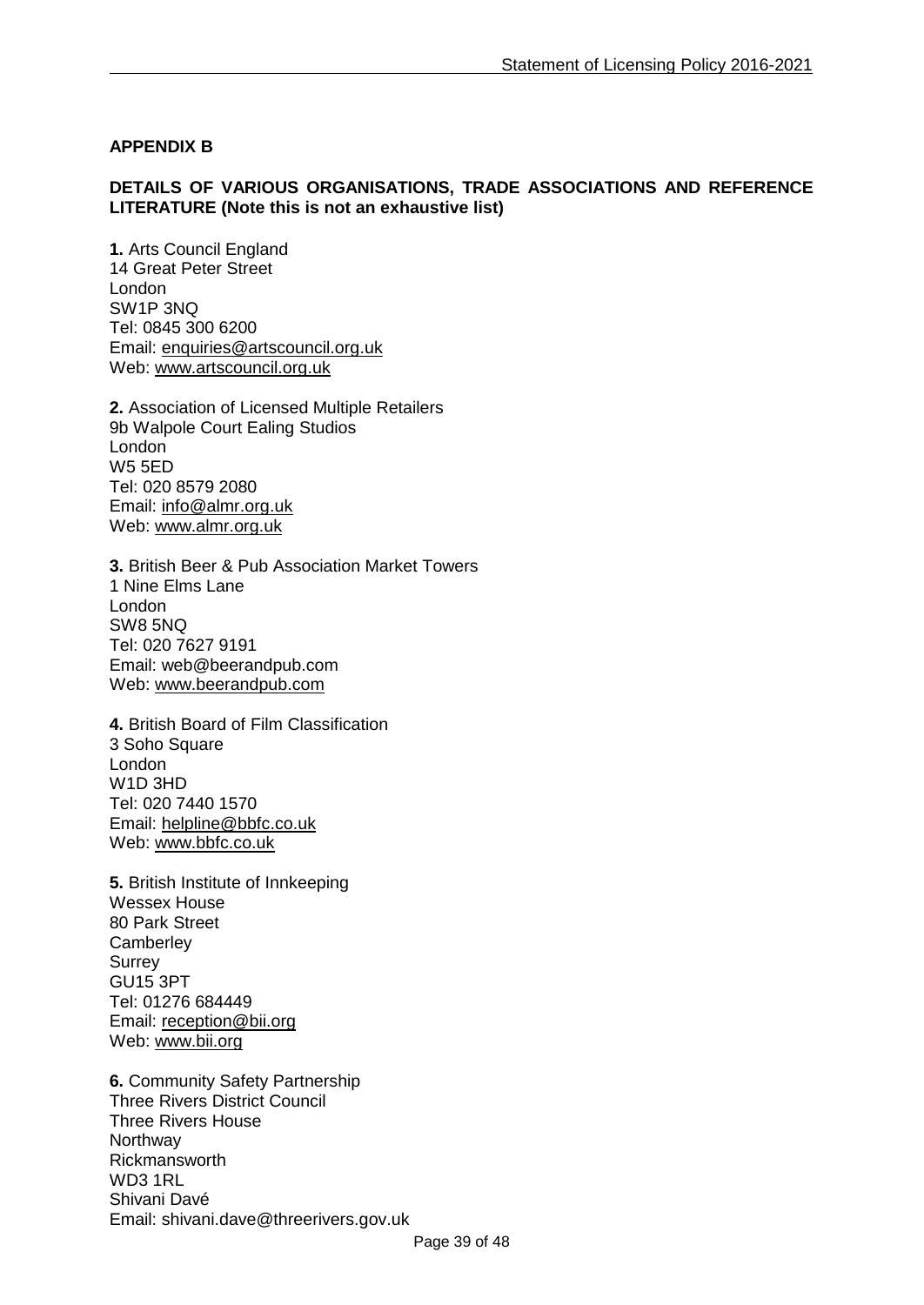**APPENDIX B**

**DETAILS OF VARIOUS ORGANISATIONS, TRADE ASSOCIATIONS AND REFERENCE LITERATURE (Note this is not an exhaustive list)**

**1.** Arts Council England
14 Great Peter Street
London
SW1P 3NQ
Tel: 0845 300 6200
Email: enquiries@artscouncil.org.uk
Web: www.artscouncil.org.uk

**2.** Association of Licensed Multiple Retailers
9b Walpole Court Ealing Studios
London
W5 5ED
Tel: 020 8579 2080
Email: info@almr.org.uk
Web: www.almr.org.uk

**3.** British Beer & Pub Association Market Towers
1 Nine Elms Lane
London
SW8 5NQ
Tel: 020 7627 9191
Email: web@beerandpub.com
Web: www.beerandpub.com

**4.** British Board of Film Classification
3 Soho Square
London
W1D 3HD
Tel: 020 7440 1570
Email: helpline@bbfc.co.uk
Web: www.bbfc.co.uk

**5.** British Institute of Innkeeping
Wessex House
80 Park Street
Camberley
Surrey
GU15 3PT
Tel: 01276 684449
Email: reception@bii.org
Web: www.bii.org

**6.** Community Safety Partnership
Three Rivers District Council
Three Rivers House
Northway
Rickmansworth
WD3 1RL
Shivani Davé
Email: shivani.dave@threerivers.gov.uk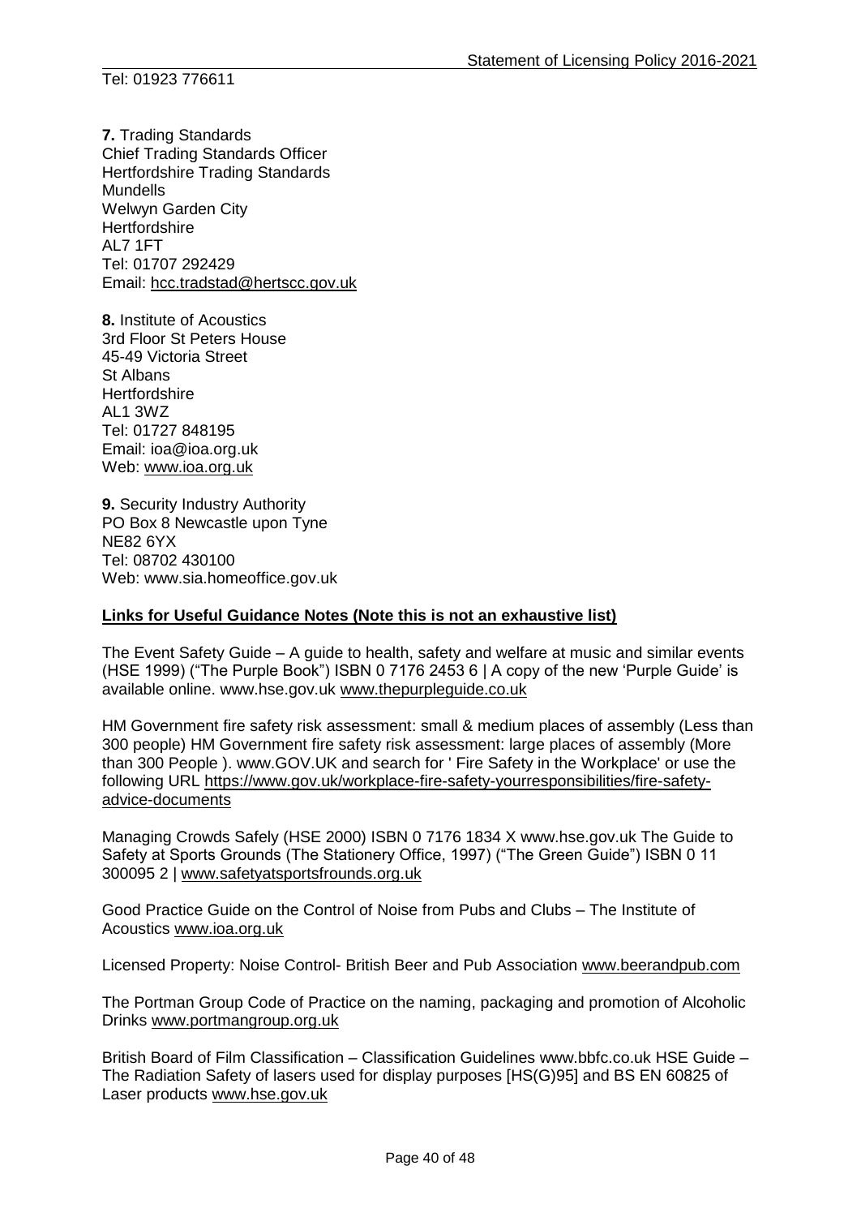Tel: 01923 776611

**7.** Trading Standards
Chief Trading Standards Officer
Hertfordshire Trading Standards
Mundells
Welwyn Garden City
Hertfordshire
AL7 1FT
Tel: 01707 292429
Email: hcc.tradstad@hertscc.gov.uk

**8.** Institute of Acoustics
3rd Floor St Peters House
45-49 Victoria Street
St Albans
Hertfordshire
AL1 3WZ
Tel: 01727 848195
Email: ioa@ioa.org.uk
Web: www.ioa.org.uk

**9.** Security Industry Authority
PO Box 8 Newcastle upon Tyne
NE82 6YX
Tel: 08702 430100
Web: www.sia.homeoffice.gov.uk

**Links for Useful Guidance Notes (Note this is not an exhaustive list)**

The Event Safety Guide – A guide to health, safety and welfare at music and similar events (HSE 1999) ("The Purple Book") ISBN 0 7176 2453 6 | A copy of the new 'Purple Guide' is available online. www.hse.gov.uk www.thepurpleguide.co.uk

HM Government fire safety risk assessment: small & medium places of assembly (Less than 300 people) HM Government fire safety risk assessment: large places of assembly (More than 300 People ). www.GOV.UK and search for ' Fire Safety in the Workplace' or use the following URL https://www.gov.uk/workplace-fire-safety-yourresponsibilities/fire-safety-advice-documents

Managing Crowds Safely (HSE 2000) ISBN 0 7176 1834 X www.hse.gov.uk The Guide to Safety at Sports Grounds (The Stationery Office, 1997) ("The Green Guide") ISBN 0 11 300095 2 | www.safetyatsportsfrounds.org.uk

Good Practice Guide on the Control of Noise from Pubs and Clubs – The Institute of Acoustics www.ioa.org.uk

Licensed Property: Noise Control- British Beer and Pub Association www.beerandpub.com

The Portman Group Code of Practice on the naming, packaging and promotion of Alcoholic Drinks www.portmangroup.org.uk

British Board of Film Classification – Classification Guidelines www.bbfc.co.uk HSE Guide – The Radiation Safety of lasers used for display purposes [HS(G)95] and BS EN 60825 of Laser products www.hse.gov.uk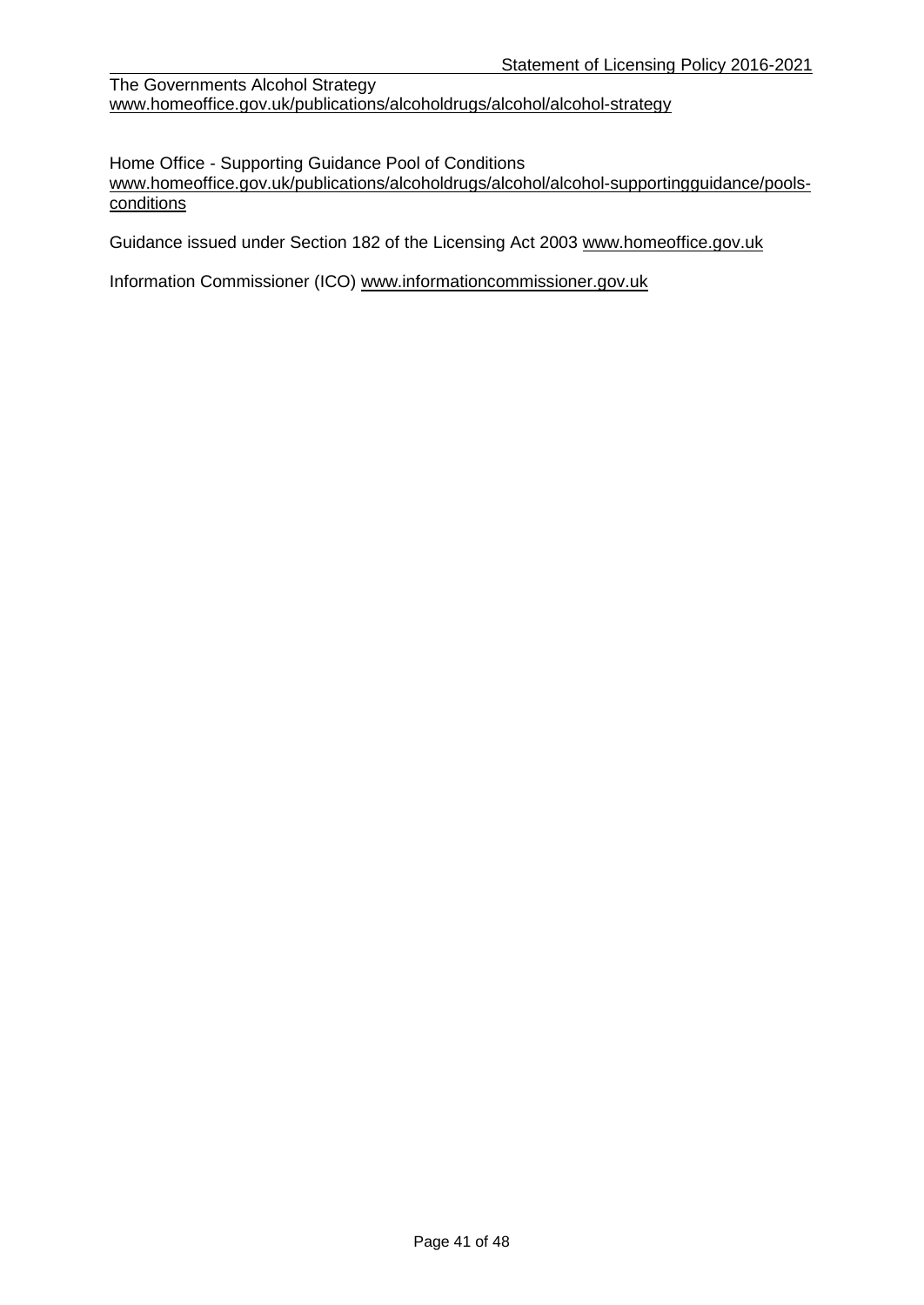The Governments Alcohol Strategy
www.homeoffice.gov.uk/publications/alcoholdrugs/alcohol/alcohol-strategy

Home Office - Supporting Guidance Pool of Conditions
www.homeoffice.gov.uk/publications/alcoholdrugs/alcohol/alcohol-supportingguidance/pools-conditions

Guidance issued under Section 182 of the Licensing Act 2003 www.homeoffice.gov.uk

Information Commissioner (ICO) www.informationcommissioner.gov.uk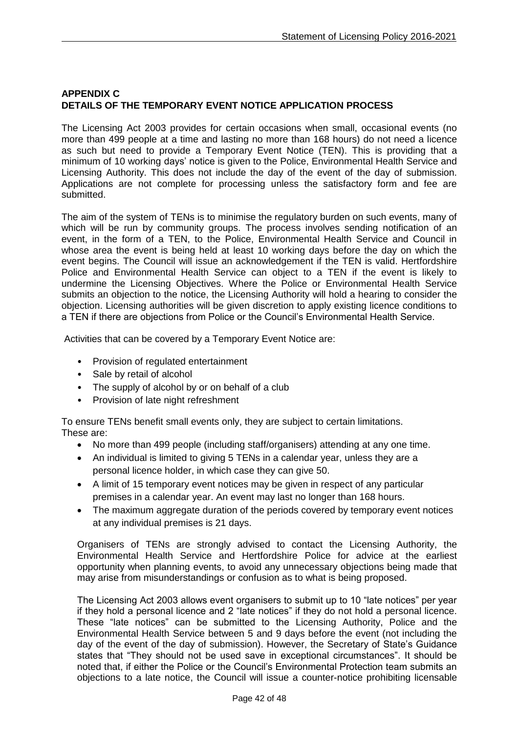## APPENDIX C
## DETAILS OF THE TEMPORARY EVENT NOTICE APPLICATION PROCESS

The Licensing Act 2003 provides for certain occasions when small, occasional events (no more than 499 people at a time and lasting no more than 168 hours) do not need a licence as such but need to provide a Temporary Event Notice (TEN). This is providing that a minimum of 10 working days' notice is given to the Police, Environmental Health Service and Licensing Authority. This does not include the day of the event of the day of submission. Applications are not complete for processing unless the satisfactory form and fee are submitted.

The aim of the system of TENs is to minimise the regulatory burden on such events, many of which will be run by community groups. The process involves sending notification of an event, in the form of a TEN, to the Police, Environmental Health Service and Council in whose area the event is being held at least 10 working days before the day on which the event begins. The Council will issue an acknowledgement if the TEN is valid. Hertfordshire Police and Environmental Health Service can object to a TEN if the event is likely to undermine the Licensing Objectives. Where the Police or Environmental Health Service submits an objection to the notice, the Licensing Authority will hold a hearing to consider the objection. Licensing authorities will be given discretion to apply existing licence conditions to a TEN if there are objections from Police or the Council's Environmental Health Service.

Activities that can be covered by a Temporary Event Notice are:

- Provision of regulated entertainment
- Sale by retail of alcohol
- The supply of alcohol by or on behalf of a club
- Provision of late night refreshment

To ensure TENs benefit small events only, they are subject to certain limitations. These are:

- No more than 499 people (including staff/organisers) attending at any one time.
- An individual is limited to giving 5 TENs in a calendar year, unless they are a personal licence holder, in which case they can give 50.
- A limit of 15 temporary event notices may be given in respect of any particular premises in a calendar year. An event may last no longer than 168 hours.
- The maximum aggregate duration of the periods covered by temporary event notices at any individual premises is 21 days.

Organisers of TENs are strongly advised to contact the Licensing Authority, the Environmental Health Service and Hertfordshire Police for advice at the earliest opportunity when planning events, to avoid any unnecessary objections being made that may arise from misunderstandings or confusion as to what is being proposed.

The Licensing Act 2003 allows event organisers to submit up to 10 "late notices" per year if they hold a personal licence and 2 "late notices" if they do not hold a personal licence. These "late notices" can be submitted to the Licensing Authority, Police and the Environmental Health Service between 5 and 9 days before the event (not including the day of the event of the day of submission). However, the Secretary of State's Guidance states that "They should not be used save in exceptional circumstances". It should be noted that, if either the Police or the Council's Environmental Protection team submits an objections to a late notice, the Council will issue a counter-notice prohibiting licensable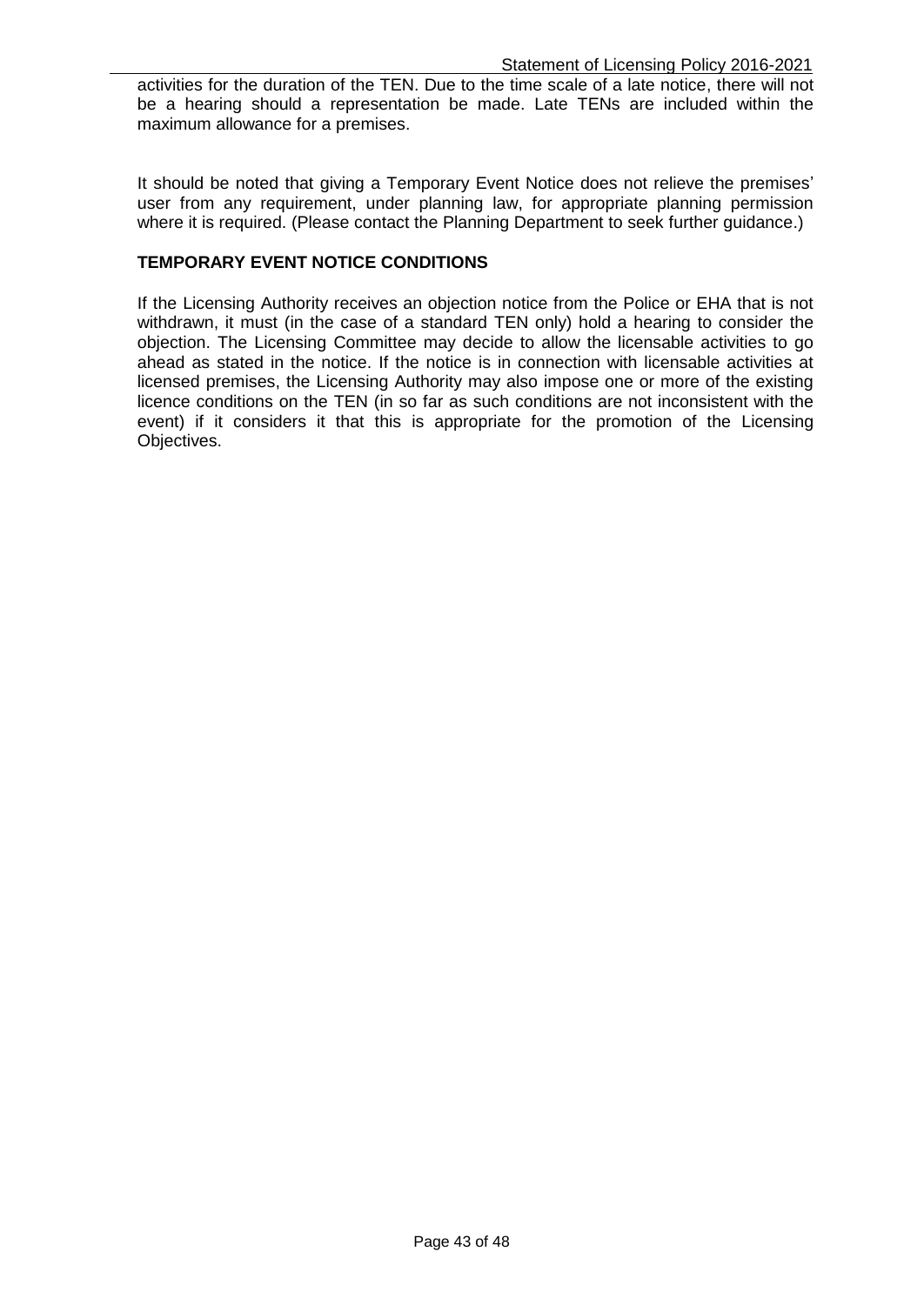activities for the duration of the TEN. Due to the time scale of a late notice, there will not be a hearing should a representation be made. Late TENs are included within the maximum allowance for a premises.

It should be noted that giving a Temporary Event Notice does not relieve the premises' user from any requirement, under planning law, for appropriate planning permission where it is required. (Please contact the Planning Department to seek further guidance.)

**TEMPORARY EVENT NOTICE CONDITIONS**

If the Licensing Authority receives an objection notice from the Police or EHA that is not withdrawn, it must (in the case of a standard TEN only) hold a hearing to consider the objection. The Licensing Committee may decide to allow the licensable activities to go ahead as stated in the notice. If the notice is in connection with licensable activities at licensed premises, the Licensing Authority may also impose one or more of the existing licence conditions on the TEN (in so far as such conditions are not inconsistent with the event) if it considers it that this is appropriate for the promotion of the Licensing Objectives.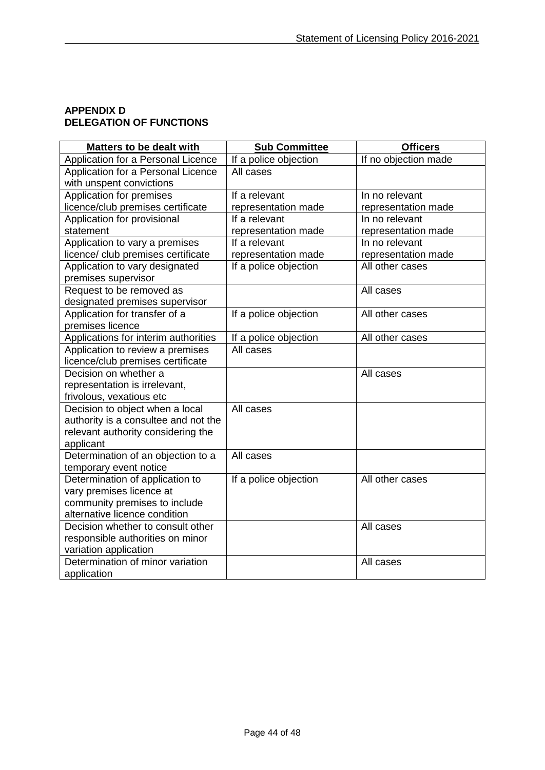**APPENDIX D**
**DELEGATION OF FUNCTIONS**

| Matters to be dealt with | Sub Committee | Officers |
|---|---|---|
| Application for a Personal Licence | If a police objection | If no objection made |
| Application for a Personal Licence with unspent convictions | All cases | |
| Application for premises licence/club premises certificate | If a relevant representation made | In no relevant representation made |
| Application for provisional statement | If a relevant representation made | In no relevant representation made |
| Application to vary a premises licence/ club premises certificate | If a relevant representation made | In no relevant representation made |
| Application to vary designated premises supervisor | If a police objection | All other cases |
| Request to be removed as designated premises supervisor | | All cases |
| Application for transfer of a premises licence | If a police objection | All other cases |
| Applications for interim authorities | If a police objection | All other cases |
| Application to review a premises licence/club premises certificate | All cases | |
| Decision on whether a representation is irrelevant, frivolous, vexatious etc | | All cases |
| Decision to object when a local authority is a consultee and not the relevant authority considering the applicant | All cases | |
| Determination of an objection to a temporary event notice | All cases | |
| Determination of application to vary premises licence at community premises to include alternative licence condition | If a police objection | All other cases |
| Decision whether to consult other responsible authorities on minor variation application | | All cases |
| Determination of minor variation application | | All cases |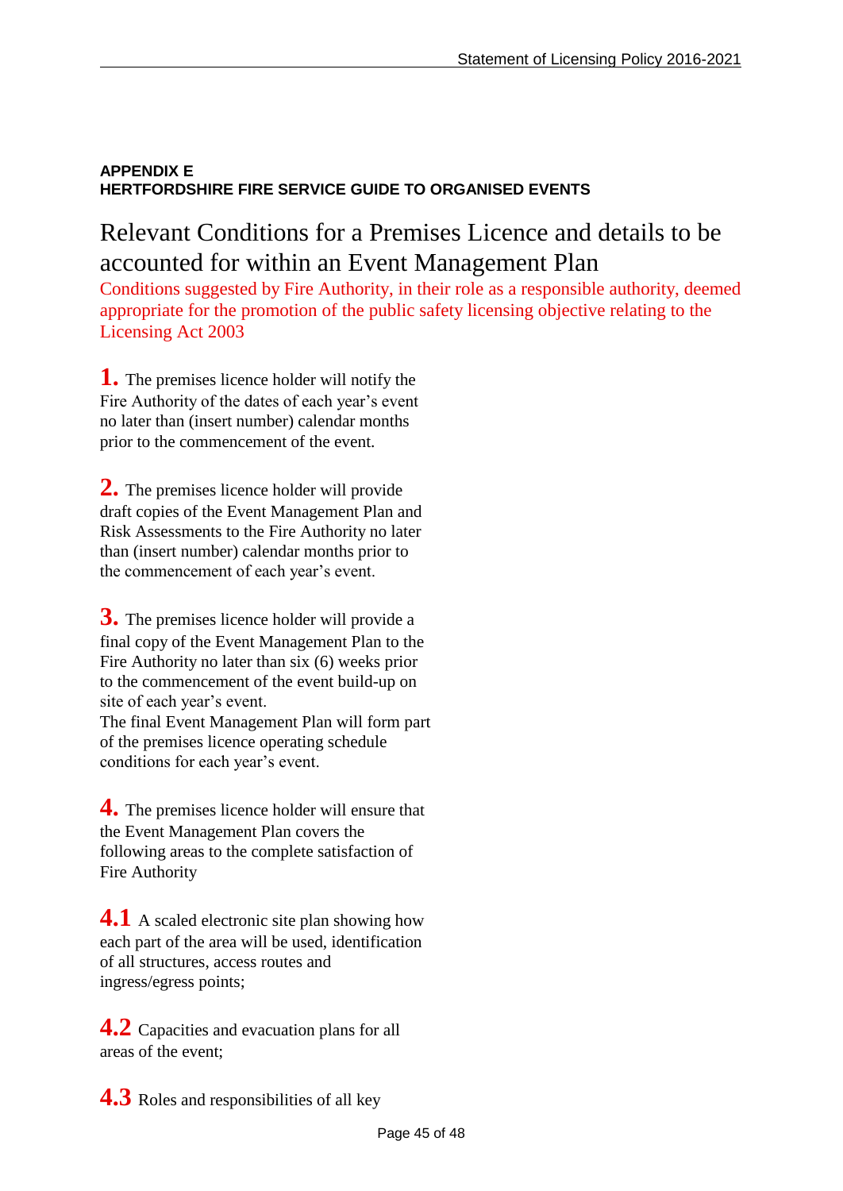**APPENDIX E**
**HERTFORDSHIRE FIRE SERVICE GUIDE TO ORGANISED EVENTS**

# Relevant Conditions for a Premises Licence and details to be accounted for within an Event Management Plan

Conditions suggested by Fire Authority, in their role as a responsible authority, deemed appropriate for the promotion of the public safety licensing objective relating to the Licensing Act 2003

**1.** The premises licence holder will notify the Fire Authority of the dates of each year's event no later than (insert number) calendar months prior to the commencement of the event.

**2.** The premises licence holder will provide draft copies of the Event Management Plan and Risk Assessments to the Fire Authority no later than (insert number) calendar months prior to the commencement of each year's event.

**3.** The premises licence holder will provide a final copy of the Event Management Plan to the Fire Authority no later than six (6) weeks prior to the commencement of the event build-up on site of each year's event.
The final Event Management Plan will form part of the premises licence operating schedule conditions for each year's event.

**4.** The premises licence holder will ensure that the Event Management Plan covers the following areas to the complete satisfaction of Fire Authority

**4.1** A scaled electronic site plan showing how each part of the area will be used, identification of all structures, access routes and ingress/egress points;

**4.2** Capacities and evacuation plans for all areas of the event;

**4.3** Roles and responsibilities of all key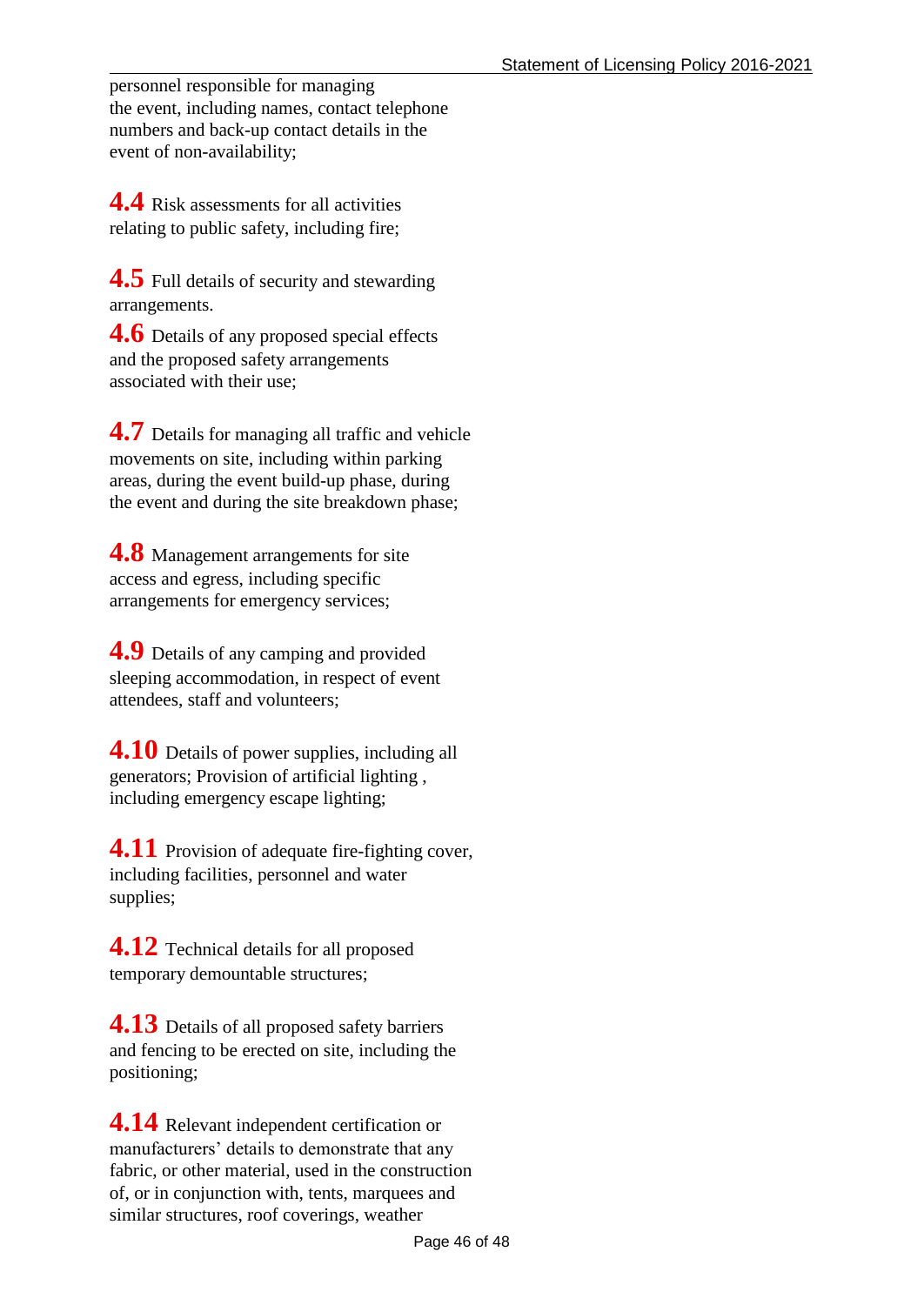personnel responsible for managing the event, including names, contact telephone numbers and back-up contact details in the event of non-availability;

**4.4** Risk assessments for all activities relating to public safety, including fire;

**4.5** Full details of security and stewarding arrangements.

**4.6** Details of any proposed special effects and the proposed safety arrangements associated with their use;

**4.7** Details for managing all traffic and vehicle movements on site, including within parking areas, during the event build-up phase, during the event and during the site breakdown phase;

**4.8** Management arrangements for site access and egress, including specific arrangements for emergency services;

**4.9** Details of any camping and provided sleeping accommodation, in respect of event attendees, staff and volunteers;

**4.10** Details of power supplies, including all generators; Provision of artificial lighting , including emergency escape lighting;

**4.11** Provision of adequate fire-fighting cover, including facilities, personnel and water supplies;

**4.12** Technical details for all proposed temporary demountable structures;

**4.13** Details of all proposed safety barriers and fencing to be erected on site, including the positioning;

**4.14** Relevant independent certification or manufacturers' details to demonstrate that any fabric, or other material, used in the construction of, or in conjunction with, tents, marquees and similar structures, roof coverings, weather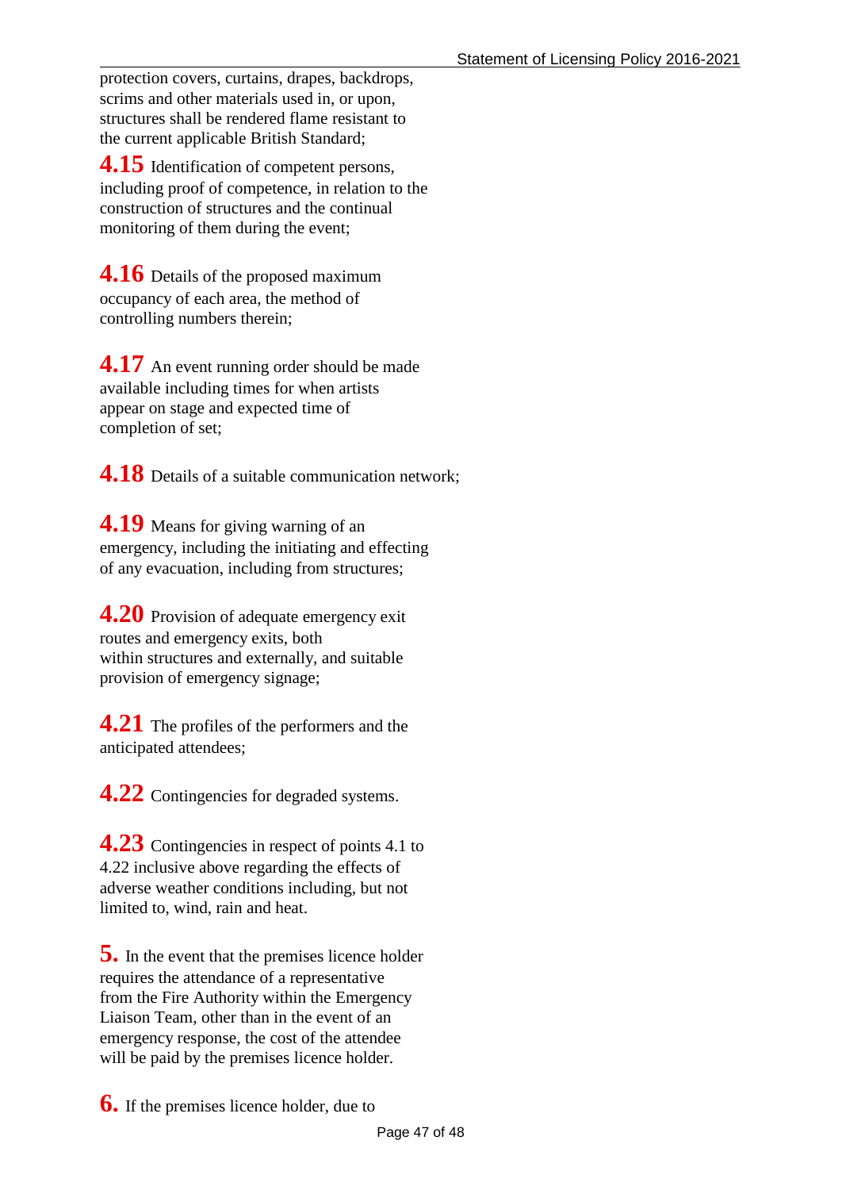protection covers, curtains, drapes, backdrops, scrims and other materials used in, or upon, structures shall be rendered flame resistant to the current applicable British Standard;

**4.15** Identification of competent persons, including proof of competence, in relation to the construction of structures and the continual monitoring of them during the event;

**4.16** Details of the proposed maximum occupancy of each area, the method of controlling numbers therein;

**4.17** An event running order should be made available including times for when artists appear on stage and expected time of completion of set;

**4.18** Details of a suitable communication network;

**4.19** Means for giving warning of an emergency, including the initiating and effecting of any evacuation, including from structures;

**4.20** Provision of adequate emergency exit routes and emergency exits, both within structures and externally, and suitable provision of emergency signage;

**4.21** The profiles of the performers and the anticipated attendees;

**4.22** Contingencies for degraded systems.

**4.23** Contingencies in respect of points 4.1 to 4.22 inclusive above regarding the effects of adverse weather conditions including, but not limited to, wind, rain and heat.

**5.** In the event that the premises licence holder requires the attendance of a representative from the Fire Authority within the Emergency Liaison Team, other than in the event of an emergency response, the cost of the attendee will be paid by the premises licence holder.

**6.** If the premises licence holder, due to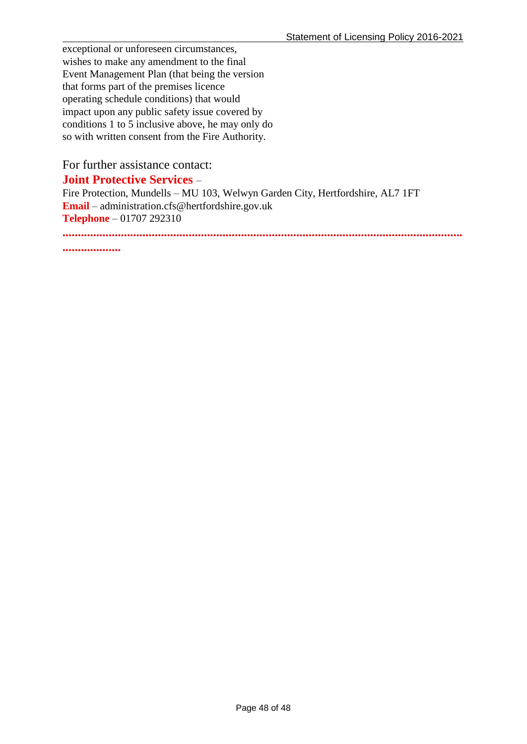exceptional or unforeseen circumstances, wishes to make any amendment to the final Event Management Plan (that being the version that forms part of the premises licence operating schedule conditions) that would impact upon any public safety issue covered by conditions 1 to 5 inclusive above, he may only do so with written consent from the Fire Authority.

For further assistance contact:

**Joint Protective Services** –
Fire Protection, Mundells – MU 103, Welwyn Garden City, Hertfordshire, AL7 1FT
**Email** – administration.cfs@hertfordshire.gov.uk
**Telephone** – 01707 292310

…………………………………………………………………………………………………………………………
………………